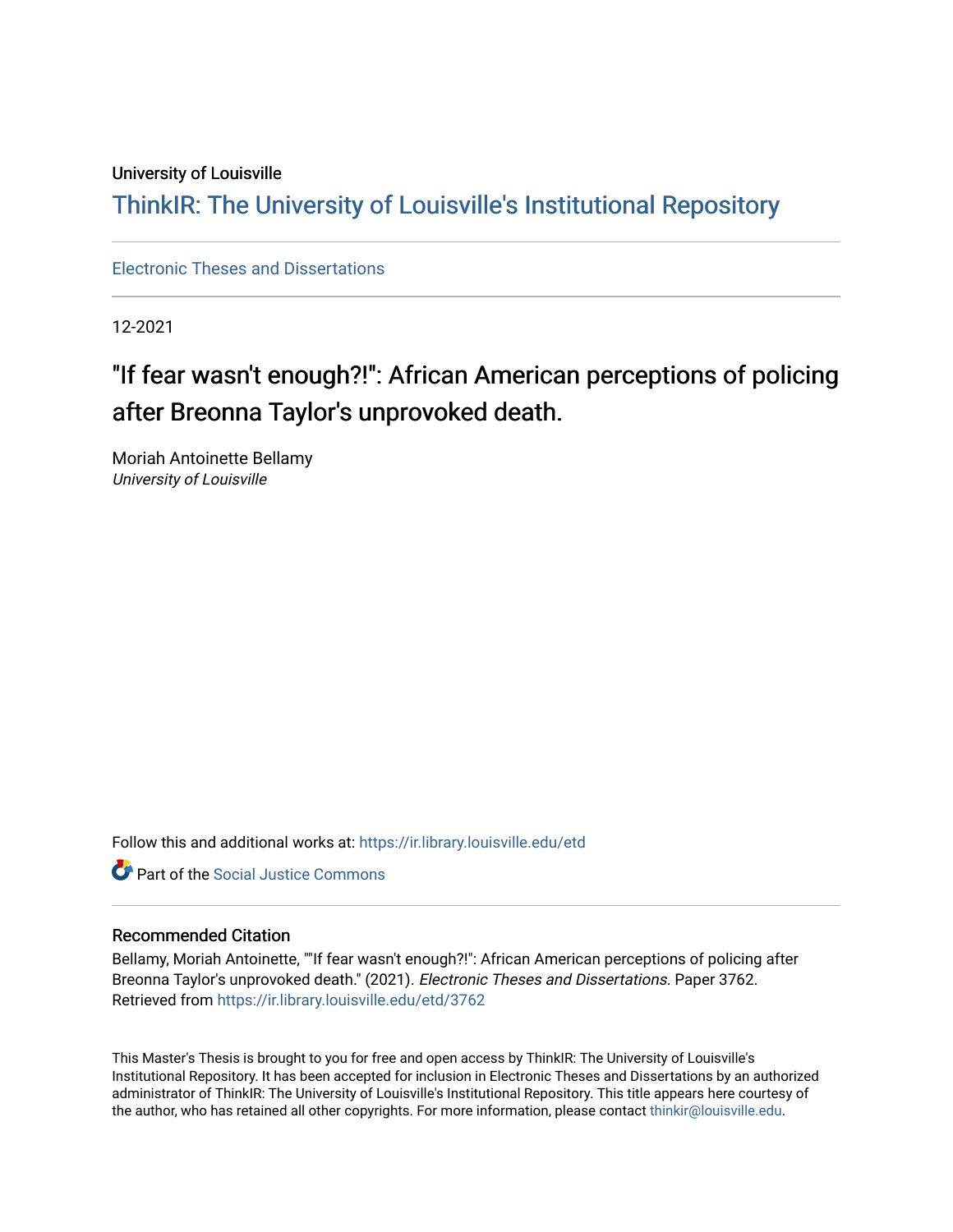University of Louisville

# ThinkIR: The University of Louisville's Institutional Repository

Electronic Theses and Dissertations

12-2021

# "If fear wasn't enough?!": African American perceptions of policing after Breonna Taylor's unprovoked death.

Moriah Antoinette Bellamy
*University of Louisville*

Follow this and additional works at: https://ir.library.louisville.edu/etd

Part of the Social Justice Commons

## Recommended Citation

Bellamy, Moriah Antoinette, ""If fear wasn't enough?!": African American perceptions of policing after Breonna Taylor's unprovoked death." (2021). *Electronic Theses and Dissertations.* Paper 3762.
Retrieved from https://ir.library.louisville.edu/etd/3762

This Master's Thesis is brought to you for free and open access by ThinkIR: The University of Louisville's Institutional Repository. It has been accepted for inclusion in Electronic Theses and Dissertations by an authorized administrator of ThinkIR: The University of Louisville's Institutional Repository. This title appears here courtesy of the author, who has retained all other copyrights. For more information, please contact thinkir@louisville.edu.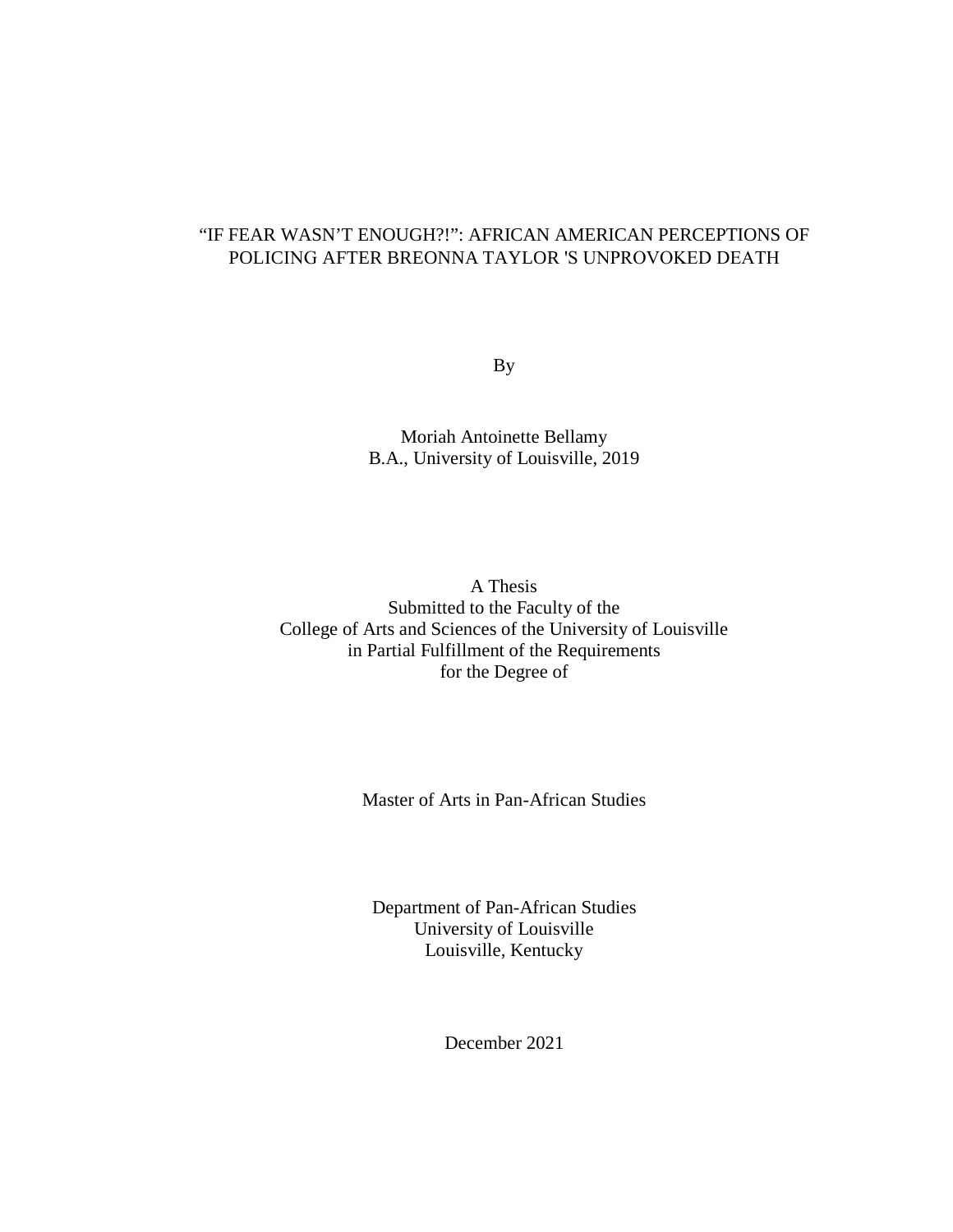# "IF FEAR WASN'T ENOUGH?!": AFRICAN AMERICAN PERCEPTIONS OF POLICING AFTER BREONNA TAYLOR 'S UNPROVOKED DEATH

By

Moriah Antoinette Bellamy
B.A., University of Louisville, 2019

A Thesis
Submitted to the Faculty of the
College of Arts and Sciences of the University of Louisville
in Partial Fulfillment of the Requirements
for the Degree of

Master of Arts in Pan-African Studies

Department of Pan-African Studies
University of Louisville
Louisville, Kentucky

December 2021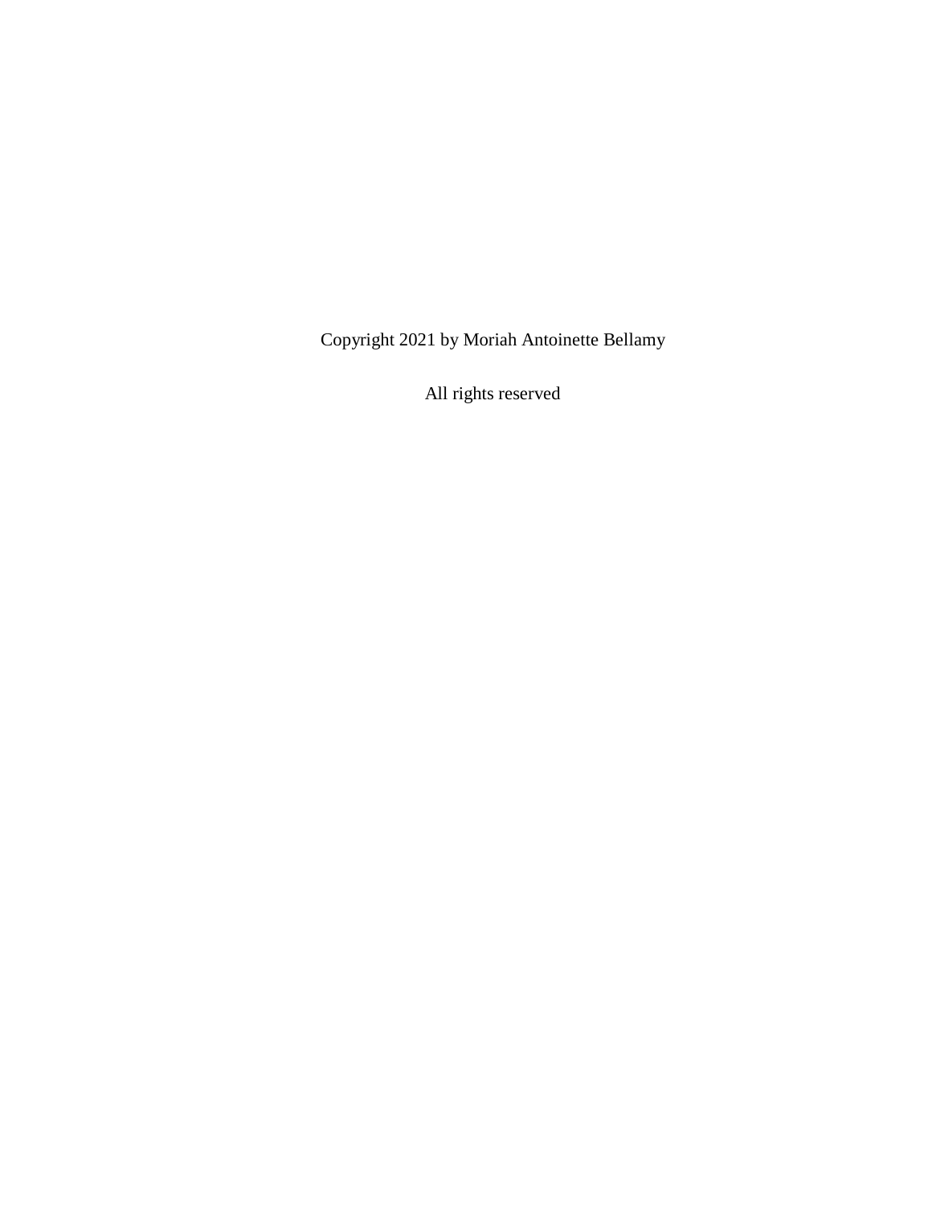Copyright 2021 by Moriah Antoinette Bellamy

All rights reserved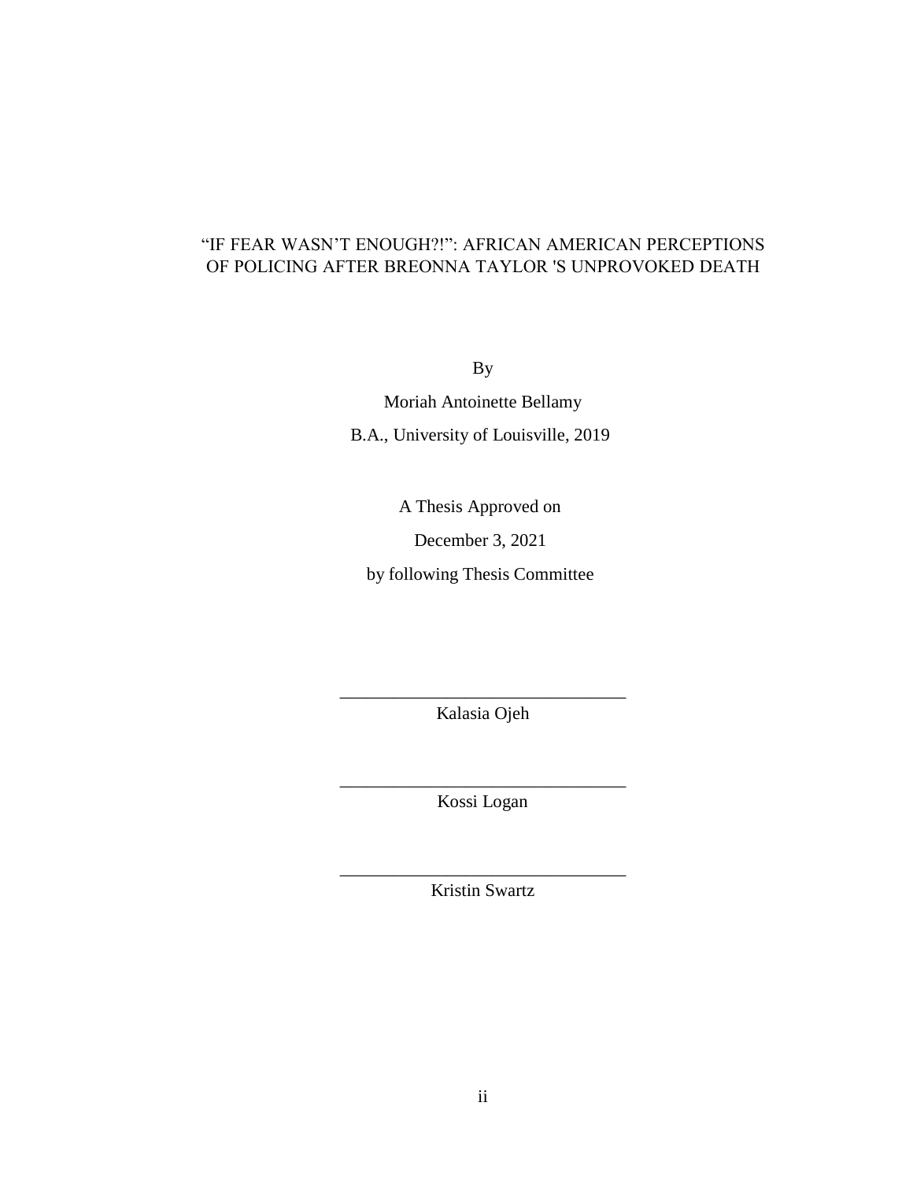"IF FEAR WASN'T ENOUGH?!": AFRICAN AMERICAN PERCEPTIONS OF POLICING AFTER BREONNA TAYLOR 'S UNPROVOKED DEATH

By

Moriah Antoinette Bellamy

B.A., University of Louisville, 2019

A Thesis Approved on

December 3, 2021

by following Thesis Committee

\_\_\_\_\_\_\_\_\_\_\_\_\_\_\_\_\_\_\_\_\_\_\_\_\_\_\_\_\_\_\_\_

Kalasia Ojeh

\_\_\_\_\_\_\_\_\_\_\_\_\_\_\_\_\_\_\_\_\_\_\_\_\_\_\_\_\_\_\_\_

Kossi Logan

\_\_\_\_\_\_\_\_\_\_\_\_\_\_\_\_\_\_\_\_\_\_\_\_\_\_\_\_\_\_\_\_

Kristin Swartz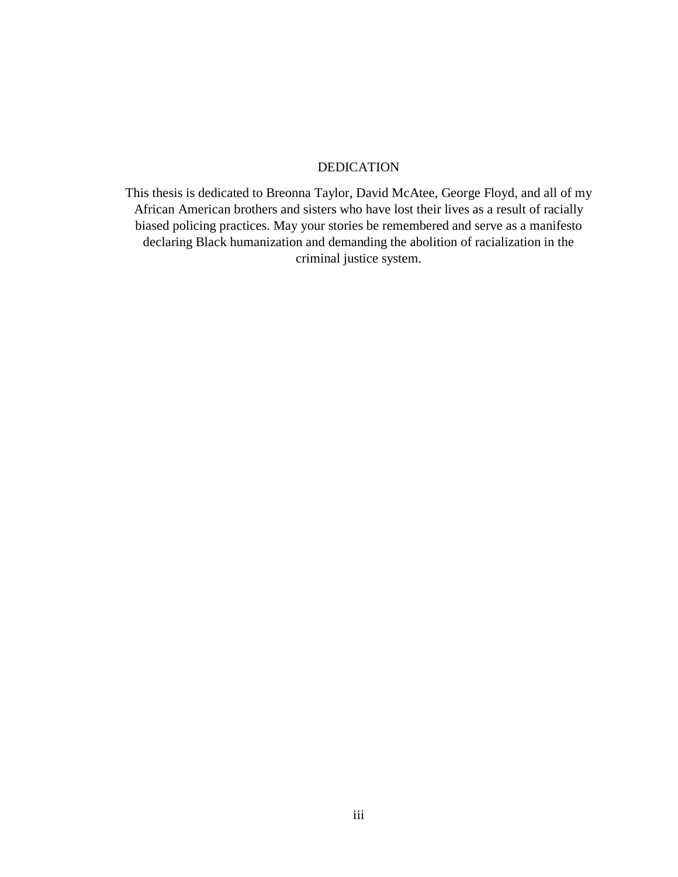# DEDICATION

This thesis is dedicated to Breonna Taylor, David McAtee, George Floyd, and all of my African American brothers and sisters who have lost their lives as a result of racially biased policing practices. May your stories be remembered and serve as a manifesto declaring Black humanization and demanding the abolition of racialization in the criminal justice system.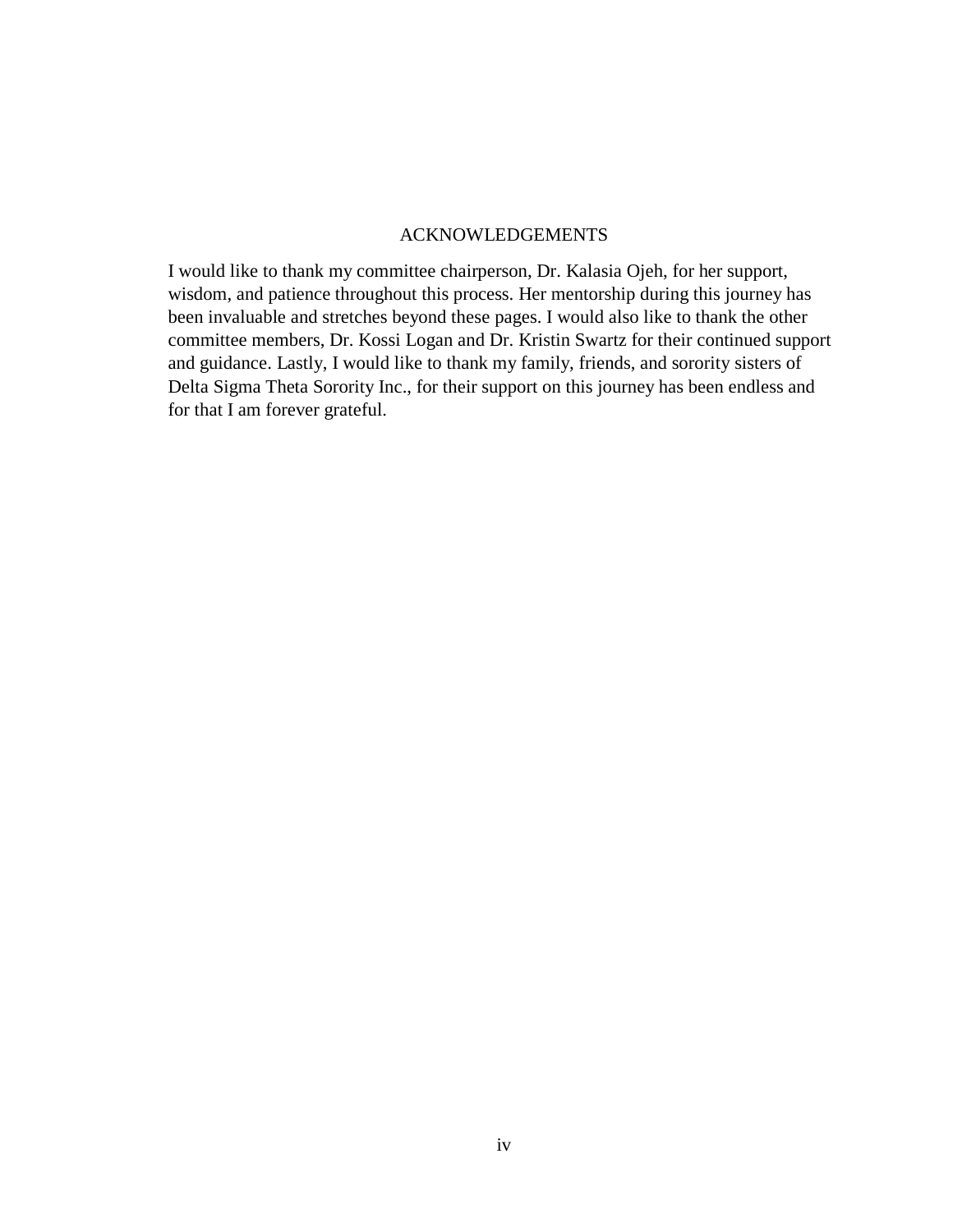# ACKNOWLEDGEMENTS

I would like to thank my committee chairperson, Dr. Kalasia Ojeh, for her support, wisdom, and patience throughout this process. Her mentorship during this journey has been invaluable and stretches beyond these pages. I would also like to thank the other committee members, Dr. Kossi Logan and Dr. Kristin Swartz for their continued support and guidance. Lastly, I would like to thank my family, friends, and sorority sisters of Delta Sigma Theta Sorority Inc., for their support on this journey has been endless and for that I am forever grateful.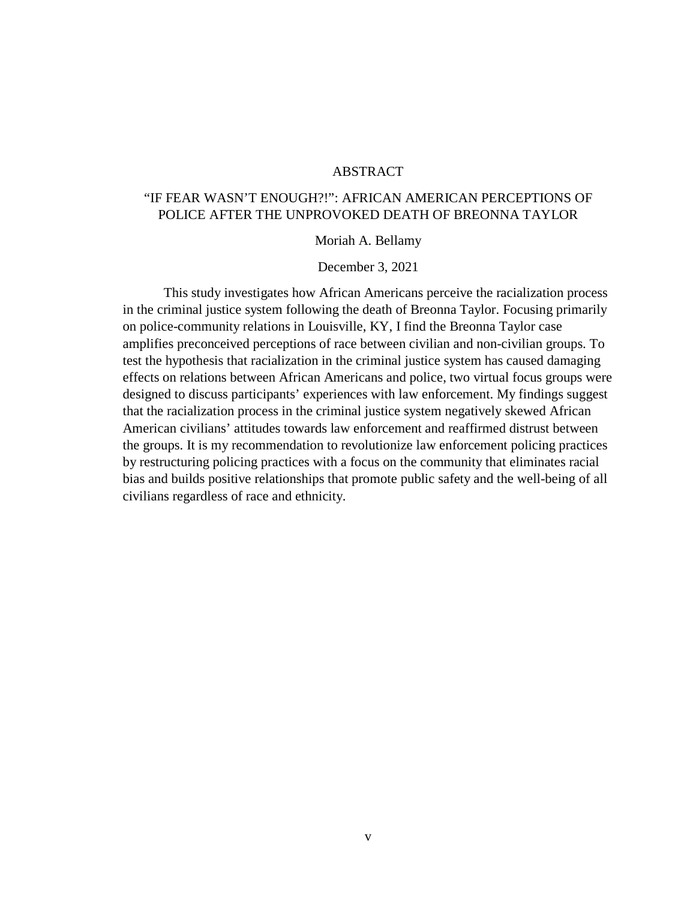# ABSTRACT

## "IF FEAR WASN'T ENOUGH?!": AFRICAN AMERICAN PERCEPTIONS OF POLICE AFTER THE UNPROVOKED DEATH OF BREONNA TAYLOR

Moriah A. Bellamy

December 3, 2021

This study investigates how African Americans perceive the racialization process in the criminal justice system following the death of Breonna Taylor. Focusing primarily on police-community relations in Louisville, KY, I find the Breonna Taylor case amplifies preconceived perceptions of race between civilian and non-civilian groups. To test the hypothesis that racialization in the criminal justice system has caused damaging effects on relations between African Americans and police, two virtual focus groups were designed to discuss participants' experiences with law enforcement. My findings suggest that the racialization process in the criminal justice system negatively skewed African American civilians' attitudes towards law enforcement and reaffirmed distrust between the groups. It is my recommendation to revolutionize law enforcement policing practices by restructuring policing practices with a focus on the community that eliminates racial bias and builds positive relationships that promote public safety and the well-being of all civilians regardless of race and ethnicity.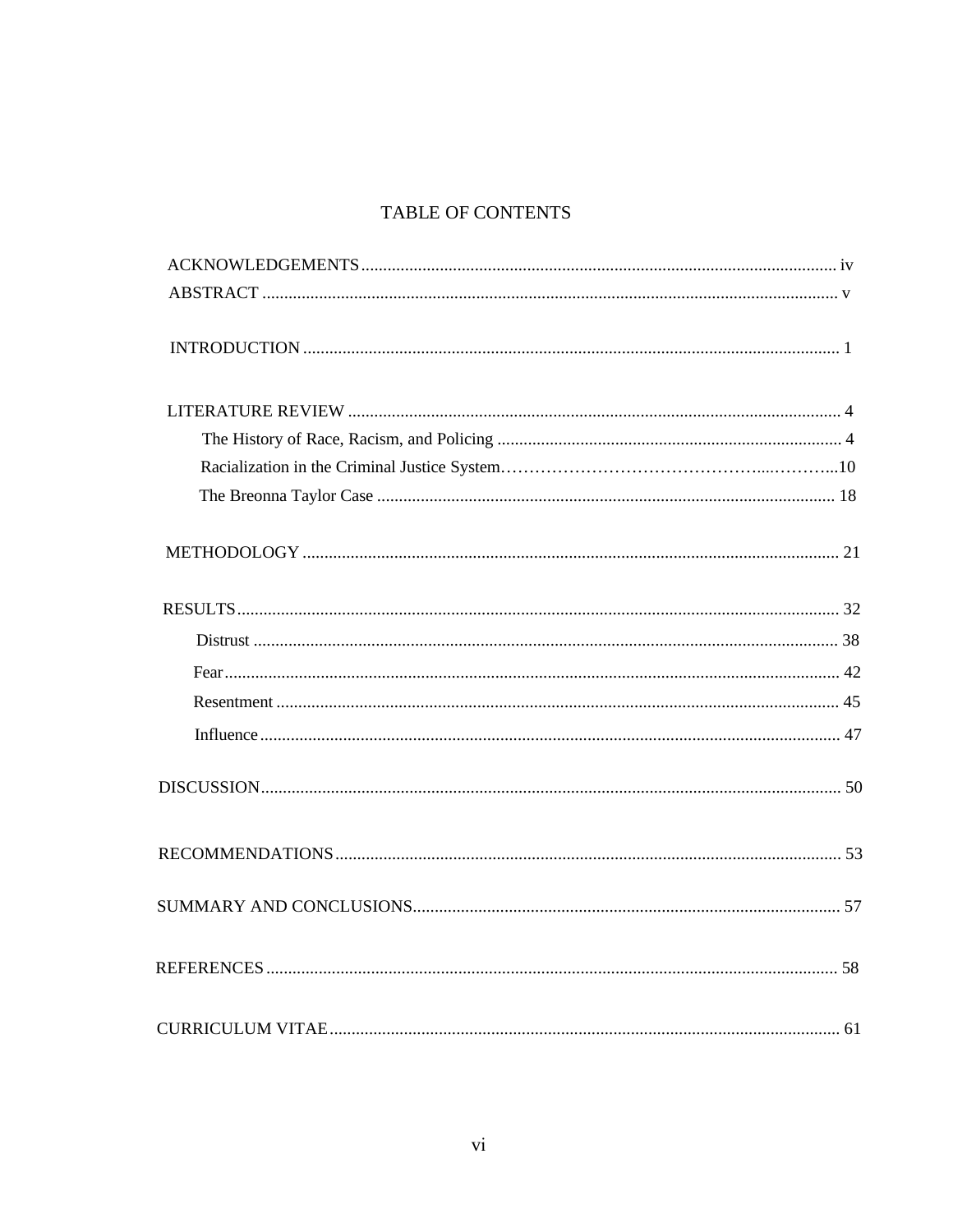# TABLE OF CONTENTS

ACKNOWLEDGEMENTS .......................................................... iv

ABSTRACT .......................................................... v

INTRODUCTION .......................................................... 1

LITERATURE REVIEW .......................................................... 4

- The History of Race, Racism, and Policing .......................................................... 4
- Racialization in the Criminal Justice System……………………………………...………...10
- The Breonna Taylor Case .......................................................... 18

METHODOLOGY .......................................................... 21

RESULTS .......................................................... 32

- Distrust .......................................................... 38
- Fear .......................................................... 42
- Resentment .......................................................... 45
- Influence .......................................................... 47

DISCUSSION .......................................................... 50

RECOMMENDATIONS .......................................................... 53

SUMMARY AND CONCLUSIONS .......................................................... 57

REFERENCES .......................................................... 58

CURRICULUM VITAE .......................................................... 61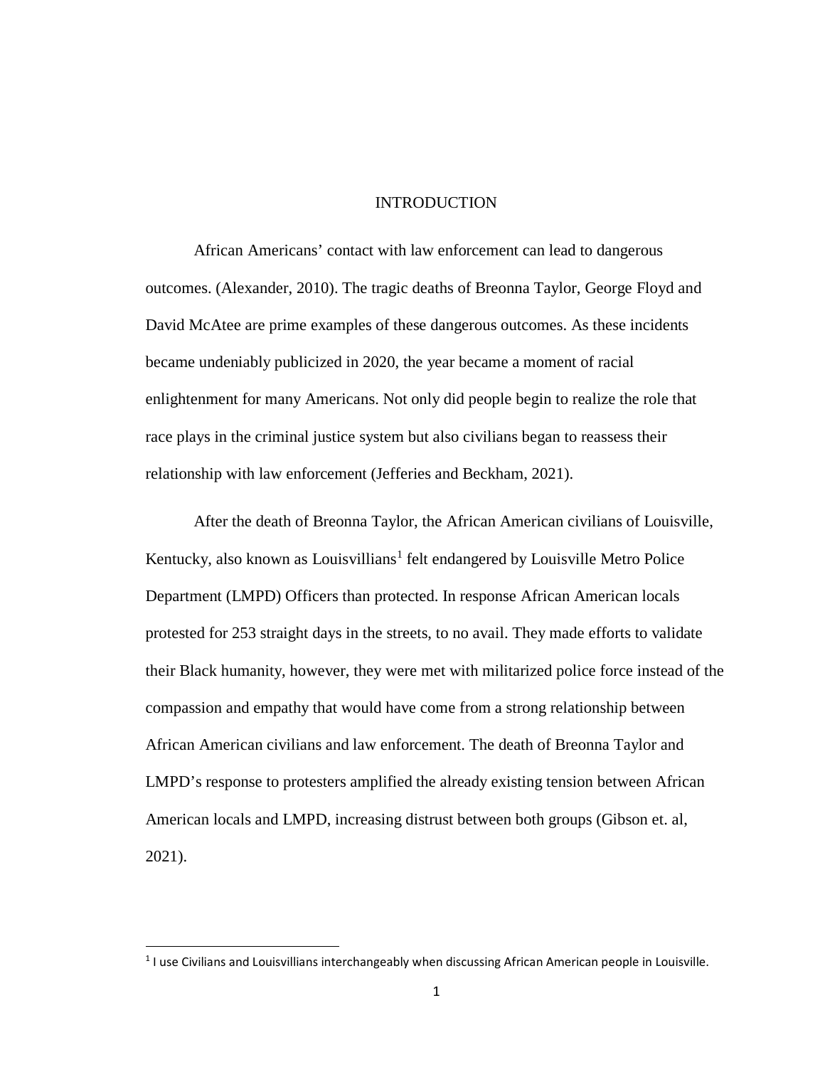# INTRODUCTION

African Americans' contact with law enforcement can lead to dangerous outcomes. (Alexander, 2010). The tragic deaths of Breonna Taylor, George Floyd and David McAtee are prime examples of these dangerous outcomes. As these incidents became undeniably publicized in 2020, the year became a moment of racial enlightenment for many Americans. Not only did people begin to realize the role that race plays in the criminal justice system but also civilians began to reassess their relationship with law enforcement (Jefferies and Beckham, 2021).

After the death of Breonna Taylor, the African American civilians of Louisville, Kentucky, also known as Louisvillians[1] felt endangered by Louisville Metro Police Department (LMPD) Officers than protected. In response African American locals protested for 253 straight days in the streets, to no avail. They made efforts to validate their Black humanity, however, they were met with militarized police force instead of the compassion and empathy that would have come from a strong relationship between African American civilians and law enforcement. The death of Breonna Taylor and LMPD's response to protesters amplified the already existing tension between African American locals and LMPD, increasing distrust between both groups (Gibson et. al, 2021).

---

[1] I use Civilians and Louisvillians interchangeably when discussing African American people in Louisville.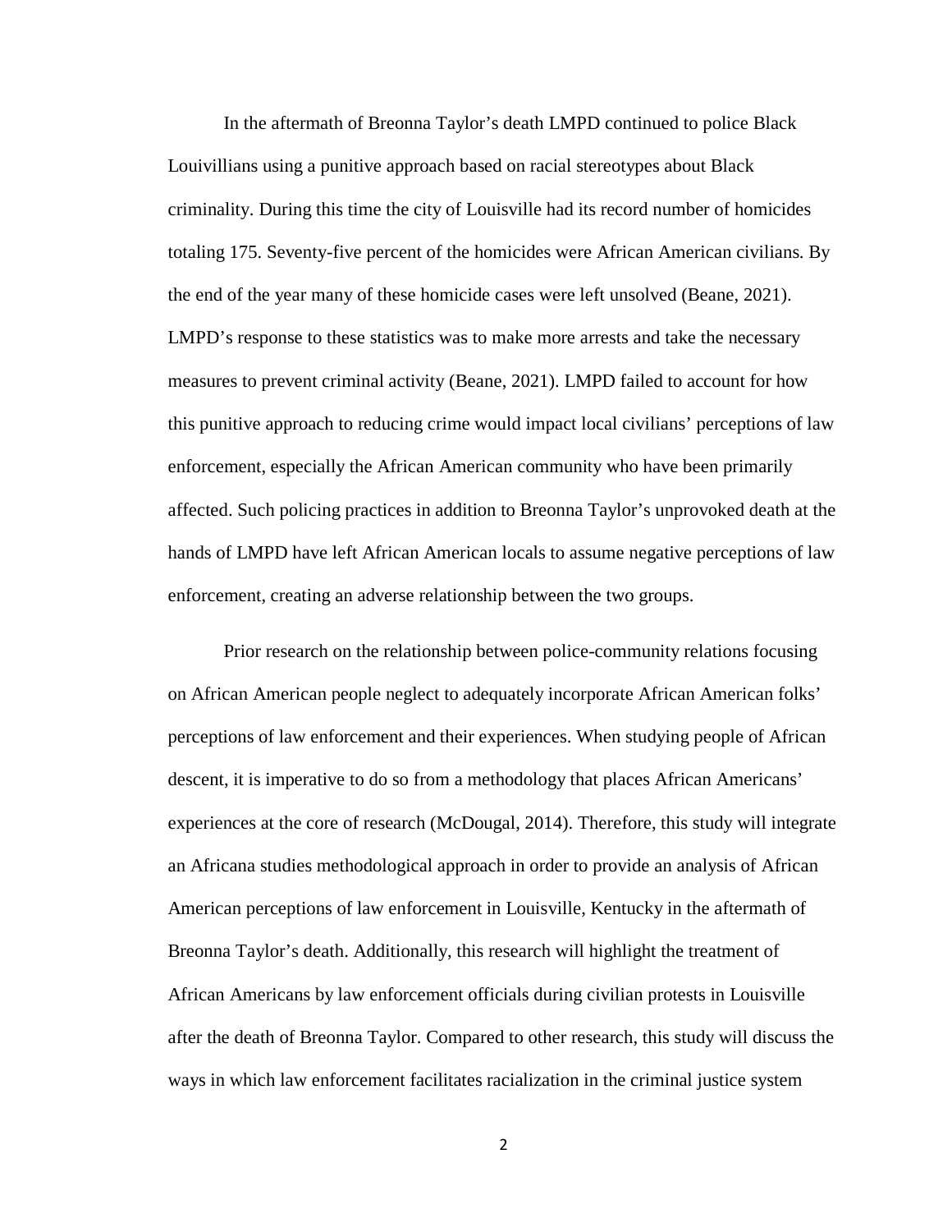In the aftermath of Breonna Taylor's death LMPD continued to police Black Louivillians using a punitive approach based on racial stereotypes about Black criminality. During this time the city of Louisville had its record number of homicides totaling 175. Seventy-five percent of the homicides were African American civilians. By the end of the year many of these homicide cases were left unsolved (Beane, 2021). LMPD's response to these statistics was to make more arrests and take the necessary measures to prevent criminal activity (Beane, 2021). LMPD failed to account for how this punitive approach to reducing crime would impact local civilians' perceptions of law enforcement, especially the African American community who have been primarily affected. Such policing practices in addition to Breonna Taylor's unprovoked death at the hands of LMPD have left African American locals to assume negative perceptions of law enforcement, creating an adverse relationship between the two groups.

Prior research on the relationship between police-community relations focusing on African American people neglect to adequately incorporate African American folks' perceptions of law enforcement and their experiences. When studying people of African descent, it is imperative to do so from a methodology that places African Americans' experiences at the core of research (McDougal, 2014). Therefore, this study will integrate an Africana studies methodological approach in order to provide an analysis of African American perceptions of law enforcement in Louisville, Kentucky in the aftermath of Breonna Taylor's death. Additionally, this research will highlight the treatment of African Americans by law enforcement officials during civilian protests in Louisville after the death of Breonna Taylor. Compared to other research, this study will discuss the ways in which law enforcement facilitates racialization in the criminal justice system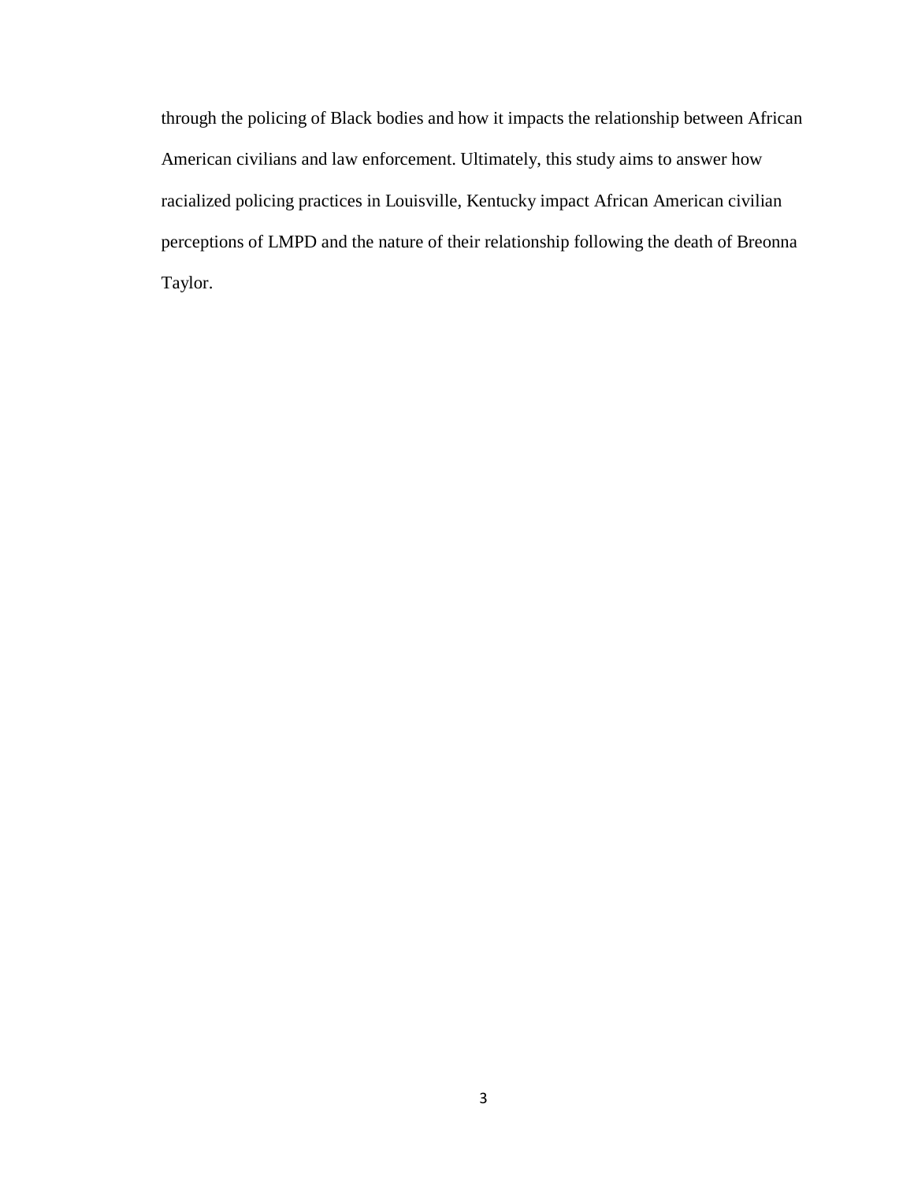through the policing of Black bodies and how it impacts the relationship between African American civilians and law enforcement. Ultimately, this study aims to answer how racialized policing practices in Louisville, Kentucky impact African American civilian perceptions of LMPD and the nature of their relationship following the death of Breonna Taylor.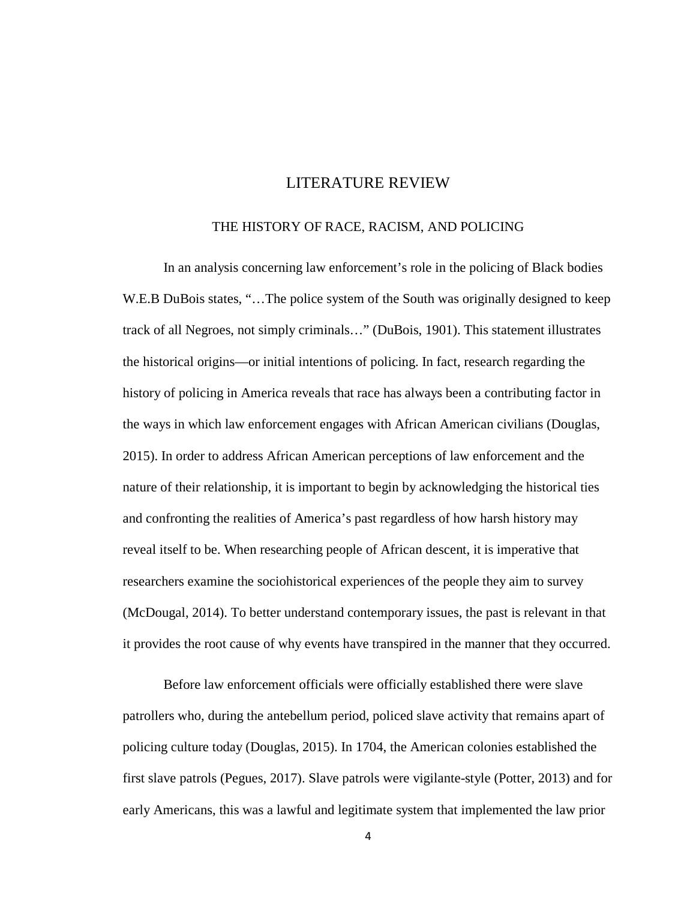# LITERATURE REVIEW

## THE HISTORY OF RACE, RACISM, AND POLICING

In an analysis concerning law enforcement's role in the policing of Black bodies W.E.B DuBois states, "…The police system of the South was originally designed to keep track of all Negroes, not simply criminals…" (DuBois, 1901). This statement illustrates the historical origins—or initial intentions of policing. In fact, research regarding the history of policing in America reveals that race has always been a contributing factor in the ways in which law enforcement engages with African American civilians (Douglas, 2015). In order to address African American perceptions of law enforcement and the nature of their relationship, it is important to begin by acknowledging the historical ties and confronting the realities of America's past regardless of how harsh history may reveal itself to be. When researching people of African descent, it is imperative that researchers examine the sociohistorical experiences of the people they aim to survey (McDougal, 2014). To better understand contemporary issues, the past is relevant in that it provides the root cause of why events have transpired in the manner that they occurred.

Before law enforcement officials were officially established there were slave patrollers who, during the antebellum period, policed slave activity that remains apart of policing culture today (Douglas, 2015). In 1704, the American colonies established the first slave patrols (Pegues, 2017). Slave patrols were vigilante-style (Potter, 2013) and for early Americans, this was a lawful and legitimate system that implemented the law prior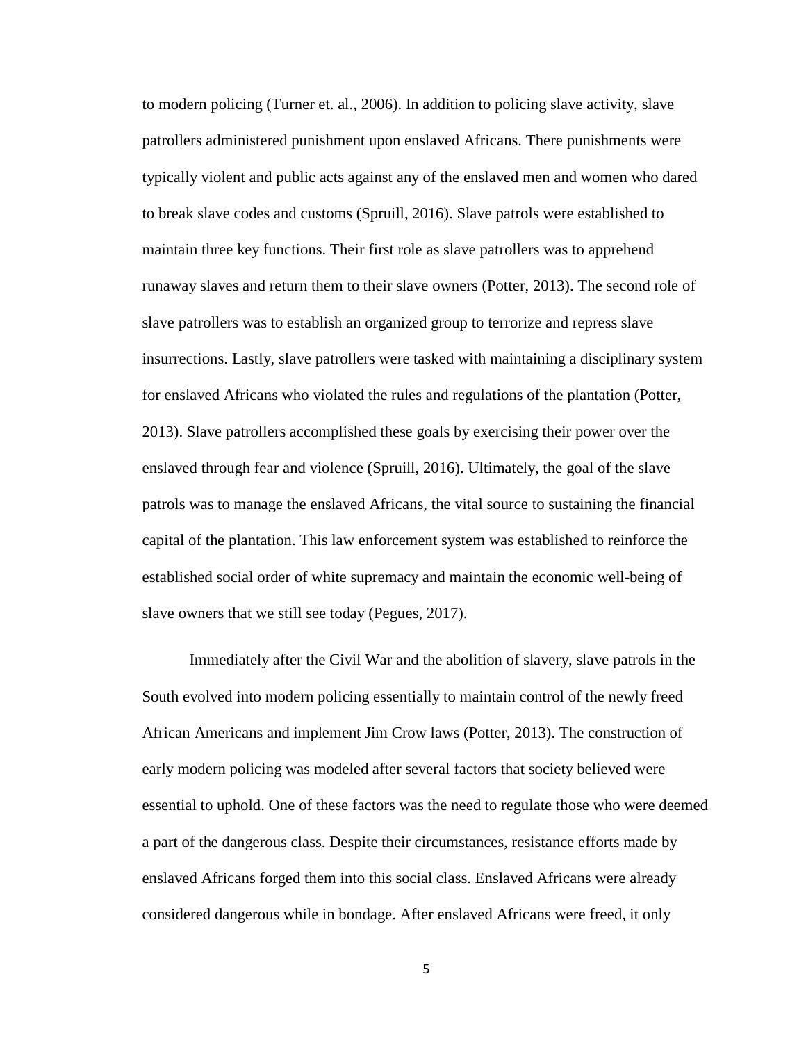to modern policing (Turner et. al., 2006). In addition to policing slave activity, slave patrollers administered punishment upon enslaved Africans. There punishments were typically violent and public acts against any of the enslaved men and women who dared to break slave codes and customs (Spruill, 2016). Slave patrols were established to maintain three key functions. Their first role as slave patrollers was to apprehend runaway slaves and return them to their slave owners (Potter, 2013). The second role of slave patrollers was to establish an organized group to terrorize and repress slave insurrections. Lastly, slave patrollers were tasked with maintaining a disciplinary system for enslaved Africans who violated the rules and regulations of the plantation (Potter, 2013). Slave patrollers accomplished these goals by exercising their power over the enslaved through fear and violence (Spruill, 2016). Ultimately, the goal of the slave patrols was to manage the enslaved Africans, the vital source to sustaining the financial capital of the plantation. This law enforcement system was established to reinforce the established social order of white supremacy and maintain the economic well-being of slave owners that we still see today (Pegues, 2017).

Immediately after the Civil War and the abolition of slavery, slave patrols in the South evolved into modern policing essentially to maintain control of the newly freed African Americans and implement Jim Crow laws (Potter, 2013). The construction of early modern policing was modeled after several factors that society believed were essential to uphold. One of these factors was the need to regulate those who were deemed a part of the dangerous class. Despite their circumstances, resistance efforts made by enslaved Africans forged them into this social class. Enslaved Africans were already considered dangerous while in bondage. After enslaved Africans were freed, it only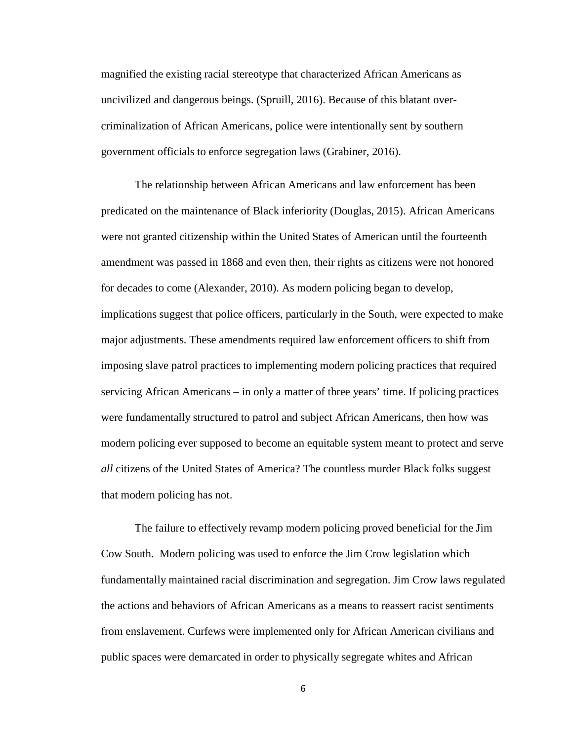magnified the existing racial stereotype that characterized African Americans as uncivilized and dangerous beings. (Spruill, 2016). Because of this blatant over-criminalization of African Americans, police were intentionally sent by southern government officials to enforce segregation laws (Grabiner, 2016).

The relationship between African Americans and law enforcement has been predicated on the maintenance of Black inferiority (Douglas, 2015). African Americans were not granted citizenship within the United States of American until the fourteenth amendment was passed in 1868 and even then, their rights as citizens were not honored for decades to come (Alexander, 2010). As modern policing began to develop, implications suggest that police officers, particularly in the South, were expected to make major adjustments. These amendments required law enforcement officers to shift from imposing slave patrol practices to implementing modern policing practices that required servicing African Americans – in only a matter of three years' time. If policing practices were fundamentally structured to patrol and subject African Americans, then how was modern policing ever supposed to become an equitable system meant to protect and serve *all* citizens of the United States of America? The countless murder Black folks suggest that modern policing has not.

The failure to effectively revamp modern policing proved beneficial for the Jim Cow South. Modern policing was used to enforce the Jim Crow legislation which fundamentally maintained racial discrimination and segregation. Jim Crow laws regulated the actions and behaviors of African Americans as a means to reassert racist sentiments from enslavement. Curfews were implemented only for African American civilians and public spaces were demarcated in order to physically segregate whites and African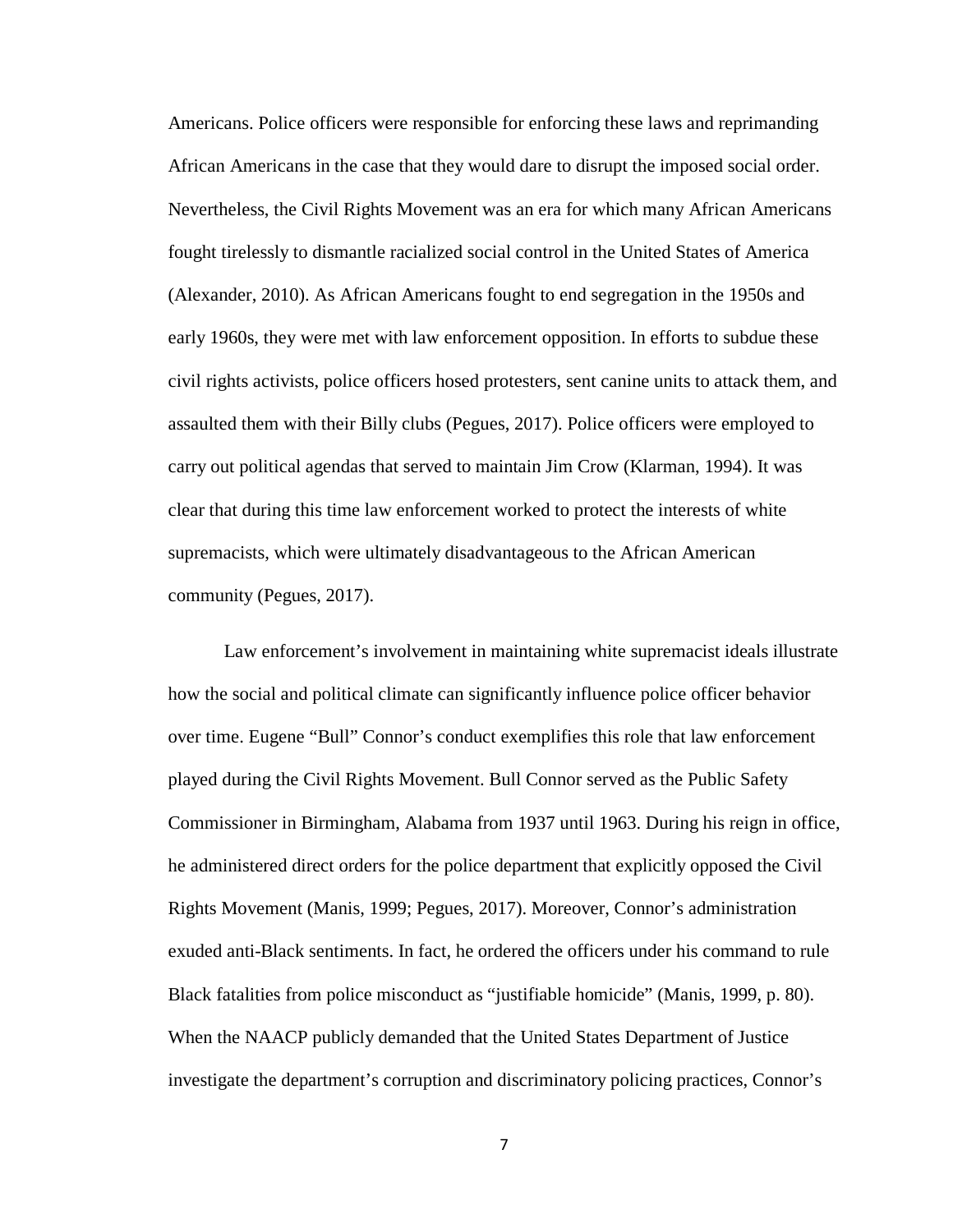Americans. Police officers were responsible for enforcing these laws and reprimanding African Americans in the case that they would dare to disrupt the imposed social order. Nevertheless, the Civil Rights Movement was an era for which many African Americans fought tirelessly to dismantle racialized social control in the United States of America (Alexander, 2010). As African Americans fought to end segregation in the 1950s and early 1960s, they were met with law enforcement opposition. In efforts to subdue these civil rights activists, police officers hosed protesters, sent canine units to attack them, and assaulted them with their Billy clubs (Pegues, 2017). Police officers were employed to carry out political agendas that served to maintain Jim Crow (Klarman, 1994). It was clear that during this time law enforcement worked to protect the interests of white supremacists, which were ultimately disadvantageous to the African American community (Pegues, 2017).

Law enforcement's involvement in maintaining white supremacist ideals illustrate how the social and political climate can significantly influence police officer behavior over time. Eugene "Bull" Connor's conduct exemplifies this role that law enforcement played during the Civil Rights Movement. Bull Connor served as the Public Safety Commissioner in Birmingham, Alabama from 1937 until 1963. During his reign in office, he administered direct orders for the police department that explicitly opposed the Civil Rights Movement (Manis, 1999; Pegues, 2017). Moreover, Connor's administration exuded anti-Black sentiments. In fact, he ordered the officers under his command to rule Black fatalities from police misconduct as "justifiable homicide" (Manis, 1999, p. 80). When the NAACP publicly demanded that the United States Department of Justice investigate the department's corruption and discriminatory policing practices, Connor's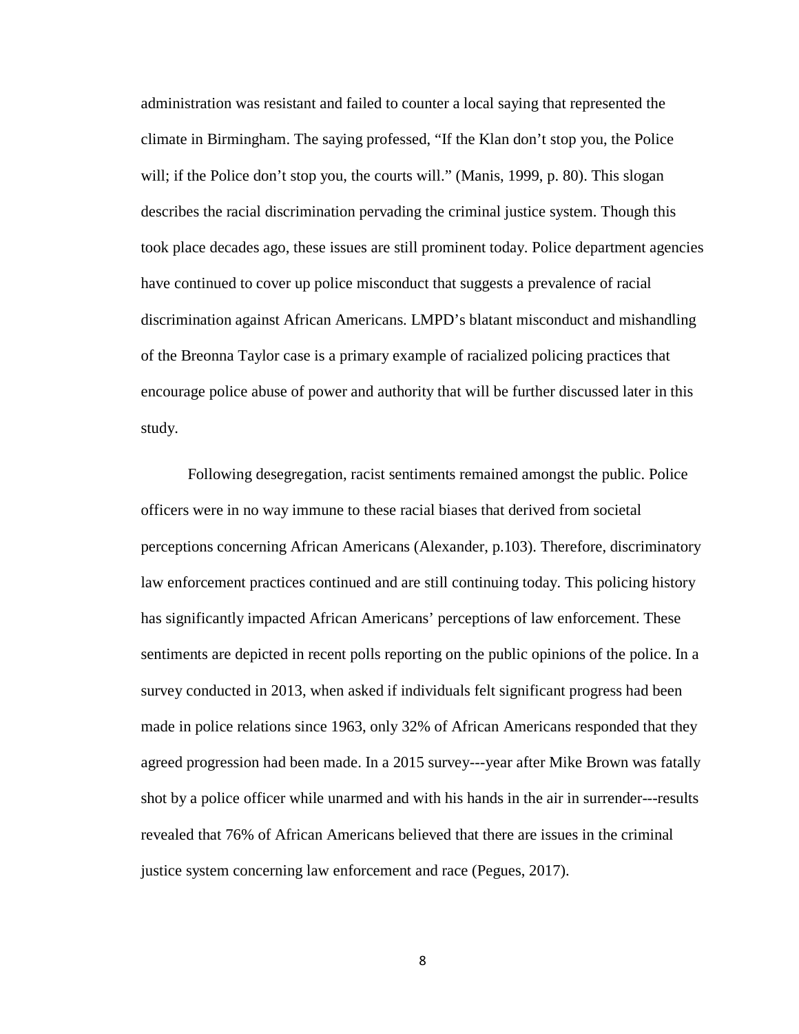administration was resistant and failed to counter a local saying that represented the climate in Birmingham. The saying professed, “If the Klan don’t stop you, the Police will; if the Police don’t stop you, the courts will.” (Manis, 1999, p. 80). This slogan describes the racial discrimination pervading the criminal justice system. Though this took place decades ago, these issues are still prominent today. Police department agencies have continued to cover up police misconduct that suggests a prevalence of racial discrimination against African Americans. LMPD’s blatant misconduct and mishandling of the Breonna Taylor case is a primary example of racialized policing practices that encourage police abuse of power and authority that will be further discussed later in this study.

Following desegregation, racist sentiments remained amongst the public. Police officers were in no way immune to these racial biases that derived from societal perceptions concerning African Americans (Alexander, p.103). Therefore, discriminatory law enforcement practices continued and are still continuing today. This policing history has significantly impacted African Americans’ perceptions of law enforcement. These sentiments are depicted in recent polls reporting on the public opinions of the police. In a survey conducted in 2013, when asked if individuals felt significant progress had been made in police relations since 1963, only 32% of African Americans responded that they agreed progression had been made. In a 2015 survey---year after Mike Brown was fatally shot by a police officer while unarmed and with his hands in the air in surrender---results revealed that 76% of African Americans believed that there are issues in the criminal justice system concerning law enforcement and race (Pegues, 2017).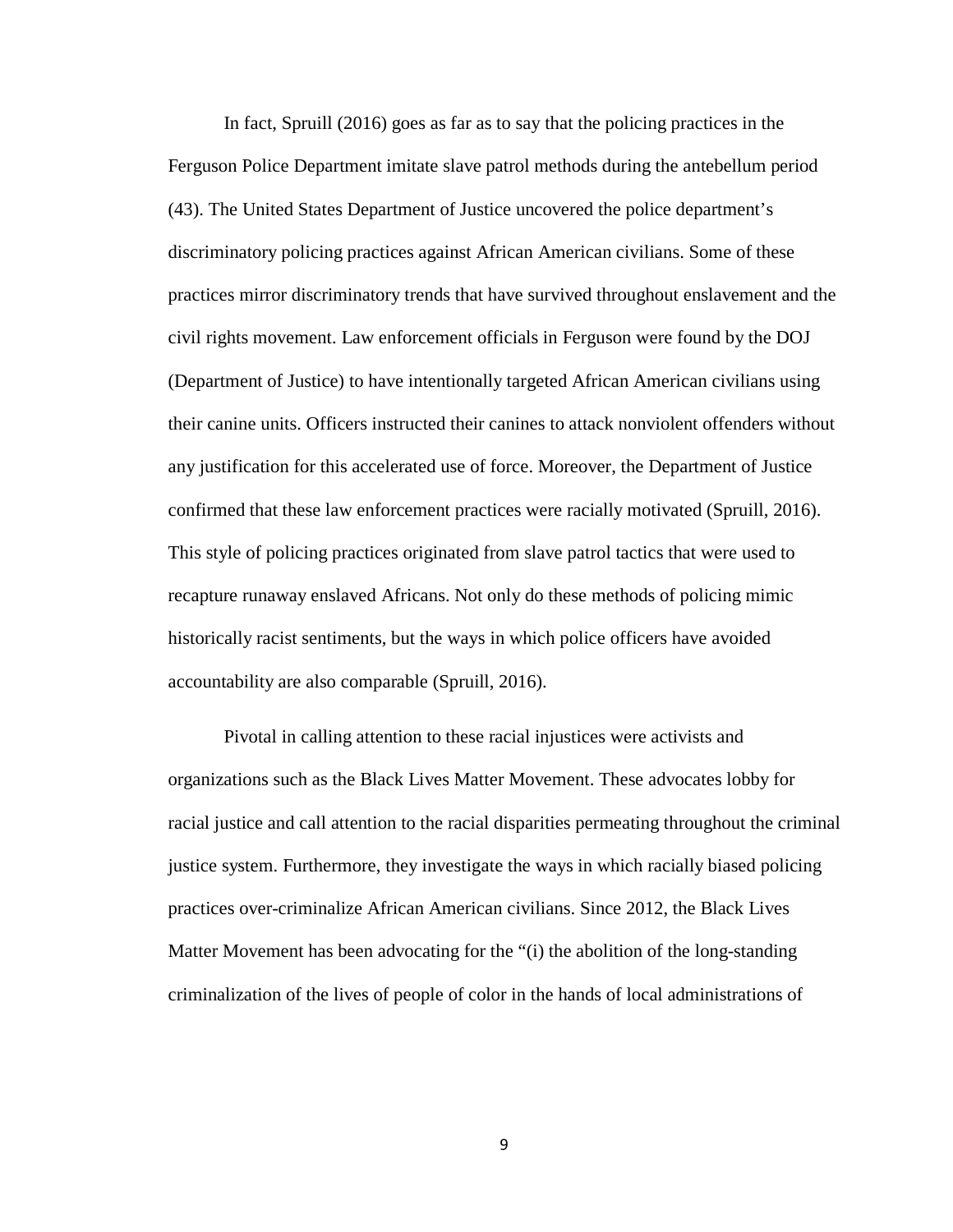In fact, Spruill (2016) goes as far as to say that the policing practices in the Ferguson Police Department imitate slave patrol methods during the antebellum period (43). The United States Department of Justice uncovered the police department's discriminatory policing practices against African American civilians. Some of these practices mirror discriminatory trends that have survived throughout enslavement and the civil rights movement. Law enforcement officials in Ferguson were found by the DOJ (Department of Justice) to have intentionally targeted African American civilians using their canine units. Officers instructed their canines to attack nonviolent offenders without any justification for this accelerated use of force. Moreover, the Department of Justice confirmed that these law enforcement practices were racially motivated (Spruill, 2016). This style of policing practices originated from slave patrol tactics that were used to recapture runaway enslaved Africans. Not only do these methods of policing mimic historically racist sentiments, but the ways in which police officers have avoided accountability are also comparable (Spruill, 2016).

Pivotal in calling attention to these racial injustices were activists and organizations such as the Black Lives Matter Movement. These advocates lobby for racial justice and call attention to the racial disparities permeating throughout the criminal justice system. Furthermore, they investigate the ways in which racially biased policing practices over-criminalize African American civilians. Since 2012, the Black Lives Matter Movement has been advocating for the "(i) the abolition of the long-standing criminalization of the lives of people of color in the hands of local administrations of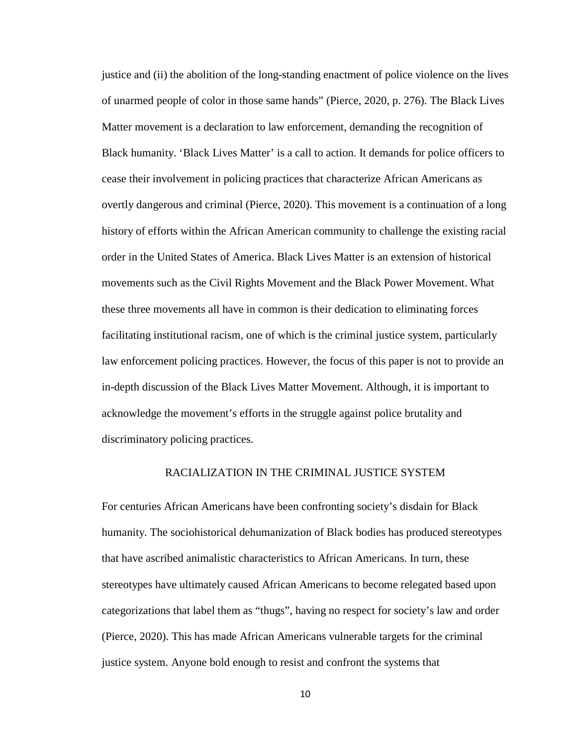justice and (ii) the abolition of the long-standing enactment of police violence on the lives of unarmed people of color in those same hands" (Pierce, 2020, p. 276). The Black Lives Matter movement is a declaration to law enforcement, demanding the recognition of Black humanity. 'Black Lives Matter' is a call to action. It demands for police officers to cease their involvement in policing practices that characterize African Americans as overtly dangerous and criminal (Pierce, 2020). This movement is a continuation of a long history of efforts within the African American community to challenge the existing racial order in the United States of America. Black Lives Matter is an extension of historical movements such as the Civil Rights Movement and the Black Power Movement. What these three movements all have in common is their dedication to eliminating forces facilitating institutional racism, one of which is the criminal justice system, particularly law enforcement policing practices. However, the focus of this paper is not to provide an in-depth discussion of the Black Lives Matter Movement. Although, it is important to acknowledge the movement's efforts in the struggle against police brutality and discriminatory policing practices.

## RACIALIZATION IN THE CRIMINAL JUSTICE SYSTEM

For centuries African Americans have been confronting society's disdain for Black humanity. The sociohistorical dehumanization of Black bodies has produced stereotypes that have ascribed animalistic characteristics to African Americans. In turn, these stereotypes have ultimately caused African Americans to become relegated based upon categorizations that label them as "thugs", having no respect for society's law and order (Pierce, 2020). This has made African Americans vulnerable targets for the criminal justice system. Anyone bold enough to resist and confront the systems that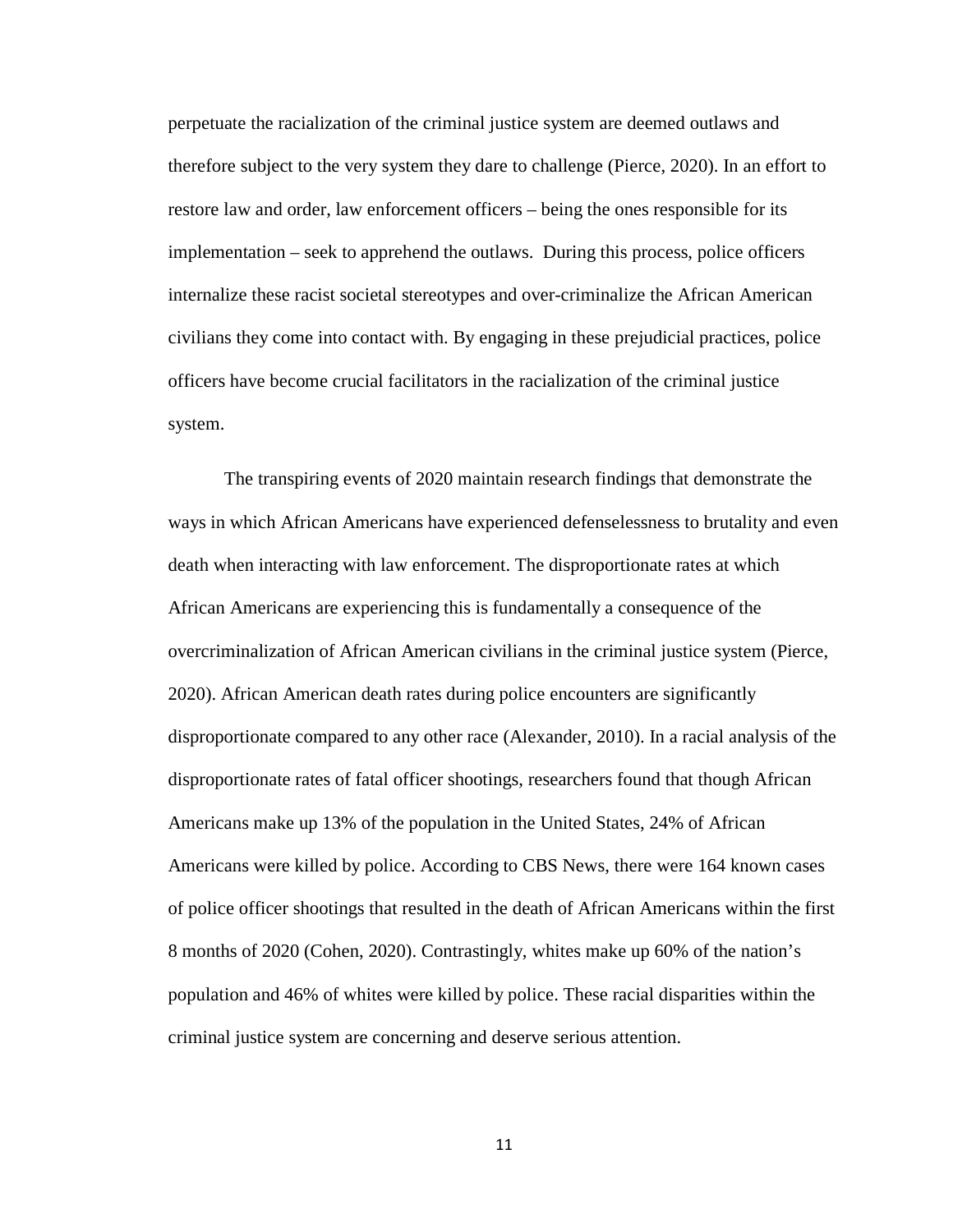perpetuate the racialization of the criminal justice system are deemed outlaws and therefore subject to the very system they dare to challenge (Pierce, 2020). In an effort to restore law and order, law enforcement officers – being the ones responsible for its implementation – seek to apprehend the outlaws. During this process, police officers internalize these racist societal stereotypes and over-criminalize the African American civilians they come into contact with. By engaging in these prejudicial practices, police officers have become crucial facilitators in the racialization of the criminal justice system.

The transpiring events of 2020 maintain research findings that demonstrate the ways in which African Americans have experienced defenselessness to brutality and even death when interacting with law enforcement. The disproportionate rates at which African Americans are experiencing this is fundamentally a consequence of the overcriminalization of African American civilians in the criminal justice system (Pierce, 2020). African American death rates during police encounters are significantly disproportionate compared to any other race (Alexander, 2010). In a racial analysis of the disproportionate rates of fatal officer shootings, researchers found that though African Americans make up 13% of the population in the United States, 24% of African Americans were killed by police. According to CBS News, there were 164 known cases of police officer shootings that resulted in the death of African Americans within the first 8 months of 2020 (Cohen, 2020). Contrastingly, whites make up 60% of the nation's population and 46% of whites were killed by police. These racial disparities within the criminal justice system are concerning and deserve serious attention.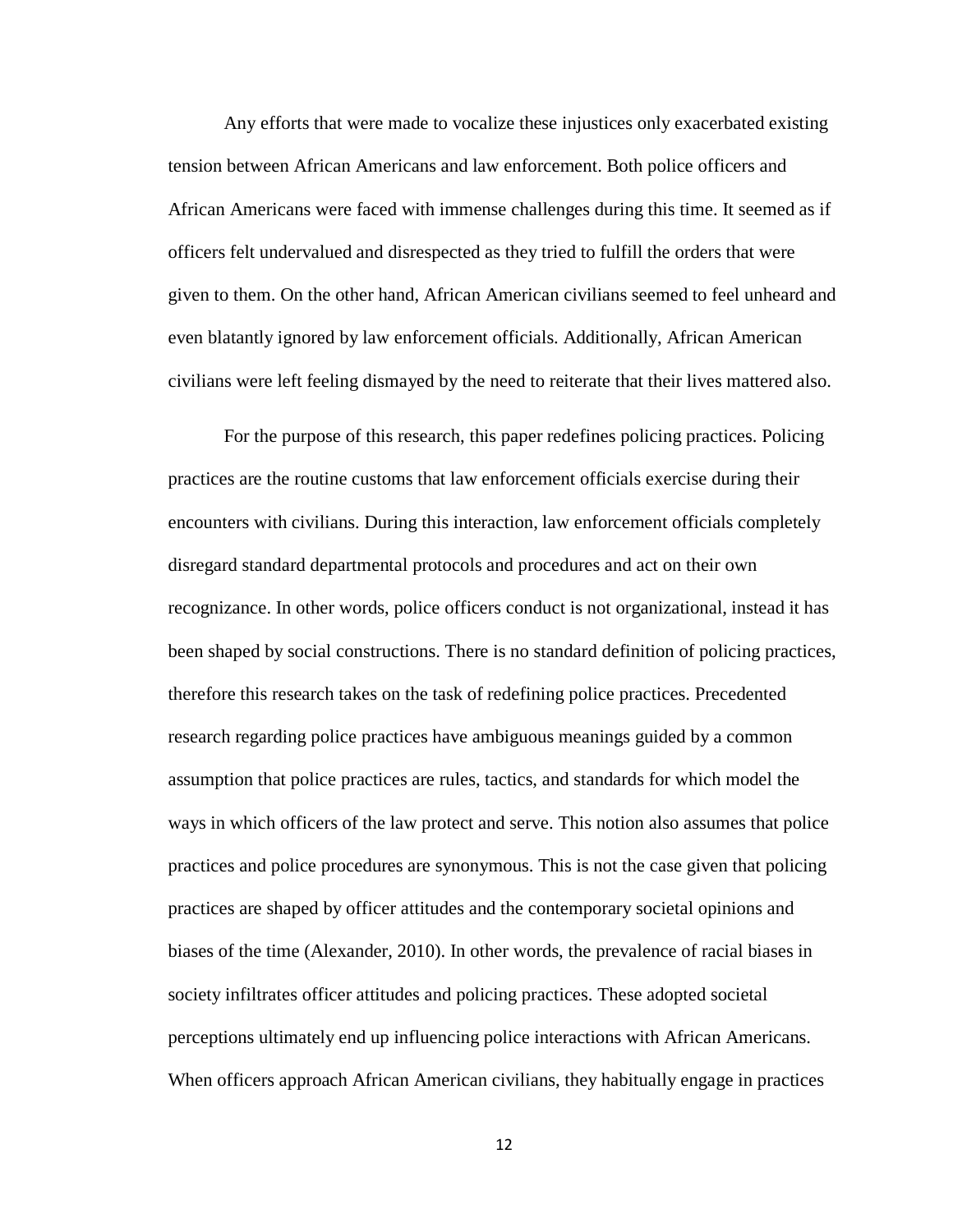Any efforts that were made to vocalize these injustices only exacerbated existing tension between African Americans and law enforcement. Both police officers and African Americans were faced with immense challenges during this time. It seemed as if officers felt undervalued and disrespected as they tried to fulfill the orders that were given to them. On the other hand, African American civilians seemed to feel unheard and even blatantly ignored by law enforcement officials. Additionally, African American civilians were left feeling dismayed by the need to reiterate that their lives mattered also.

For the purpose of this research, this paper redefines policing practices. Policing practices are the routine customs that law enforcement officials exercise during their encounters with civilians. During this interaction, law enforcement officials completely disregard standard departmental protocols and procedures and act on their own recognizance. In other words, police officers conduct is not organizational, instead it has been shaped by social constructions. There is no standard definition of policing practices, therefore this research takes on the task of redefining police practices. Precedented research regarding police practices have ambiguous meanings guided by a common assumption that police practices are rules, tactics, and standards for which model the ways in which officers of the law protect and serve. This notion also assumes that police practices and police procedures are synonymous. This is not the case given that policing practices are shaped by officer attitudes and the contemporary societal opinions and biases of the time (Alexander, 2010). In other words, the prevalence of racial biases in society infiltrates officer attitudes and policing practices. These adopted societal perceptions ultimately end up influencing police interactions with African Americans. When officers approach African American civilians, they habitually engage in practices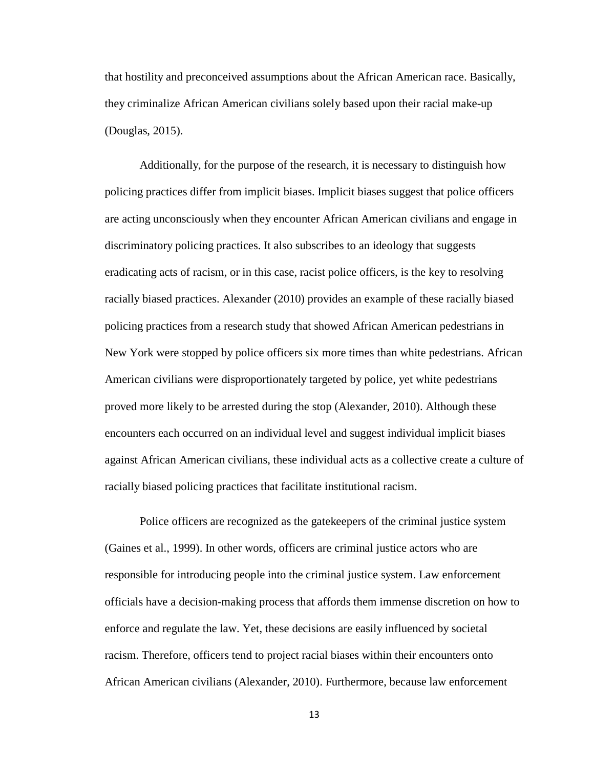that hostility and preconceived assumptions about the African American race. Basically, they criminalize African American civilians solely based upon their racial make-up (Douglas, 2015).

Additionally, for the purpose of the research, it is necessary to distinguish how policing practices differ from implicit biases. Implicit biases suggest that police officers are acting unconsciously when they encounter African American civilians and engage in discriminatory policing practices. It also subscribes to an ideology that suggests eradicating acts of racism, or in this case, racist police officers, is the key to resolving racially biased practices. Alexander (2010) provides an example of these racially biased policing practices from a research study that showed African American pedestrians in New York were stopped by police officers six more times than white pedestrians. African American civilians were disproportionately targeted by police, yet white pedestrians proved more likely to be arrested during the stop (Alexander, 2010). Although these encounters each occurred on an individual level and suggest individual implicit biases against African American civilians, these individual acts as a collective create a culture of racially biased policing practices that facilitate institutional racism.

Police officers are recognized as the gatekeepers of the criminal justice system (Gaines et al., 1999). In other words, officers are criminal justice actors who are responsible for introducing people into the criminal justice system. Law enforcement officials have a decision-making process that affords them immense discretion on how to enforce and regulate the law. Yet, these decisions are easily influenced by societal racism. Therefore, officers tend to project racial biases within their encounters onto African American civilians (Alexander, 2010). Furthermore, because law enforcement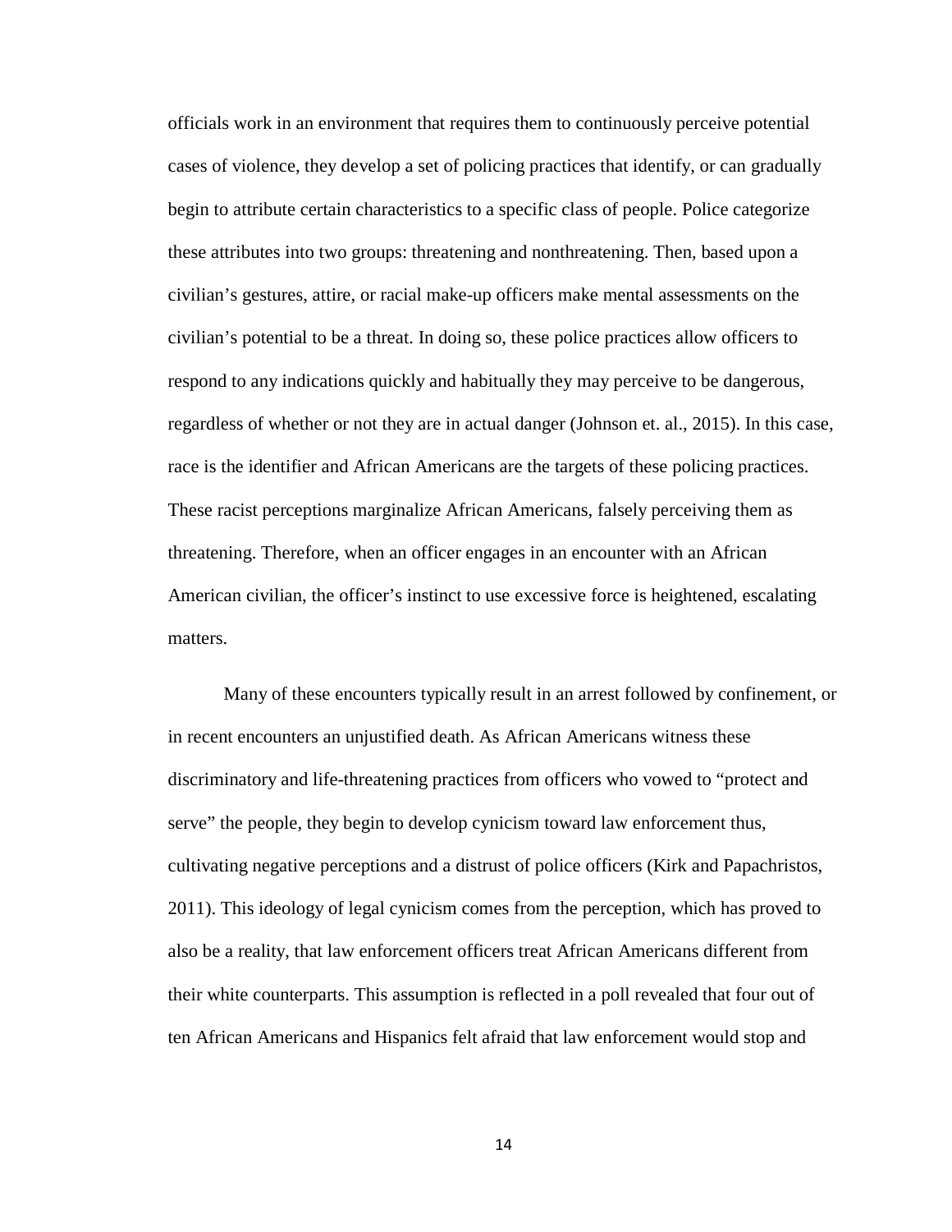officials work in an environment that requires them to continuously perceive potential cases of violence, they develop a set of policing practices that identify, or can gradually begin to attribute certain characteristics to a specific class of people. Police categorize these attributes into two groups: threatening and nonthreatening. Then, based upon a civilian's gestures, attire, or racial make-up officers make mental assessments on the civilian's potential to be a threat. In doing so, these police practices allow officers to respond to any indications quickly and habitually they may perceive to be dangerous, regardless of whether or not they are in actual danger (Johnson et. al., 2015). In this case, race is the identifier and African Americans are the targets of these policing practices. These racist perceptions marginalize African Americans, falsely perceiving them as threatening. Therefore, when an officer engages in an encounter with an African American civilian, the officer's instinct to use excessive force is heightened, escalating matters.

Many of these encounters typically result in an arrest followed by confinement, or in recent encounters an unjustified death. As African Americans witness these discriminatory and life-threatening practices from officers who vowed to "protect and serve" the people, they begin to develop cynicism toward law enforcement thus, cultivating negative perceptions and a distrust of police officers (Kirk and Papachristos, 2011). This ideology of legal cynicism comes from the perception, which has proved to also be a reality, that law enforcement officers treat African Americans different from their white counterparts. This assumption is reflected in a poll revealed that four out of ten African Americans and Hispanics felt afraid that law enforcement would stop and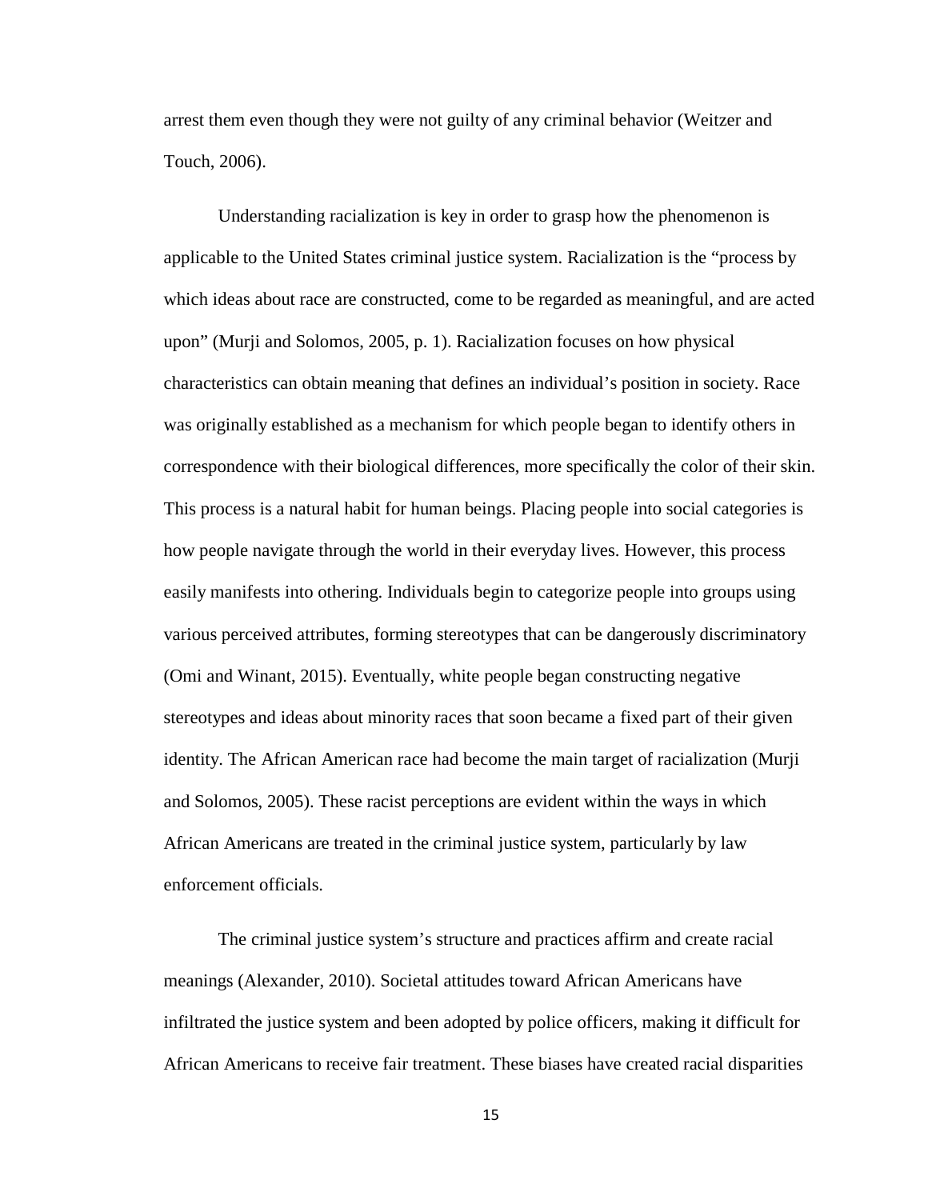arrest them even though they were not guilty of any criminal behavior (Weitzer and Touch, 2006).

Understanding racialization is key in order to grasp how the phenomenon is applicable to the United States criminal justice system. Racialization is the "process by which ideas about race are constructed, come to be regarded as meaningful, and are acted upon" (Murji and Solomos, 2005, p. 1). Racialization focuses on how physical characteristics can obtain meaning that defines an individual's position in society. Race was originally established as a mechanism for which people began to identify others in correspondence with their biological differences, more specifically the color of their skin. This process is a natural habit for human beings. Placing people into social categories is how people navigate through the world in their everyday lives. However, this process easily manifests into othering. Individuals begin to categorize people into groups using various perceived attributes, forming stereotypes that can be dangerously discriminatory (Omi and Winant, 2015). Eventually, white people began constructing negative stereotypes and ideas about minority races that soon became a fixed part of their given identity. The African American race had become the main target of racialization (Murji and Solomos, 2005). These racist perceptions are evident within the ways in which African Americans are treated in the criminal justice system, particularly by law enforcement officials.

The criminal justice system's structure and practices affirm and create racial meanings (Alexander, 2010). Societal attitudes toward African Americans have infiltrated the justice system and been adopted by police officers, making it difficult for African Americans to receive fair treatment. These biases have created racial disparities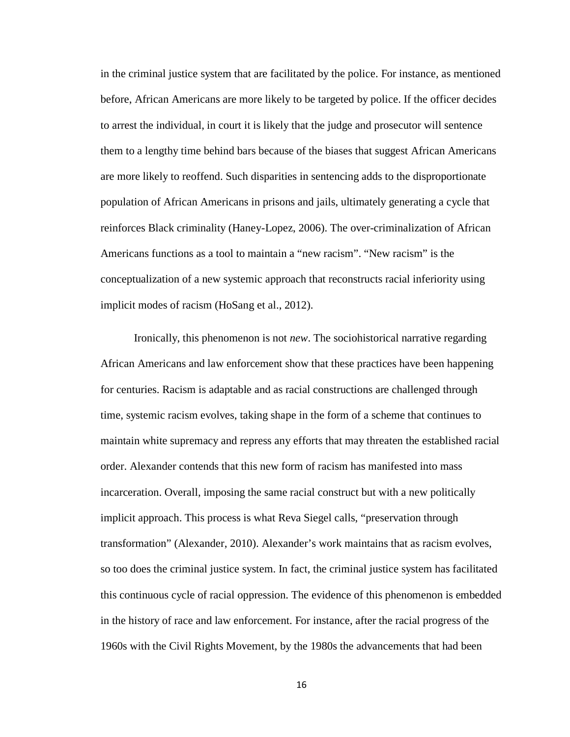in the criminal justice system that are facilitated by the police. For instance, as mentioned before, African Americans are more likely to be targeted by police. If the officer decides to arrest the individual, in court it is likely that the judge and prosecutor will sentence them to a lengthy time behind bars because of the biases that suggest African Americans are more likely to reoffend. Such disparities in sentencing adds to the disproportionate population of African Americans in prisons and jails, ultimately generating a cycle that reinforces Black criminality (Haney-Lopez, 2006). The over-criminalization of African Americans functions as a tool to maintain a "new racism". "New racism" is the conceptualization of a new systemic approach that reconstructs racial inferiority using implicit modes of racism (HoSang et al., 2012).

Ironically, this phenomenon is not *new*. The sociohistorical narrative regarding African Americans and law enforcement show that these practices have been happening for centuries. Racism is adaptable and as racial constructions are challenged through time, systemic racism evolves, taking shape in the form of a scheme that continues to maintain white supremacy and repress any efforts that may threaten the established racial order. Alexander contends that this new form of racism has manifested into mass incarceration. Overall, imposing the same racial construct but with a new politically implicit approach. This process is what Reva Siegel calls, "preservation through transformation" (Alexander, 2010). Alexander's work maintains that as racism evolves, so too does the criminal justice system. In fact, the criminal justice system has facilitated this continuous cycle of racial oppression. The evidence of this phenomenon is embedded in the history of race and law enforcement. For instance, after the racial progress of the 1960s with the Civil Rights Movement, by the 1980s the advancements that had been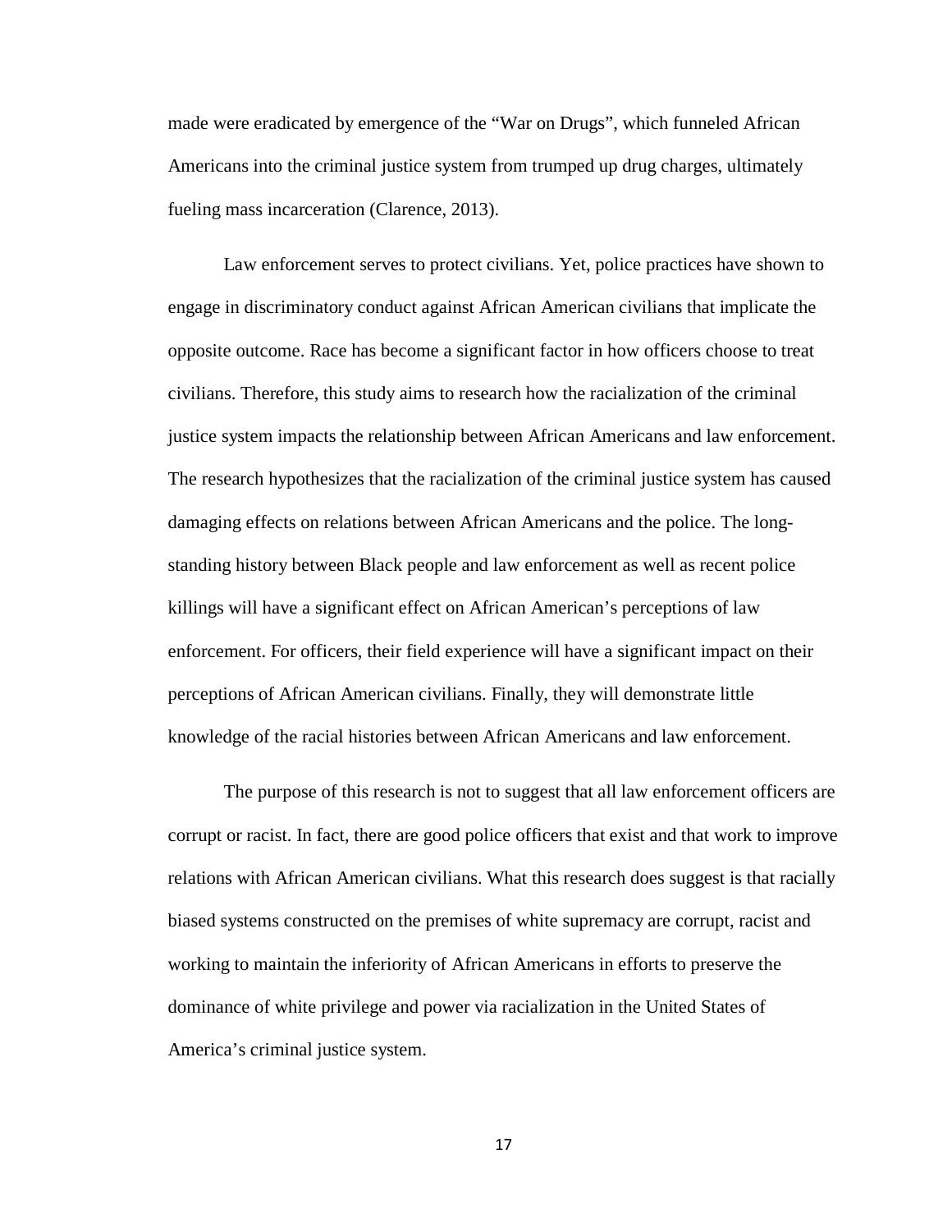made were eradicated by emergence of the "War on Drugs", which funneled African Americans into the criminal justice system from trumped up drug charges, ultimately fueling mass incarceration (Clarence, 2013).

Law enforcement serves to protect civilians. Yet, police practices have shown to engage in discriminatory conduct against African American civilians that implicate the opposite outcome. Race has become a significant factor in how officers choose to treat civilians. Therefore, this study aims to research how the racialization of the criminal justice system impacts the relationship between African Americans and law enforcement. The research hypothesizes that the racialization of the criminal justice system has caused damaging effects on relations between African Americans and the police. The long-standing history between Black people and law enforcement as well as recent police killings will have a significant effect on African American's perceptions of law enforcement. For officers, their field experience will have a significant impact on their perceptions of African American civilians. Finally, they will demonstrate little knowledge of the racial histories between African Americans and law enforcement.

The purpose of this research is not to suggest that all law enforcement officers are corrupt or racist. In fact, there are good police officers that exist and that work to improve relations with African American civilians. What this research does suggest is that racially biased systems constructed on the premises of white supremacy are corrupt, racist and working to maintain the inferiority of African Americans in efforts to preserve the dominance of white privilege and power via racialization in the United States of America's criminal justice system.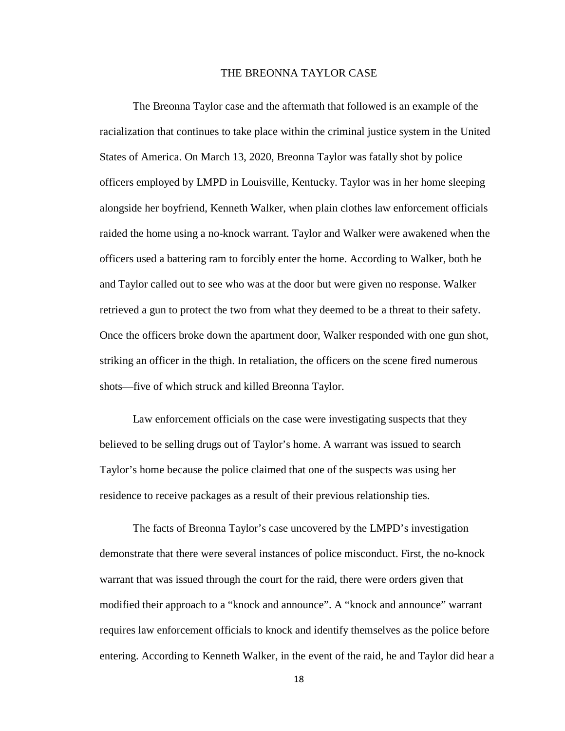# THE BREONNA TAYLOR CASE

The Breonna Taylor case and the aftermath that followed is an example of the racialization that continues to take place within the criminal justice system in the United States of America. On March 13, 2020, Breonna Taylor was fatally shot by police officers employed by LMPD in Louisville, Kentucky. Taylor was in her home sleeping alongside her boyfriend, Kenneth Walker, when plain clothes law enforcement officials raided the home using a no-knock warrant. Taylor and Walker were awakened when the officers used a battering ram to forcibly enter the home. According to Walker, both he and Taylor called out to see who was at the door but were given no response. Walker retrieved a gun to protect the two from what they deemed to be a threat to their safety. Once the officers broke down the apartment door, Walker responded with one gun shot, striking an officer in the thigh. In retaliation, the officers on the scene fired numerous shots—five of which struck and killed Breonna Taylor.

Law enforcement officials on the case were investigating suspects that they believed to be selling drugs out of Taylor's home. A warrant was issued to search Taylor's home because the police claimed that one of the suspects was using her residence to receive packages as a result of their previous relationship ties.

The facts of Breonna Taylor's case uncovered by the LMPD's investigation demonstrate that there were several instances of police misconduct. First, the no-knock warrant that was issued through the court for the raid, there were orders given that modified their approach to a "knock and announce". A "knock and announce" warrant requires law enforcement officials to knock and identify themselves as the police before entering. According to Kenneth Walker, in the event of the raid, he and Taylor did hear a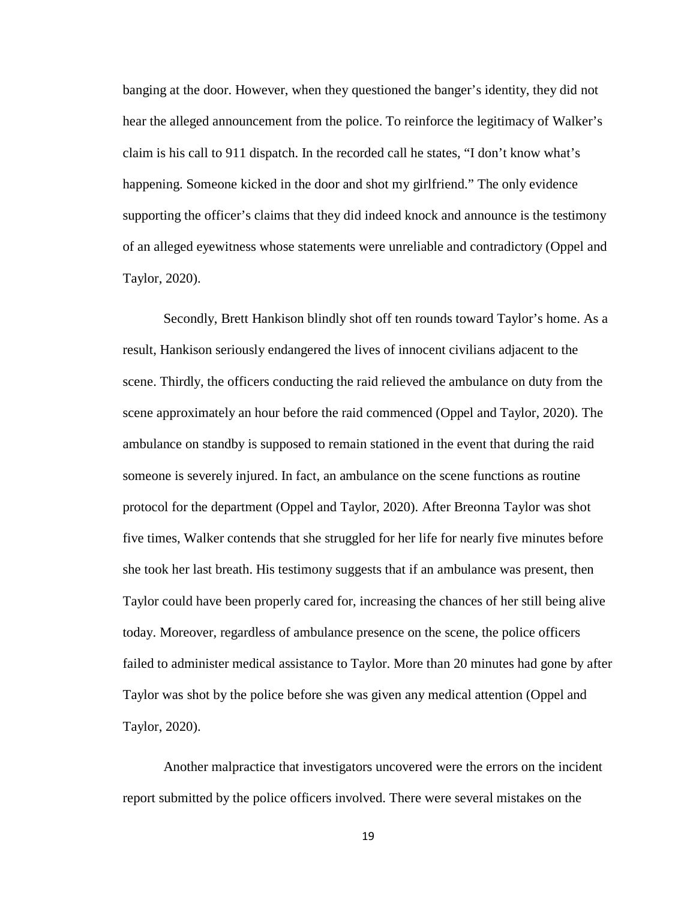banging at the door. However, when they questioned the banger's identity, they did not hear the alleged announcement from the police. To reinforce the legitimacy of Walker's claim is his call to 911 dispatch. In the recorded call he states, "I don't know what's happening. Someone kicked in the door and shot my girlfriend." The only evidence supporting the officer's claims that they did indeed knock and announce is the testimony of an alleged eyewitness whose statements were unreliable and contradictory (Oppel and Taylor, 2020).

Secondly, Brett Hankison blindly shot off ten rounds toward Taylor's home. As a result, Hankison seriously endangered the lives of innocent civilians adjacent to the scene. Thirdly, the officers conducting the raid relieved the ambulance on duty from the scene approximately an hour before the raid commenced (Oppel and Taylor, 2020). The ambulance on standby is supposed to remain stationed in the event that during the raid someone is severely injured. In fact, an ambulance on the scene functions as routine protocol for the department (Oppel and Taylor, 2020). After Breonna Taylor was shot five times, Walker contends that she struggled for her life for nearly five minutes before she took her last breath. His testimony suggests that if an ambulance was present, then Taylor could have been properly cared for, increasing the chances of her still being alive today. Moreover, regardless of ambulance presence on the scene, the police officers failed to administer medical assistance to Taylor. More than 20 minutes had gone by after Taylor was shot by the police before she was given any medical attention (Oppel and Taylor, 2020).

Another malpractice that investigators uncovered were the errors on the incident report submitted by the police officers involved. There were several mistakes on the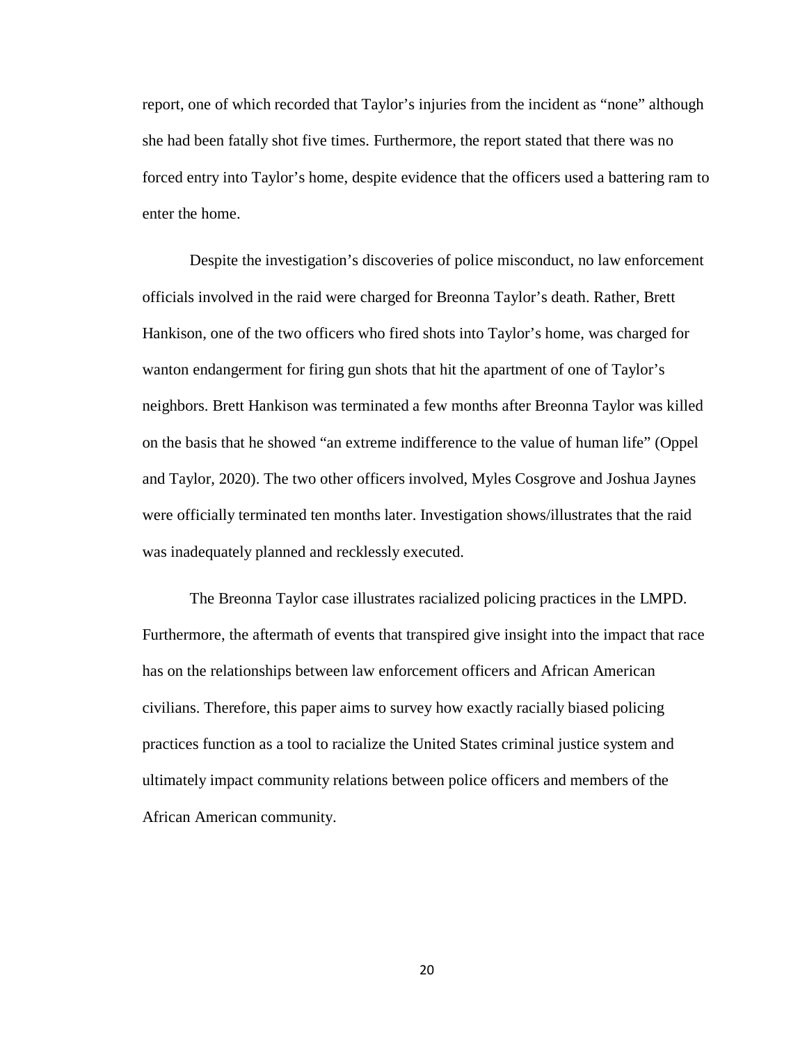report, one of which recorded that Taylor's injuries from the incident as "none" although she had been fatally shot five times. Furthermore, the report stated that there was no forced entry into Taylor's home, despite evidence that the officers used a battering ram to enter the home.

Despite the investigation's discoveries of police misconduct, no law enforcement officials involved in the raid were charged for Breonna Taylor's death. Rather, Brett Hankison, one of the two officers who fired shots into Taylor's home, was charged for wanton endangerment for firing gun shots that hit the apartment of one of Taylor's neighbors. Brett Hankison was terminated a few months after Breonna Taylor was killed on the basis that he showed "an extreme indifference to the value of human life" (Oppel and Taylor, 2020). The two other officers involved, Myles Cosgrove and Joshua Jaynes were officially terminated ten months later. Investigation shows/illustrates that the raid was inadequately planned and recklessly executed.

The Breonna Taylor case illustrates racialized policing practices in the LMPD. Furthermore, the aftermath of events that transpired give insight into the impact that race has on the relationships between law enforcement officers and African American civilians. Therefore, this paper aims to survey how exactly racially biased policing practices function as a tool to racialize the United States criminal justice system and ultimately impact community relations between police officers and members of the African American community.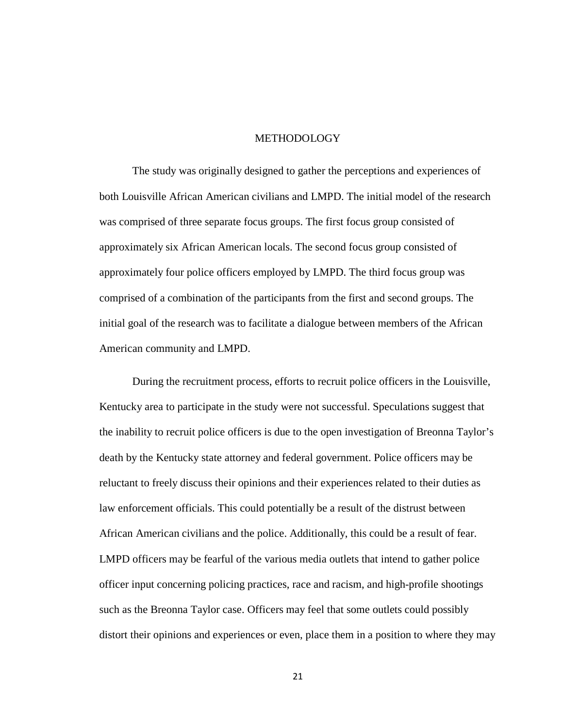# METHODOLOGY

The study was originally designed to gather the perceptions and experiences of both Louisville African American civilians and LMPD. The initial model of the research was comprised of three separate focus groups. The first focus group consisted of approximately six African American locals. The second focus group consisted of approximately four police officers employed by LMPD. The third focus group was comprised of a combination of the participants from the first and second groups. The initial goal of the research was to facilitate a dialogue between members of the African American community and LMPD.

During the recruitment process, efforts to recruit police officers in the Louisville, Kentucky area to participate in the study were not successful. Speculations suggest that the inability to recruit police officers is due to the open investigation of Breonna Taylor's death by the Kentucky state attorney and federal government. Police officers may be reluctant to freely discuss their opinions and their experiences related to their duties as law enforcement officials. This could potentially be a result of the distrust between African American civilians and the police. Additionally, this could be a result of fear. LMPD officers may be fearful of the various media outlets that intend to gather police officer input concerning policing practices, race and racism, and high-profile shootings such as the Breonna Taylor case. Officers may feel that some outlets could possibly distort their opinions and experiences or even, place them in a position to where they may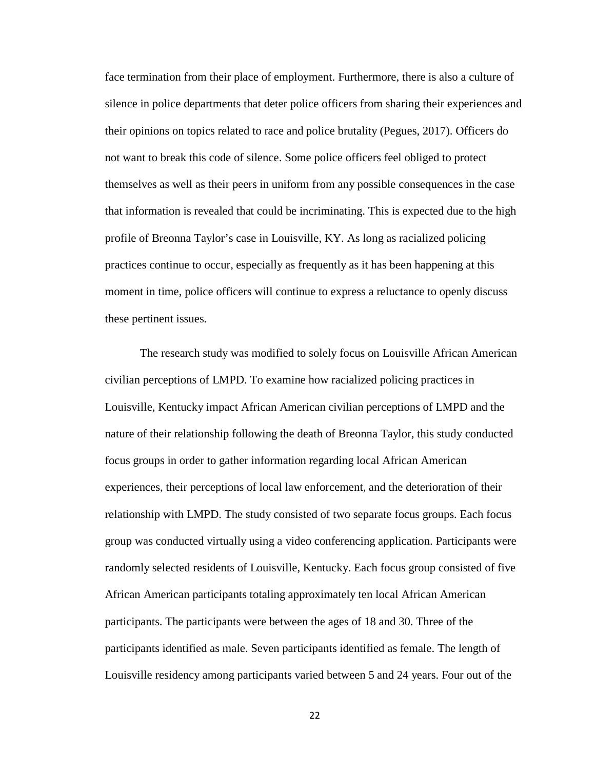face termination from their place of employment. Furthermore, there is also a culture of silence in police departments that deter police officers from sharing their experiences and their opinions on topics related to race and police brutality (Pegues, 2017). Officers do not want to break this code of silence. Some police officers feel obliged to protect themselves as well as their peers in uniform from any possible consequences in the case that information is revealed that could be incriminating. This is expected due to the high profile of Breonna Taylor's case in Louisville, KY. As long as racialized policing practices continue to occur, especially as frequently as it has been happening at this moment in time, police officers will continue to express a reluctance to openly discuss these pertinent issues.

The research study was modified to solely focus on Louisville African American civilian perceptions of LMPD. To examine how racialized policing practices in Louisville, Kentucky impact African American civilian perceptions of LMPD and the nature of their relationship following the death of Breonna Taylor, this study conducted focus groups in order to gather information regarding local African American experiences, their perceptions of local law enforcement, and the deterioration of their relationship with LMPD. The study consisted of two separate focus groups. Each focus group was conducted virtually using a video conferencing application. Participants were randomly selected residents of Louisville, Kentucky. Each focus group consisted of five African American participants totaling approximately ten local African American participants. The participants were between the ages of 18 and 30. Three of the participants identified as male. Seven participants identified as female. The length of Louisville residency among participants varied between 5 and 24 years. Four out of the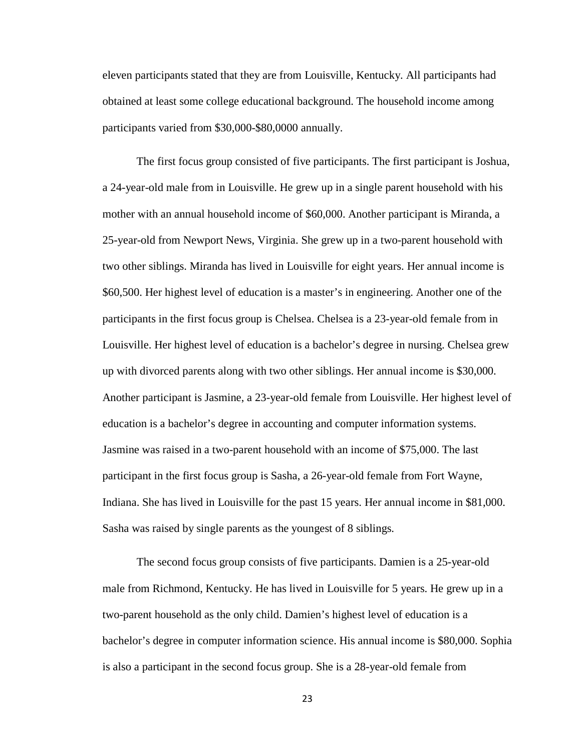eleven participants stated that they are from Louisville, Kentucky. All participants had obtained at least some college educational background. The household income among participants varied from \$30,000-\$80,0000 annually.

The first focus group consisted of five participants. The first participant is Joshua, a 24-year-old male from in Louisville. He grew up in a single parent household with his mother with an annual household income of \$60,000. Another participant is Miranda, a 25-year-old from Newport News, Virginia. She grew up in a two-parent household with two other siblings. Miranda has lived in Louisville for eight years. Her annual income is \$60,500. Her highest level of education is a master's in engineering. Another one of the participants in the first focus group is Chelsea. Chelsea is a 23-year-old female from in Louisville. Her highest level of education is a bachelor's degree in nursing. Chelsea grew up with divorced parents along with two other siblings. Her annual income is \$30,000. Another participant is Jasmine, a 23-year-old female from Louisville. Her highest level of education is a bachelor's degree in accounting and computer information systems. Jasmine was raised in a two-parent household with an income of \$75,000. The last participant in the first focus group is Sasha, a 26-year-old female from Fort Wayne, Indiana. She has lived in Louisville for the past 15 years. Her annual income in \$81,000. Sasha was raised by single parents as the youngest of 8 siblings.

The second focus group consists of five participants. Damien is a 25-year-old male from Richmond, Kentucky. He has lived in Louisville for 5 years. He grew up in a two-parent household as the only child. Damien's highest level of education is a bachelor's degree in computer information science. His annual income is \$80,000. Sophia is also a participant in the second focus group. She is a 28-year-old female from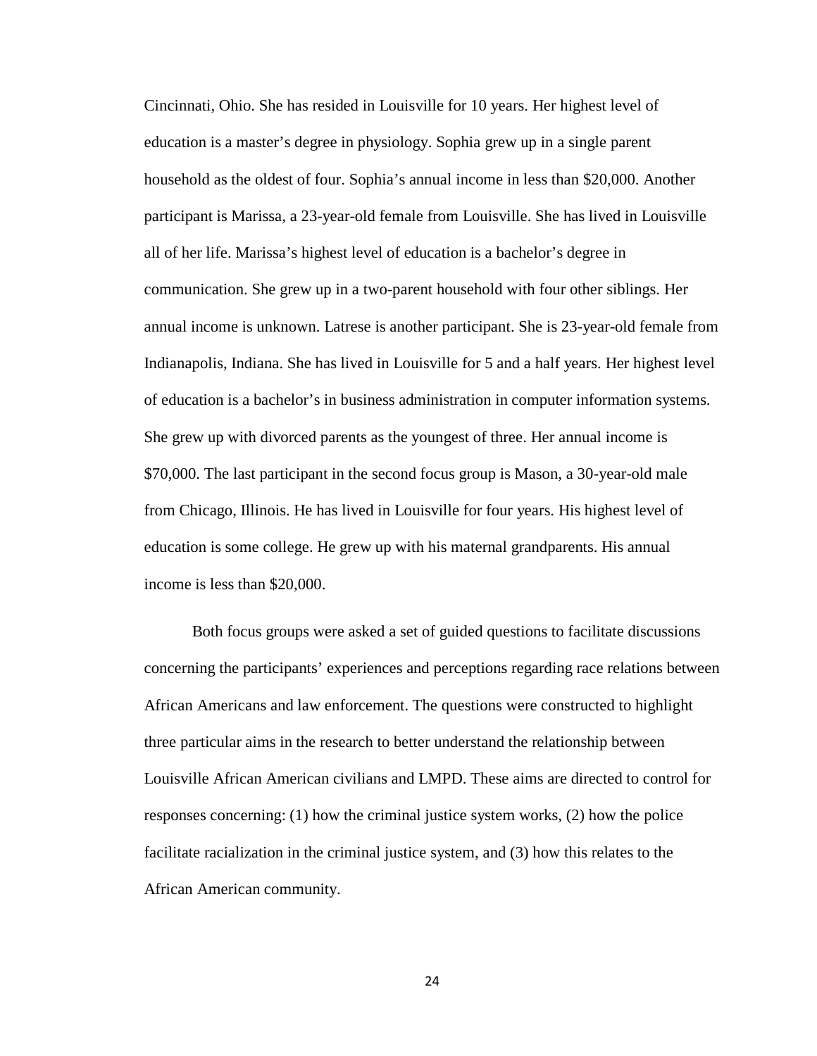Cincinnati, Ohio. She has resided in Louisville for 10 years. Her highest level of education is a master's degree in physiology. Sophia grew up in a single parent household as the oldest of four. Sophia's annual income in less than $20,000. Another participant is Marissa, a 23-year-old female from Louisville. She has lived in Louisville all of her life. Marissa's highest level of education is a bachelor's degree in communication. She grew up in a two-parent household with four other siblings. Her annual income is unknown. Latrese is another participant. She is 23-year-old female from Indianapolis, Indiana. She has lived in Louisville for 5 and a half years. Her highest level of education is a bachelor's in business administration in computer information systems. She grew up with divorced parents as the youngest of three. Her annual income is $70,000. The last participant in the second focus group is Mason, a 30-year-old male from Chicago, Illinois. He has lived in Louisville for four years. His highest level of education is some college. He grew up with his maternal grandparents. His annual income is less than $20,000.

Both focus groups were asked a set of guided questions to facilitate discussions concerning the participants' experiences and perceptions regarding race relations between African Americans and law enforcement. The questions were constructed to highlight three particular aims in the research to better understand the relationship between Louisville African American civilians and LMPD. These aims are directed to control for responses concerning: (1) how the criminal justice system works, (2) how the police facilitate racialization in the criminal justice system, and (3) how this relates to the African American community.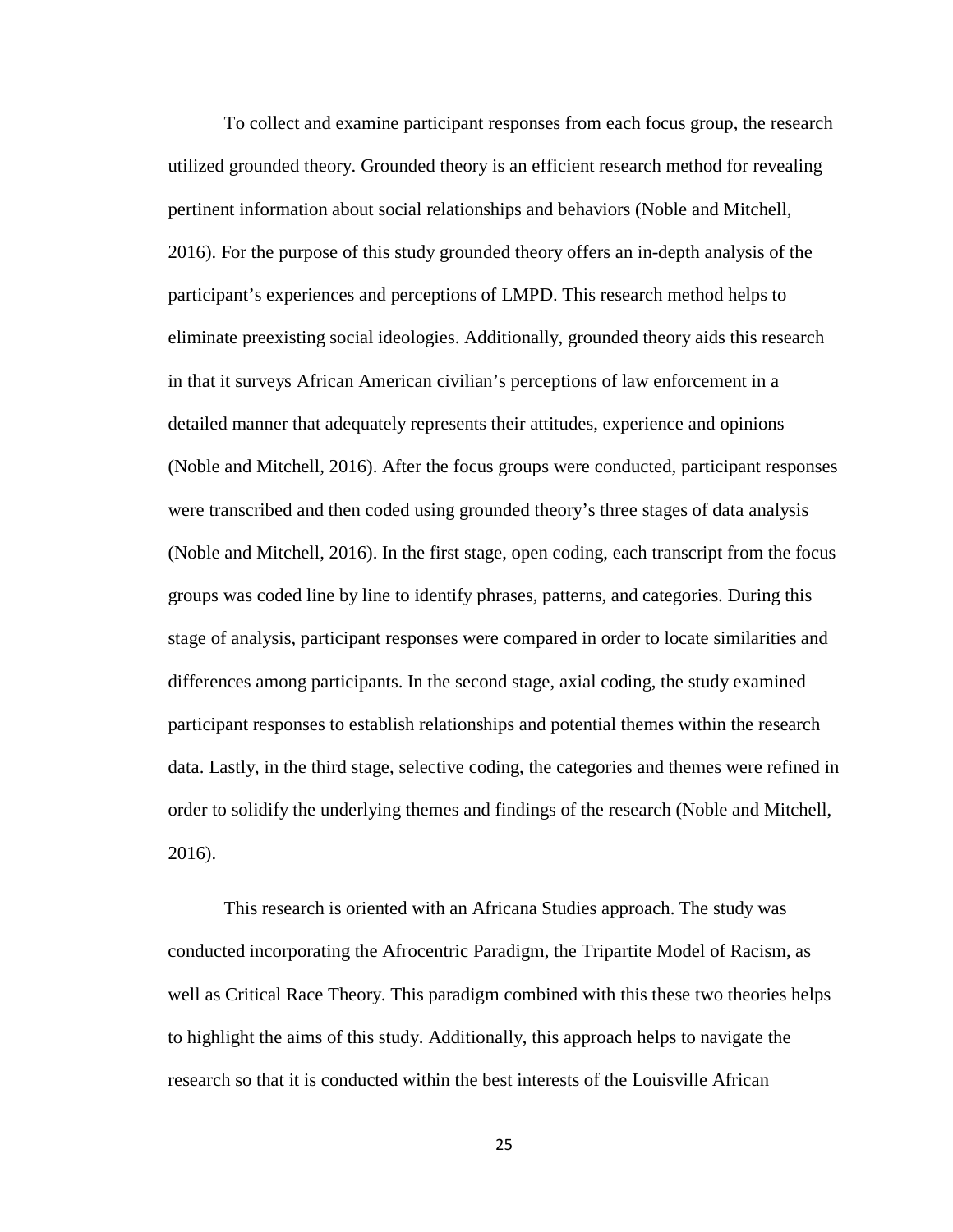To collect and examine participant responses from each focus group, the research utilized grounded theory. Grounded theory is an efficient research method for revealing pertinent information about social relationships and behaviors (Noble and Mitchell, 2016). For the purpose of this study grounded theory offers an in-depth analysis of the participant's experiences and perceptions of LMPD. This research method helps to eliminate preexisting social ideologies. Additionally, grounded theory aids this research in that it surveys African American civilian's perceptions of law enforcement in a detailed manner that adequately represents their attitudes, experience and opinions (Noble and Mitchell, 2016). After the focus groups were conducted, participant responses were transcribed and then coded using grounded theory's three stages of data analysis (Noble and Mitchell, 2016). In the first stage, open coding, each transcript from the focus groups was coded line by line to identify phrases, patterns, and categories. During this stage of analysis, participant responses were compared in order to locate similarities and differences among participants. In the second stage, axial coding, the study examined participant responses to establish relationships and potential themes within the research data. Lastly, in the third stage, selective coding, the categories and themes were refined in order to solidify the underlying themes and findings of the research (Noble and Mitchell, 2016).

This research is oriented with an Africana Studies approach. The study was conducted incorporating the Afrocentric Paradigm, the Tripartite Model of Racism, as well as Critical Race Theory. This paradigm combined with this these two theories helps to highlight the aims of this study. Additionally, this approach helps to navigate the research so that it is conducted within the best interests of the Louisville African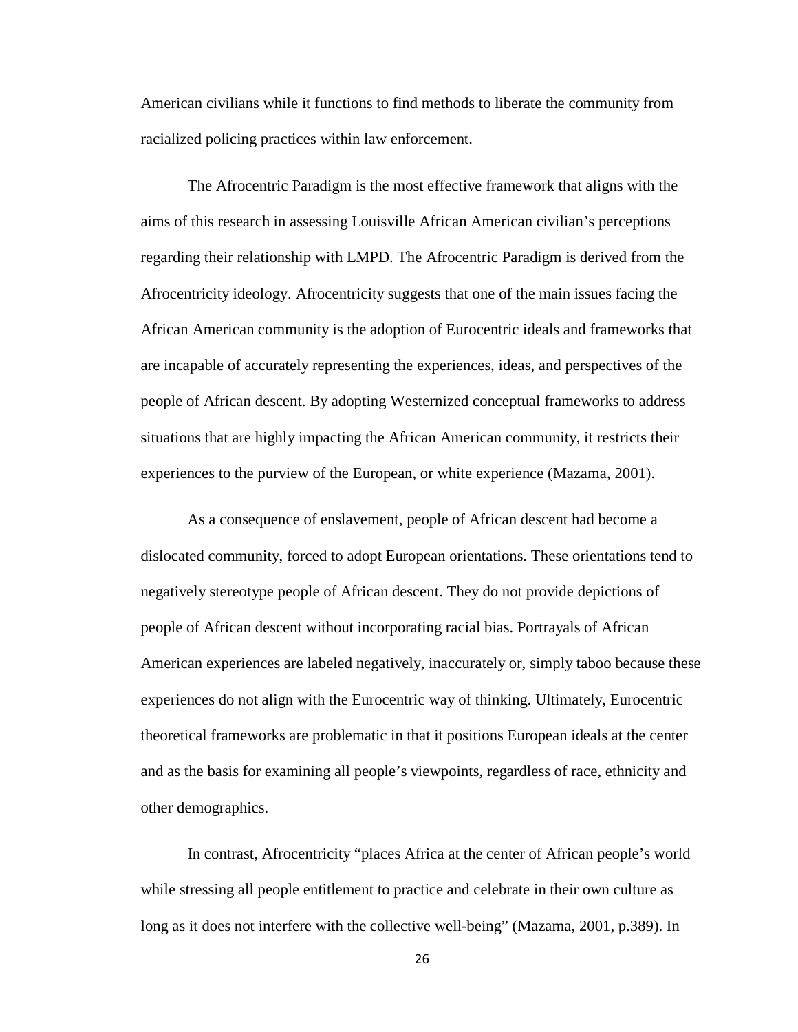American civilians while it functions to find methods to liberate the community from racialized policing practices within law enforcement.

The Afrocentric Paradigm is the most effective framework that aligns with the aims of this research in assessing Louisville African American civilian's perceptions regarding their relationship with LMPD. The Afrocentric Paradigm is derived from the Afrocentricity ideology. Afrocentricity suggests that one of the main issues facing the African American community is the adoption of Eurocentric ideals and frameworks that are incapable of accurately representing the experiences, ideas, and perspectives of the people of African descent. By adopting Westernized conceptual frameworks to address situations that are highly impacting the African American community, it restricts their experiences to the purview of the European, or white experience (Mazama, 2001).

As a consequence of enslavement, people of African descent had become a dislocated community, forced to adopt European orientations. These orientations tend to negatively stereotype people of African descent. They do not provide depictions of people of African descent without incorporating racial bias. Portrayals of African American experiences are labeled negatively, inaccurately or, simply taboo because these experiences do not align with the Eurocentric way of thinking. Ultimately, Eurocentric theoretical frameworks are problematic in that it positions European ideals at the center and as the basis for examining all people's viewpoints, regardless of race, ethnicity and other demographics.

In contrast, Afrocentricity "places Africa at the center of African people's world while stressing all people entitlement to practice and celebrate in their own culture as long as it does not interfere with the collective well-being" (Mazama, 2001, p.389). In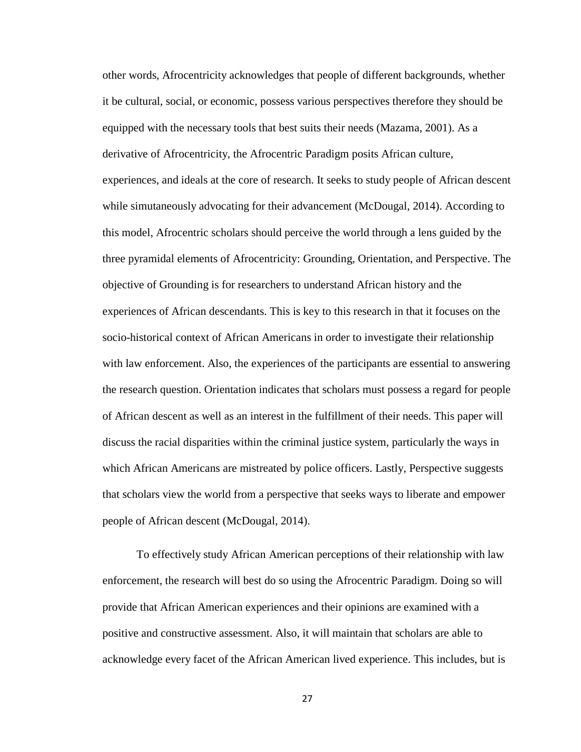other words, Afrocentricity acknowledges that people of different backgrounds, whether it be cultural, social, or economic, possess various perspectives therefore they should be equipped with the necessary tools that best suits their needs (Mazama, 2001). As a derivative of Afrocentricity, the Afrocentric Paradigm posits African culture, experiences, and ideals at the core of research. It seeks to study people of African descent while simutaneously advocating for their advancement (McDougal, 2014). According to this model, Afrocentric scholars should perceive the world through a lens guided by the three pyramidal elements of Afrocentricity: Grounding, Orientation, and Perspective. The objective of Grounding is for researchers to understand African history and the experiences of African descendants. This is key to this research in that it focuses on the socio-historical context of African Americans in order to investigate their relationship with law enforcement. Also, the experiences of the participants are essential to answering the research question. Orientation indicates that scholars must possess a regard for people of African descent as well as an interest in the fulfillment of their needs. This paper will discuss the racial disparities within the criminal justice system, particularly the ways in which African Americans are mistreated by police officers. Lastly, Perspective suggests that scholars view the world from a perspective that seeks ways to liberate and empower people of African descent (McDougal, 2014).

To effectively study African American perceptions of their relationship with law enforcement, the research will best do so using the Afrocentric Paradigm. Doing so will provide that African American experiences and their opinions are examined with a positive and constructive assessment. Also, it will maintain that scholars are able to acknowledge every facet of the African American lived experience. This includes, but is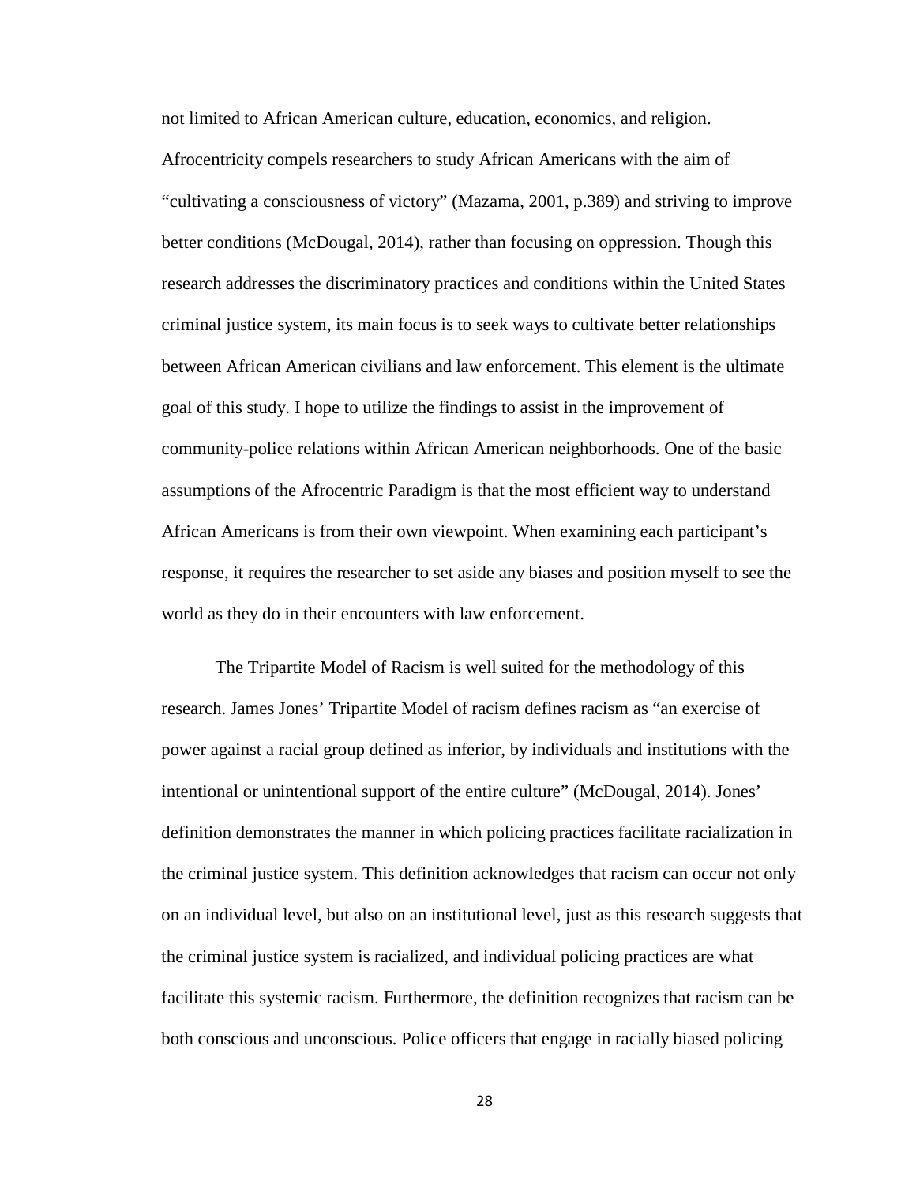not limited to African American culture, education, economics, and religion. Afrocentricity compels researchers to study African Americans with the aim of "cultivating a consciousness of victory" (Mazama, 2001, p.389) and striving to improve better conditions (McDougal, 2014), rather than focusing on oppression. Though this research addresses the discriminatory practices and conditions within the United States criminal justice system, its main focus is to seek ways to cultivate better relationships between African American civilians and law enforcement. This element is the ultimate goal of this study. I hope to utilize the findings to assist in the improvement of community-police relations within African American neighborhoods. One of the basic assumptions of the Afrocentric Paradigm is that the most efficient way to understand African Americans is from their own viewpoint. When examining each participant's response, it requires the researcher to set aside any biases and position myself to see the world as they do in their encounters with law enforcement.

The Tripartite Model of Racism is well suited for the methodology of this research. James Jones' Tripartite Model of racism defines racism as "an exercise of power against a racial group defined as inferior, by individuals and institutions with the intentional or unintentional support of the entire culture" (McDougal, 2014). Jones' definition demonstrates the manner in which policing practices facilitate racialization in the criminal justice system. This definition acknowledges that racism can occur not only on an individual level, but also on an institutional level, just as this research suggests that the criminal justice system is racialized, and individual policing practices are what facilitate this systemic racism. Furthermore, the definition recognizes that racism can be both conscious and unconscious. Police officers that engage in racially biased policing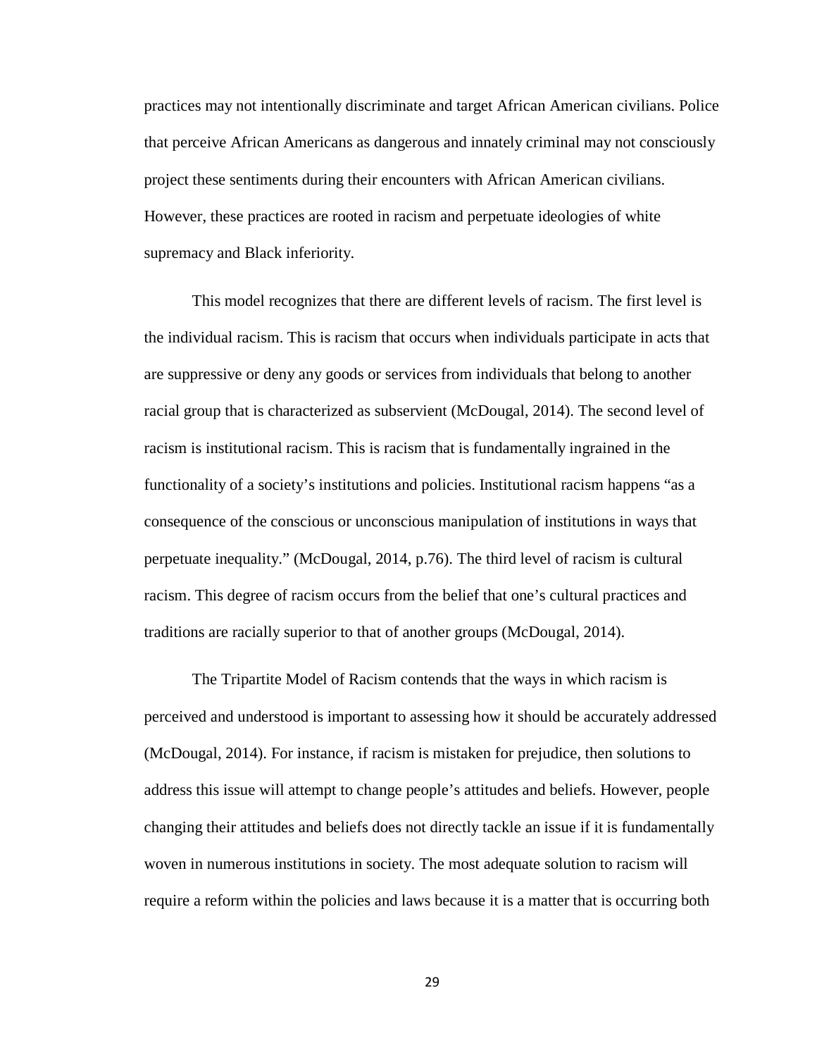practices may not intentionally discriminate and target African American civilians. Police that perceive African Americans as dangerous and innately criminal may not consciously project these sentiments during their encounters with African American civilians. However, these practices are rooted in racism and perpetuate ideologies of white supremacy and Black inferiority.

This model recognizes that there are different levels of racism. The first level is the individual racism. This is racism that occurs when individuals participate in acts that are suppressive or deny any goods or services from individuals that belong to another racial group that is characterized as subservient (McDougal, 2014). The second level of racism is institutional racism. This is racism that is fundamentally ingrained in the functionality of a society's institutions and policies. Institutional racism happens "as a consequence of the conscious or unconscious manipulation of institutions in ways that perpetuate inequality." (McDougal, 2014, p.76). The third level of racism is cultural racism. This degree of racism occurs from the belief that one's cultural practices and traditions are racially superior to that of another groups (McDougal, 2014).

The Tripartite Model of Racism contends that the ways in which racism is perceived and understood is important to assessing how it should be accurately addressed (McDougal, 2014). For instance, if racism is mistaken for prejudice, then solutions to address this issue will attempt to change people's attitudes and beliefs. However, people changing their attitudes and beliefs does not directly tackle an issue if it is fundamentally woven in numerous institutions in society. The most adequate solution to racism will require a reform within the policies and laws because it is a matter that is occurring both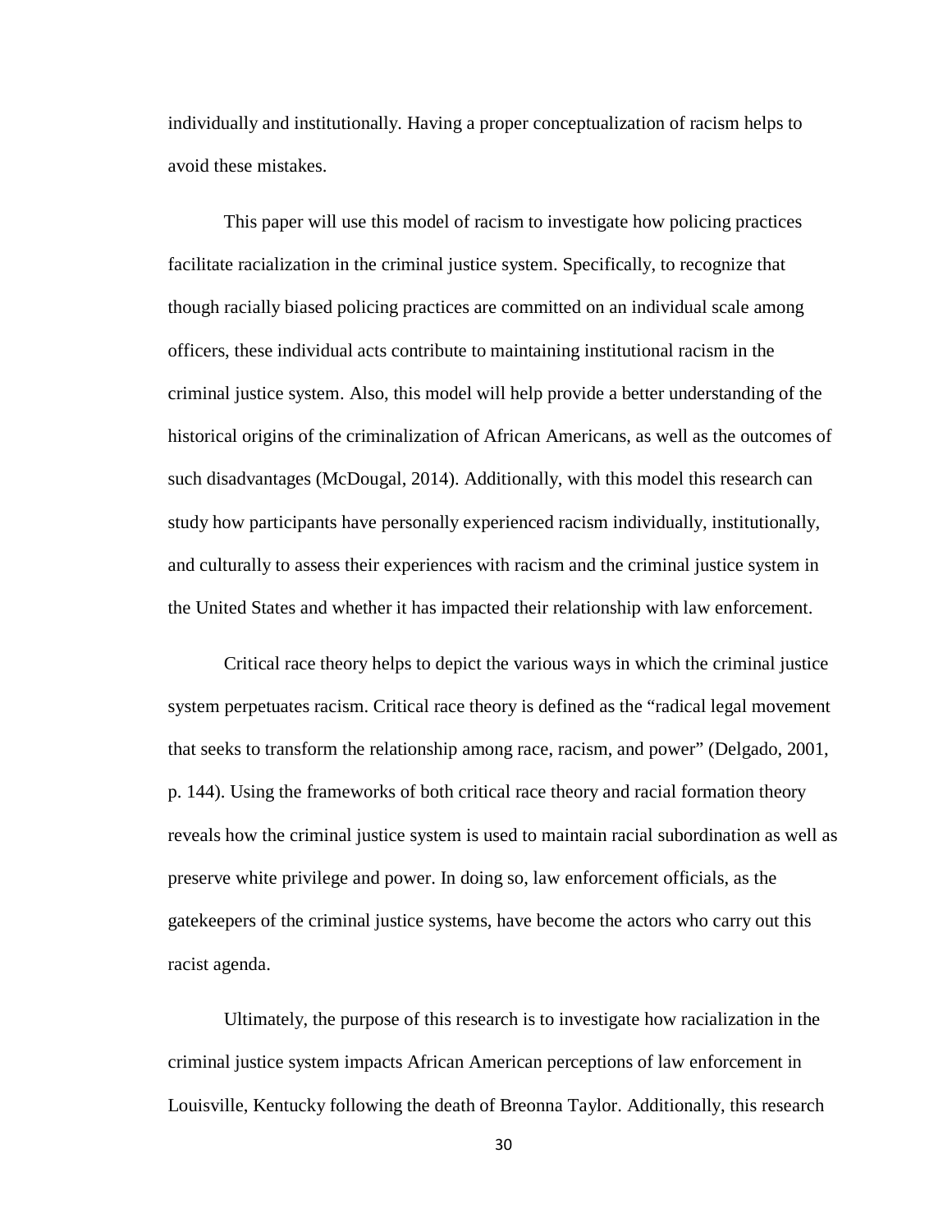individually and institutionally. Having a proper conceptualization of racism helps to avoid these mistakes.

This paper will use this model of racism to investigate how policing practices facilitate racialization in the criminal justice system. Specifically, to recognize that though racially biased policing practices are committed on an individual scale among officers, these individual acts contribute to maintaining institutional racism in the criminal justice system. Also, this model will help provide a better understanding of the historical origins of the criminalization of African Americans, as well as the outcomes of such disadvantages (McDougal, 2014). Additionally, with this model this research can study how participants have personally experienced racism individually, institutionally, and culturally to assess their experiences with racism and the criminal justice system in the United States and whether it has impacted their relationship with law enforcement.

Critical race theory helps to depict the various ways in which the criminal justice system perpetuates racism. Critical race theory is defined as the "radical legal movement that seeks to transform the relationship among race, racism, and power" (Delgado, 2001, p. 144). Using the frameworks of both critical race theory and racial formation theory reveals how the criminal justice system is used to maintain racial subordination as well as preserve white privilege and power. In doing so, law enforcement officials, as the gatekeepers of the criminal justice systems, have become the actors who carry out this racist agenda.

Ultimately, the purpose of this research is to investigate how racialization in the criminal justice system impacts African American perceptions of law enforcement in Louisville, Kentucky following the death of Breonna Taylor. Additionally, this research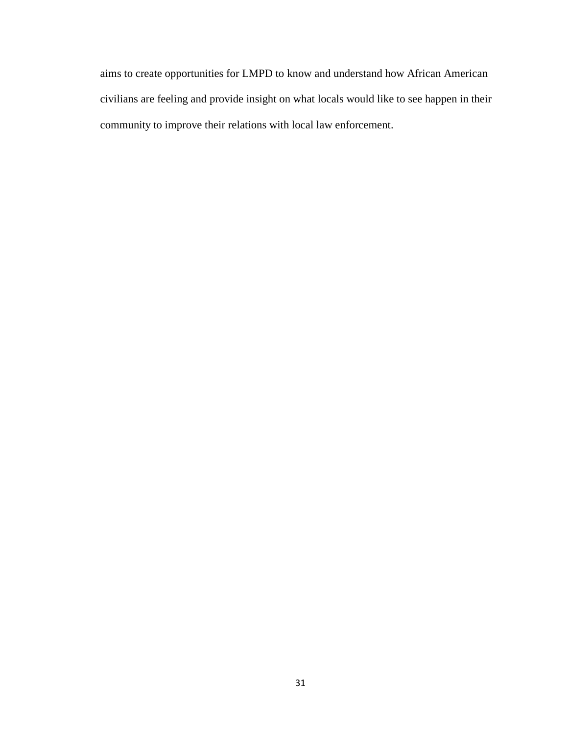aims to create opportunities for LMPD to know and understand how African American civilians are feeling and provide insight on what locals would like to see happen in their community to improve their relations with local law enforcement.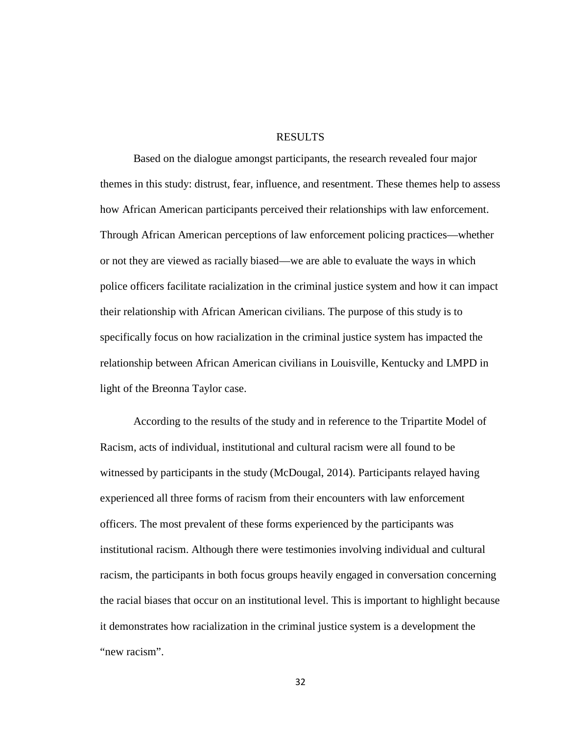# RESULTS

Based on the dialogue amongst participants, the research revealed four major themes in this study: distrust, fear, influence, and resentment. These themes help to assess how African American participants perceived their relationships with law enforcement. Through African American perceptions of law enforcement policing practices—whether or not they are viewed as racially biased—we are able to evaluate the ways in which police officers facilitate racialization in the criminal justice system and how it can impact their relationship with African American civilians. The purpose of this study is to specifically focus on how racialization in the criminal justice system has impacted the relationship between African American civilians in Louisville, Kentucky and LMPD in light of the Breonna Taylor case.

According to the results of the study and in reference to the Tripartite Model of Racism, acts of individual, institutional and cultural racism were all found to be witnessed by participants in the study (McDougal, 2014). Participants relayed having experienced all three forms of racism from their encounters with law enforcement officers. The most prevalent of these forms experienced by the participants was institutional racism. Although there were testimonies involving individual and cultural racism, the participants in both focus groups heavily engaged in conversation concerning the racial biases that occur on an institutional level. This is important to highlight because it demonstrates how racialization in the criminal justice system is a development the "new racism".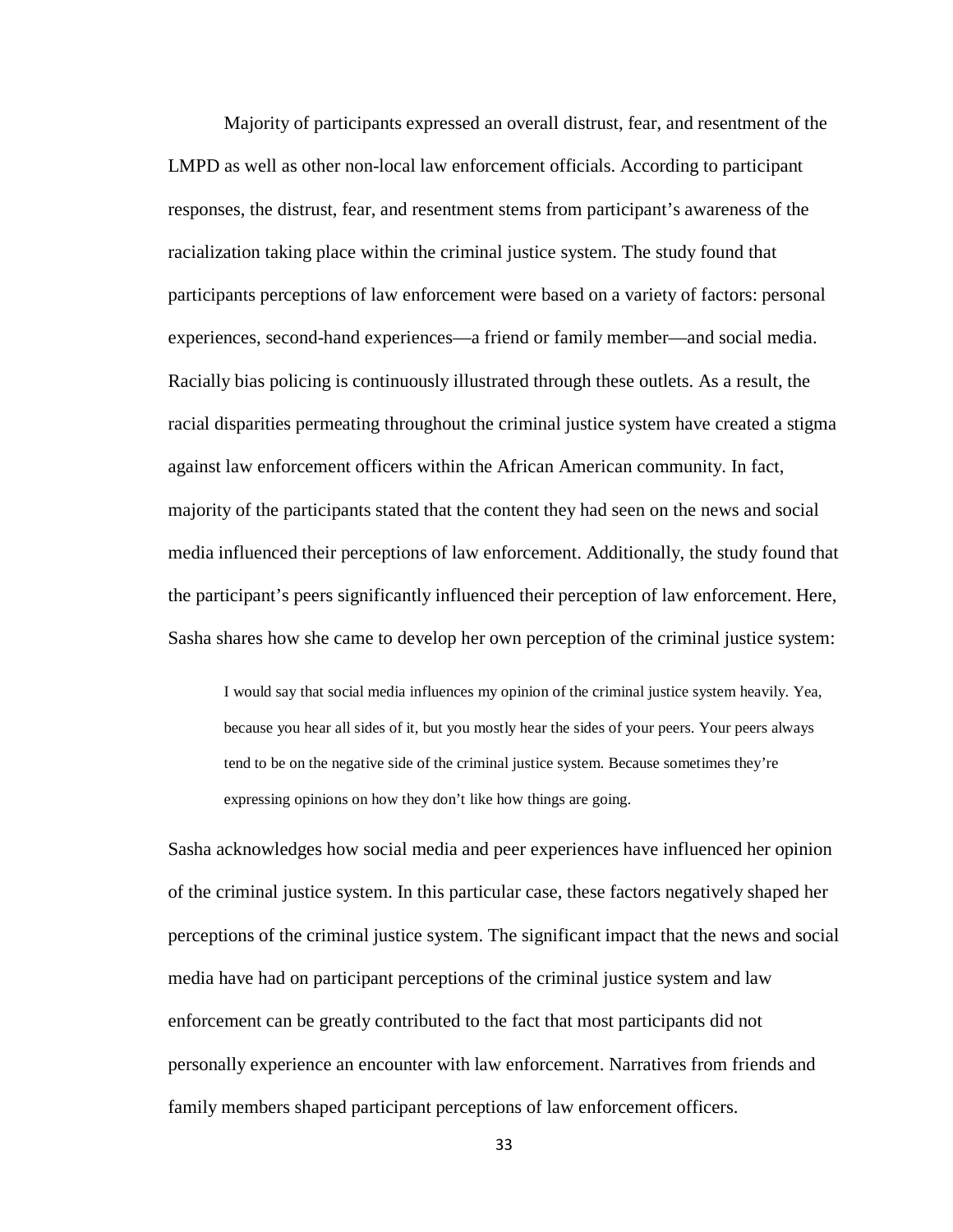Majority of participants expressed an overall distrust, fear, and resentment of the LMPD as well as other non-local law enforcement officials. According to participant responses, the distrust, fear, and resentment stems from participant's awareness of the racialization taking place within the criminal justice system. The study found that participants perceptions of law enforcement were based on a variety of factors: personal experiences, second-hand experiences—a friend or family member—and social media. Racially bias policing is continuously illustrated through these outlets. As a result, the racial disparities permeating throughout the criminal justice system have created a stigma against law enforcement officers within the African American community. In fact, majority of the participants stated that the content they had seen on the news and social media influenced their perceptions of law enforcement. Additionally, the study found that the participant's peers significantly influenced their perception of law enforcement. Here, Sasha shares how she came to develop her own perception of the criminal justice system:

> I would say that social media influences my opinion of the criminal justice system heavily. Yea, because you hear all sides of it, but you mostly hear the sides of your peers. Your peers always tend to be on the negative side of the criminal justice system. Because sometimes they're expressing opinions on how they don't like how things are going.

Sasha acknowledges how social media and peer experiences have influenced her opinion of the criminal justice system. In this particular case, these factors negatively shaped her perceptions of the criminal justice system. The significant impact that the news and social media have had on participant perceptions of the criminal justice system and law enforcement can be greatly contributed to the fact that most participants did not personally experience an encounter with law enforcement. Narratives from friends and family members shaped participant perceptions of law enforcement officers.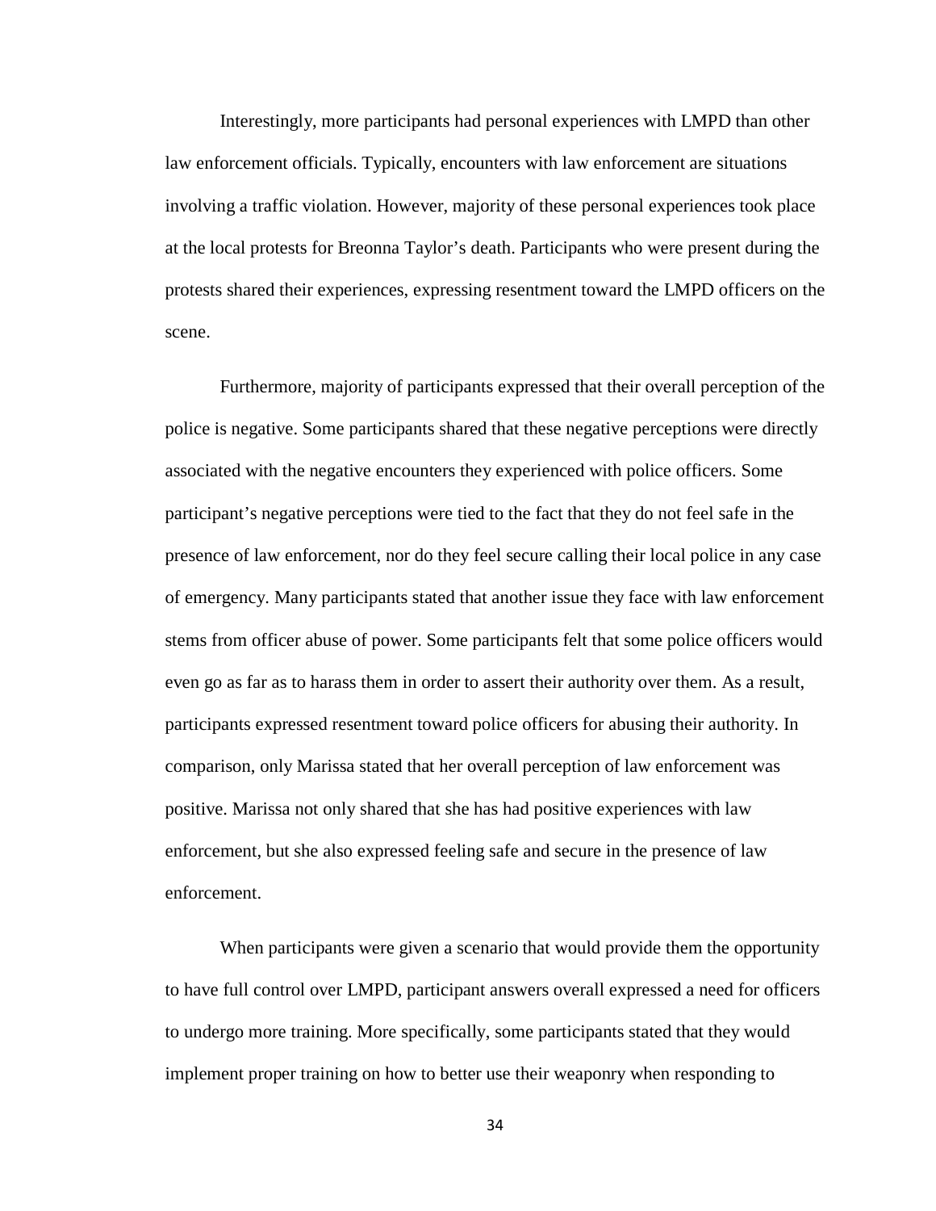Interestingly, more participants had personal experiences with LMPD than other law enforcement officials. Typically, encounters with law enforcement are situations involving a traffic violation. However, majority of these personal experiences took place at the local protests for Breonna Taylor's death. Participants who were present during the protests shared their experiences, expressing resentment toward the LMPD officers on the scene.

Furthermore, majority of participants expressed that their overall perception of the police is negative. Some participants shared that these negative perceptions were directly associated with the negative encounters they experienced with police officers. Some participant's negative perceptions were tied to the fact that they do not feel safe in the presence of law enforcement, nor do they feel secure calling their local police in any case of emergency. Many participants stated that another issue they face with law enforcement stems from officer abuse of power. Some participants felt that some police officers would even go as far as to harass them in order to assert their authority over them. As a result, participants expressed resentment toward police officers for abusing their authority. In comparison, only Marissa stated that her overall perception of law enforcement was positive. Marissa not only shared that she has had positive experiences with law enforcement, but she also expressed feeling safe and secure in the presence of law enforcement.

When participants were given a scenario that would provide them the opportunity to have full control over LMPD, participant answers overall expressed a need for officers to undergo more training. More specifically, some participants stated that they would implement proper training on how to better use their weaponry when responding to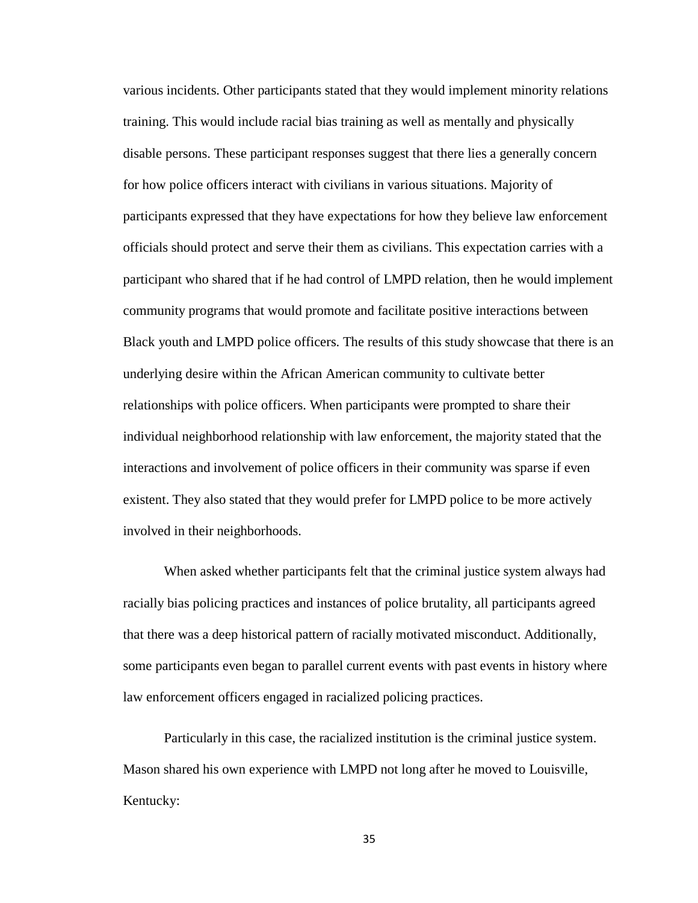various incidents. Other participants stated that they would implement minority relations training. This would include racial bias training as well as mentally and physically disable persons. These participant responses suggest that there lies a generally concern for how police officers interact with civilians in various situations. Majority of participants expressed that they have expectations for how they believe law enforcement officials should protect and serve their them as civilians. This expectation carries with a participant who shared that if he had control of LMPD relation, then he would implement community programs that would promote and facilitate positive interactions between Black youth and LMPD police officers. The results of this study showcase that there is an underlying desire within the African American community to cultivate better relationships with police officers. When participants were prompted to share their individual neighborhood relationship with law enforcement, the majority stated that the interactions and involvement of police officers in their community was sparse if even existent. They also stated that they would prefer for LMPD police to be more actively involved in their neighborhoods.

When asked whether participants felt that the criminal justice system always had racially bias policing practices and instances of police brutality, all participants agreed that there was a deep historical pattern of racially motivated misconduct. Additionally, some participants even began to parallel current events with past events in history where law enforcement officers engaged in racialized policing practices.

Particularly in this case, the racialized institution is the criminal justice system. Mason shared his own experience with LMPD not long after he moved to Louisville, Kentucky: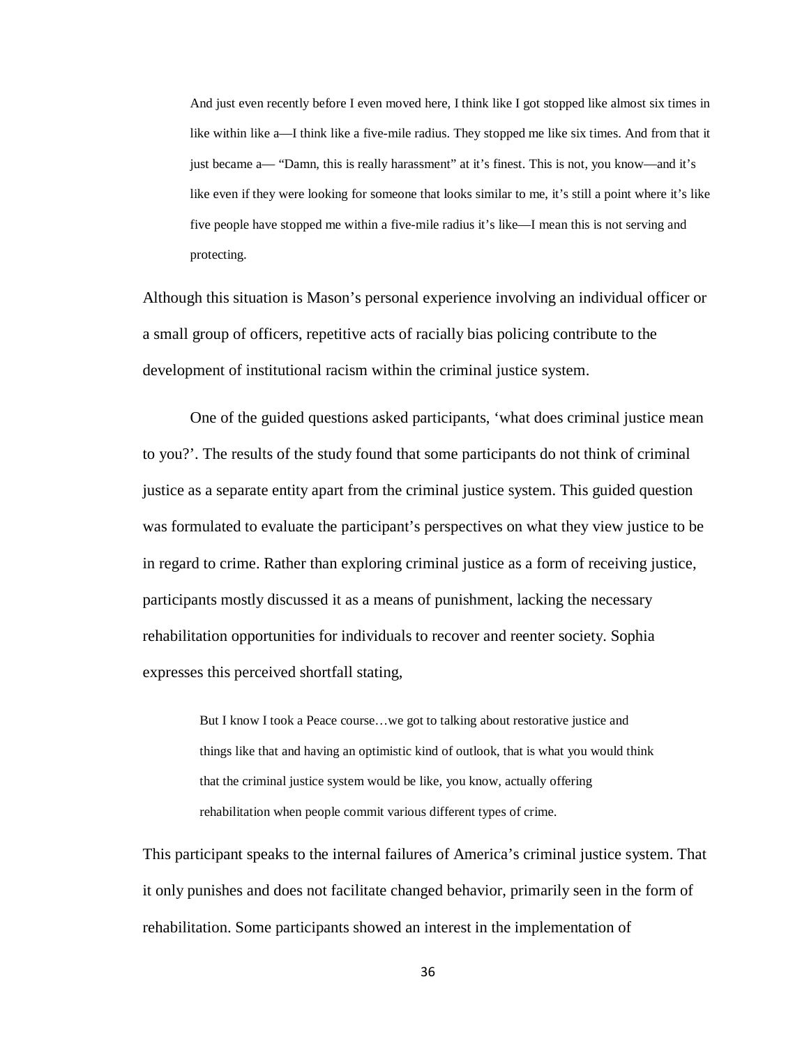> And just even recently before I even moved here, I think like I got stopped like almost six times in like within like a—I think like a five-mile radius. They stopped me like six times. And from that it just became a— "Damn, this is really harassment" at it's finest. This is not, you know—and it's like even if they were looking for someone that looks similar to me, it's still a point where it's like five people have stopped me within a five-mile radius it's like—I mean this is not serving and protecting.

Although this situation is Mason's personal experience involving an individual officer or a small group of officers, repetitive acts of racially bias policing contribute to the development of institutional racism within the criminal justice system.

One of the guided questions asked participants, 'what does criminal justice mean to you?'. The results of the study found that some participants do not think of criminal justice as a separate entity apart from the criminal justice system. This guided question was formulated to evaluate the participant's perspectives on what they view justice to be in regard to crime. Rather than exploring criminal justice as a form of receiving justice, participants mostly discussed it as a means of punishment, lacking the necessary rehabilitation opportunities for individuals to recover and reenter society. Sophia expresses this perceived shortfall stating,

> But I know I took a Peace course…we got to talking about restorative justice and things like that and having an optimistic kind of outlook, that is what you would think that the criminal justice system would be like, you know, actually offering rehabilitation when people commit various different types of crime.

This participant speaks to the internal failures of America's criminal justice system. That it only punishes and does not facilitate changed behavior, primarily seen in the form of rehabilitation. Some participants showed an interest in the implementation of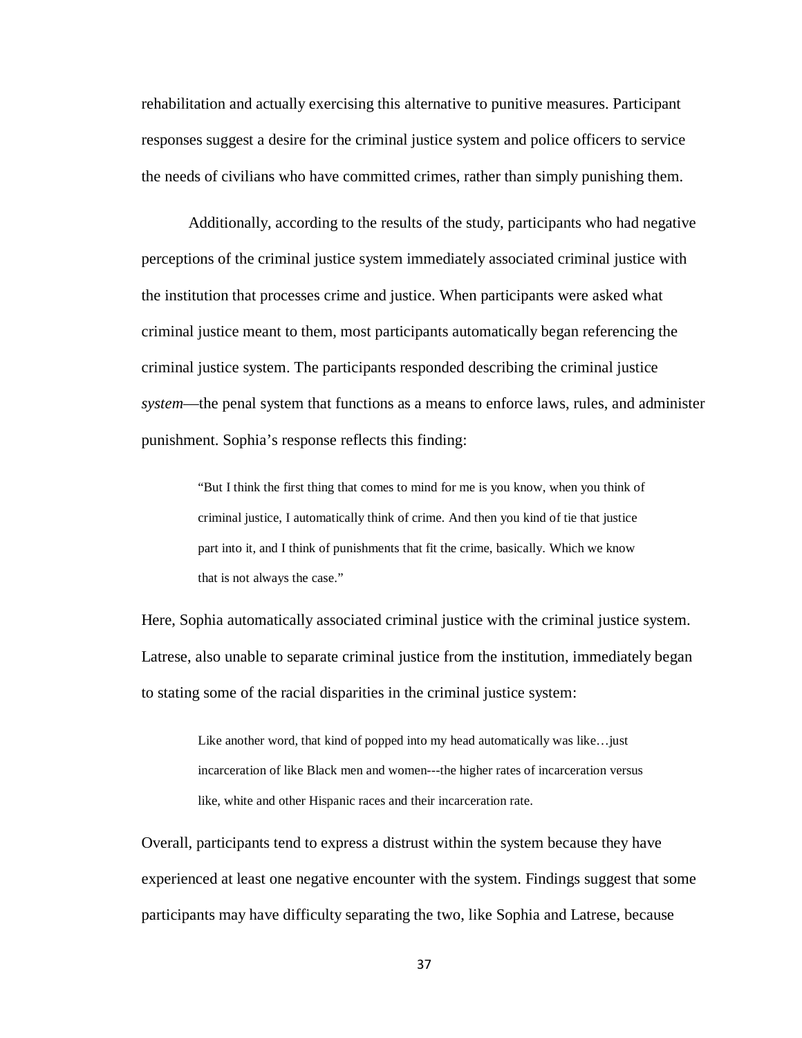rehabilitation and actually exercising this alternative to punitive measures. Participant responses suggest a desire for the criminal justice system and police officers to service the needs of civilians who have committed crimes, rather than simply punishing them.

Additionally, according to the results of the study, participants who had negative perceptions of the criminal justice system immediately associated criminal justice with the institution that processes crime and justice. When participants were asked what criminal justice meant to them, most participants automatically began referencing the criminal justice system. The participants responded describing the criminal justice *system*—the penal system that functions as a means to enforce laws, rules, and administer punishment. Sophia's response reflects this finding:

> "But I think the first thing that comes to mind for me is you know, when you think of criminal justice, I automatically think of crime. And then you kind of tie that justice part into it, and I think of punishments that fit the crime, basically. Which we know that is not always the case."

Here, Sophia automatically associated criminal justice with the criminal justice system. Latrese, also unable to separate criminal justice from the institution, immediately began to stating some of the racial disparities in the criminal justice system:

> Like another word, that kind of popped into my head automatically was like…just incarceration of like Black men and women---the higher rates of incarceration versus like, white and other Hispanic races and their incarceration rate.

Overall, participants tend to express a distrust within the system because they have experienced at least one negative encounter with the system. Findings suggest that some participants may have difficulty separating the two, like Sophia and Latrese, because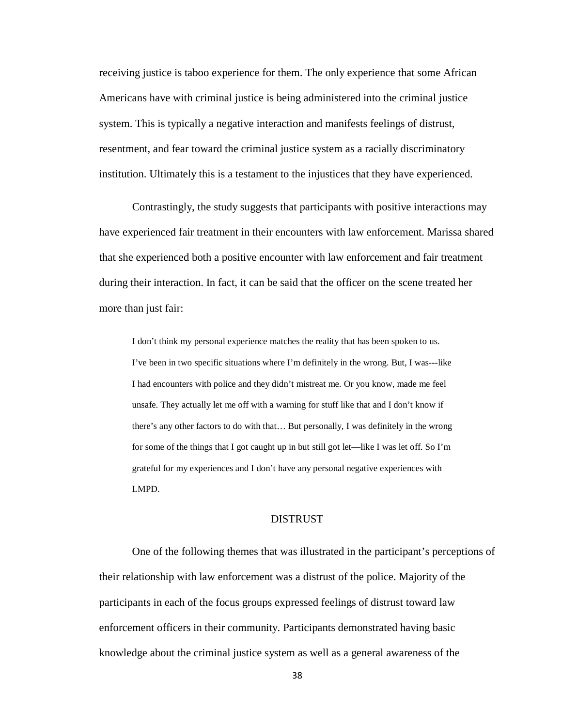receiving justice is taboo experience for them. The only experience that some African Americans have with criminal justice is being administered into the criminal justice system. This is typically a negative interaction and manifests feelings of distrust, resentment, and fear toward the criminal justice system as a racially discriminatory institution. Ultimately this is a testament to the injustices that they have experienced.

Contrastingly, the study suggests that participants with positive interactions may have experienced fair treatment in their encounters with law enforcement. Marissa shared that she experienced both a positive encounter with law enforcement and fair treatment during their interaction. In fact, it can be said that the officer on the scene treated her more than just fair:

> I don't think my personal experience matches the reality that has been spoken to us. I've been in two specific situations where I'm definitely in the wrong. But, I was---like I had encounters with police and they didn't mistreat me. Or you know, made me feel unsafe. They actually let me off with a warning for stuff like that and I don't know if there's any other factors to do with that… But personally, I was definitely in the wrong for some of the things that I got caught up in but still got let—like I was let off. So I'm grateful for my experiences and I don't have any personal negative experiences with LMPD.

## DISTRUST

One of the following themes that was illustrated in the participant's perceptions of their relationship with law enforcement was a distrust of the police. Majority of the participants in each of the focus groups expressed feelings of distrust toward law enforcement officers in their community. Participants demonstrated having basic knowledge about the criminal justice system as well as a general awareness of the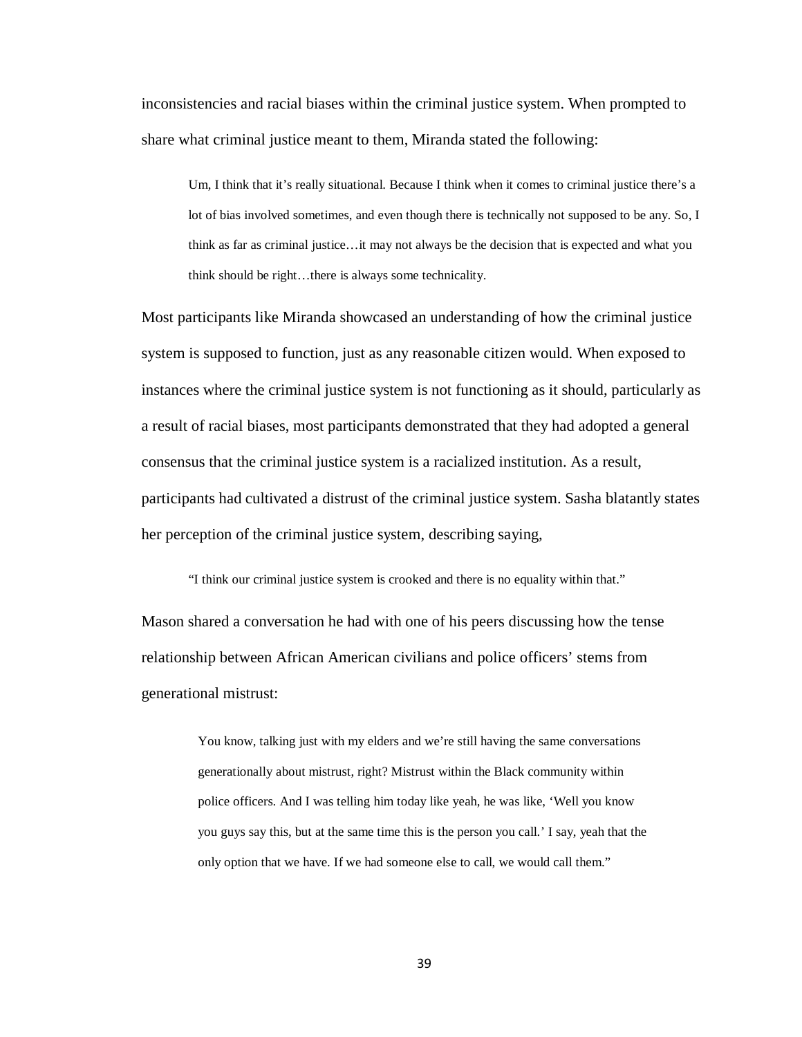inconsistencies and racial biases within the criminal justice system. When prompted to share what criminal justice meant to them, Miranda stated the following:

> Um, I think that it's really situational. Because I think when it comes to criminal justice there's a lot of bias involved sometimes, and even though there is technically not supposed to be any. So, I think as far as criminal justice…it may not always be the decision that is expected and what you think should be right…there is always some technicality.

Most participants like Miranda showcased an understanding of how the criminal justice system is supposed to function, just as any reasonable citizen would. When exposed to instances where the criminal justice system is not functioning as it should, particularly as a result of racial biases, most participants demonstrated that they had adopted a general consensus that the criminal justice system is a racialized institution. As a result, participants had cultivated a distrust of the criminal justice system. Sasha blatantly states her perception of the criminal justice system, describing saying,

> "I think our criminal justice system is crooked and there is no equality within that."

Mason shared a conversation he had with one of his peers discussing how the tense relationship between African American civilians and police officers' stems from generational mistrust:

> You know, talking just with my elders and we're still having the same conversations generationally about mistrust, right? Mistrust within the Black community within police officers. And I was telling him today like yeah, he was like, 'Well you know you guys say this, but at the same time this is the person you call.' I say, yeah that the only option that we have. If we had someone else to call, we would call them."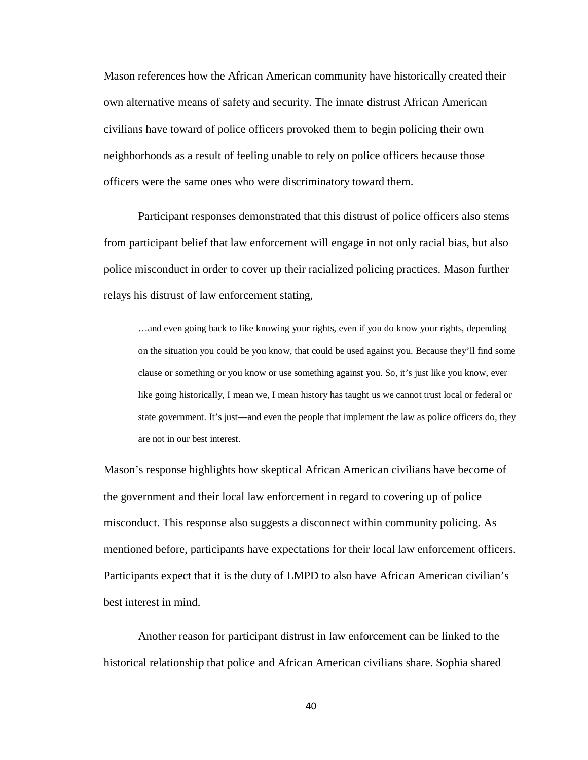Mason references how the African American community have historically created their own alternative means of safety and security. The innate distrust African American civilians have toward of police officers provoked them to begin policing their own neighborhoods as a result of feeling unable to rely on police officers because those officers were the same ones who were discriminatory toward them.

Participant responses demonstrated that this distrust of police officers also stems from participant belief that law enforcement will engage in not only racial bias, but also police misconduct in order to cover up their racialized policing practices. Mason further relays his distrust of law enforcement stating,

> …and even going back to like knowing your rights, even if you do know your rights, depending on the situation you could be you know, that could be used against you. Because they'll find some clause or something or you know or use something against you. So, it's just like you know, ever like going historically, I mean we, I mean history has taught us we cannot trust local or federal or state government. It's just—and even the people that implement the law as police officers do, they are not in our best interest.

Mason's response highlights how skeptical African American civilians have become of the government and their local law enforcement in regard to covering up of police misconduct. This response also suggests a disconnect within community policing. As mentioned before, participants have expectations for their local law enforcement officers. Participants expect that it is the duty of LMPD to also have African American civilian's best interest in mind.

Another reason for participant distrust in law enforcement can be linked to the historical relationship that police and African American civilians share. Sophia shared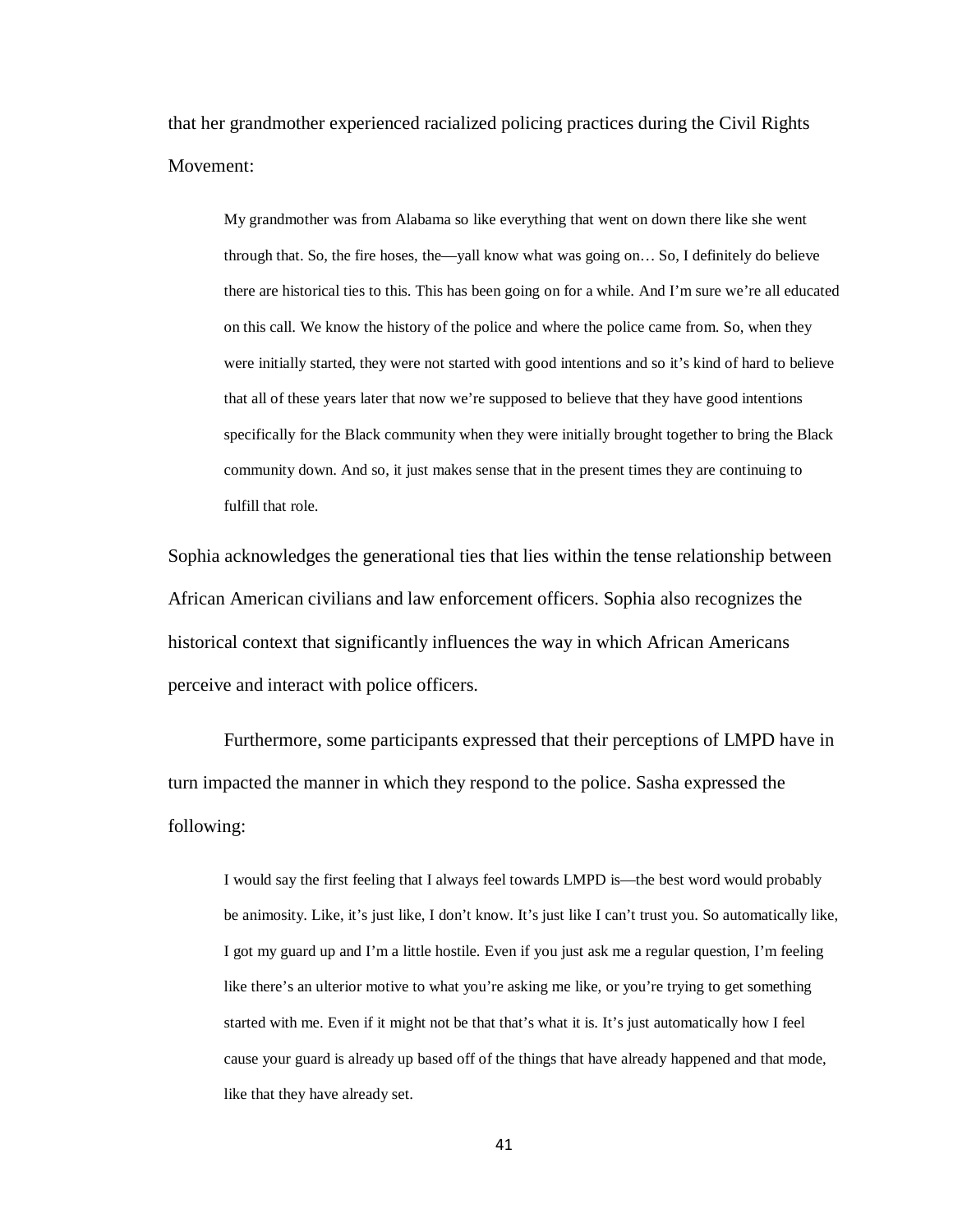that her grandmother experienced racialized policing practices during the Civil Rights Movement:

> My grandmother was from Alabama so like everything that went on down there like she went through that. So, the fire hoses, the—yall know what was going on… So, I definitely do believe there are historical ties to this. This has been going on for a while. And I'm sure we're all educated on this call. We know the history of the police and where the police came from. So, when they were initially started, they were not started with good intentions and so it's kind of hard to believe that all of these years later that now we're supposed to believe that they have good intentions specifically for the Black community when they were initially brought together to bring the Black community down. And so, it just makes sense that in the present times they are continuing to fulfill that role.

Sophia acknowledges the generational ties that lies within the tense relationship between African American civilians and law enforcement officers. Sophia also recognizes the historical context that significantly influences the way in which African Americans perceive and interact with police officers.

Furthermore, some participants expressed that their perceptions of LMPD have in turn impacted the manner in which they respond to the police. Sasha expressed the following:

> I would say the first feeling that I always feel towards LMPD is—the best word would probably be animosity. Like, it's just like, I don't know. It's just like I can't trust you. So automatically like, I got my guard up and I'm a little hostile. Even if you just ask me a regular question, I'm feeling like there's an ulterior motive to what you're asking me like, or you're trying to get something started with me. Even if it might not be that that's what it is. It's just automatically how I feel cause your guard is already up based off of the things that have already happened and that mode, like that they have already set.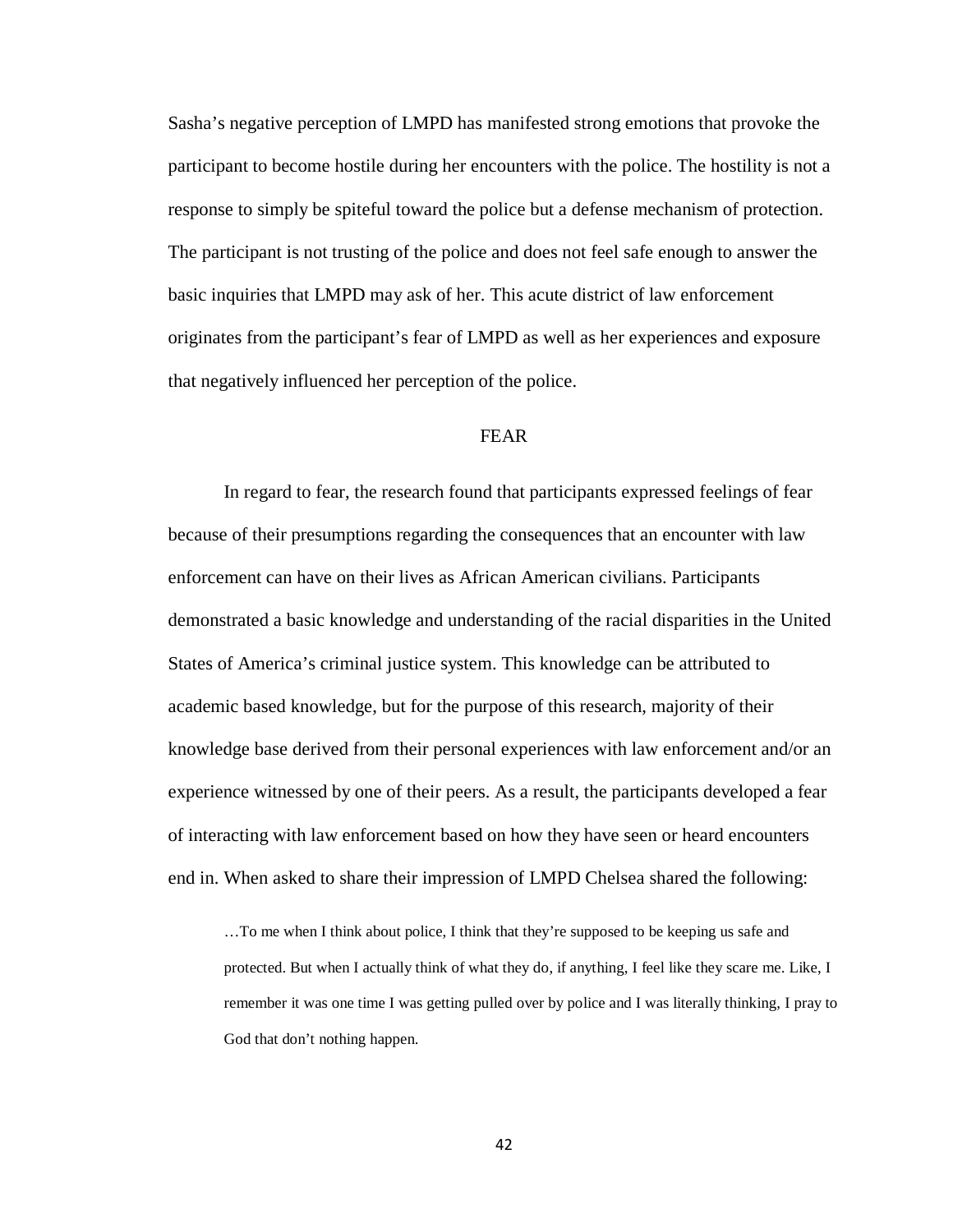Sasha's negative perception of LMPD has manifested strong emotions that provoke the participant to become hostile during her encounters with the police. The hostility is not a response to simply be spiteful toward the police but a defense mechanism of protection. The participant is not trusting of the police and does not feel safe enough to answer the basic inquiries that LMPD may ask of her. This acute district of law enforcement originates from the participant's fear of LMPD as well as her experiences and exposure that negatively influenced her perception of the police.

## FEAR

In regard to fear, the research found that participants expressed feelings of fear because of their presumptions regarding the consequences that an encounter with law enforcement can have on their lives as African American civilians. Participants demonstrated a basic knowledge and understanding of the racial disparities in the United States of America's criminal justice system. This knowledge can be attributed to academic based knowledge, but for the purpose of this research, majority of their knowledge base derived from their personal experiences with law enforcement and/or an experience witnessed by one of their peers. As a result, the participants developed a fear of interacting with law enforcement based on how they have seen or heard encounters end in. When asked to share their impression of LMPD Chelsea shared the following:

> …To me when I think about police, I think that they're supposed to be keeping us safe and protected. But when I actually think of what they do, if anything, I feel like they scare me. Like, I remember it was one time I was getting pulled over by police and I was literally thinking, I pray to God that don't nothing happen.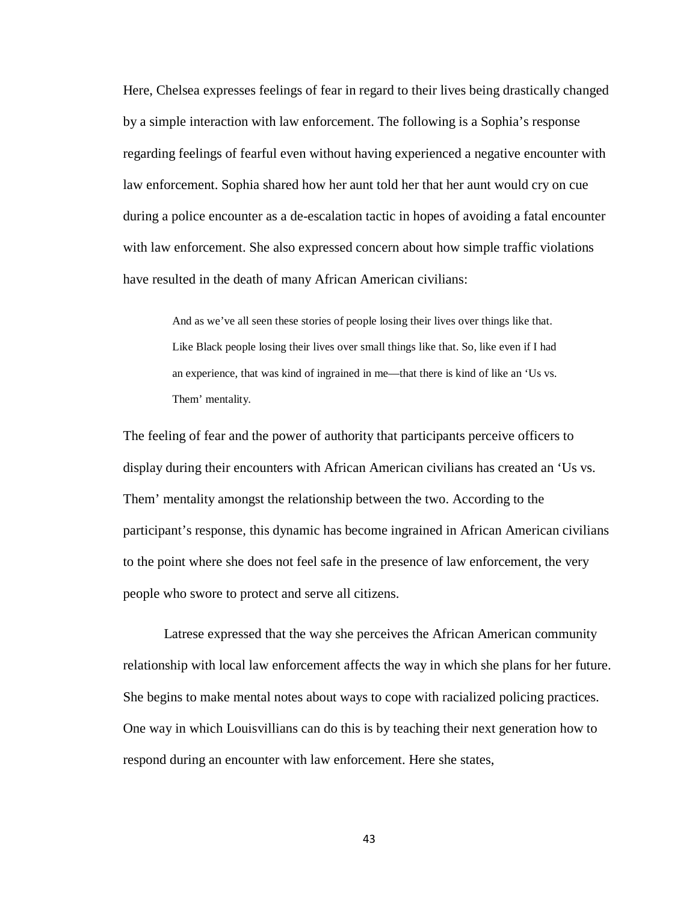Here, Chelsea expresses feelings of fear in regard to their lives being drastically changed by a simple interaction with law enforcement. The following is a Sophia's response regarding feelings of fearful even without having experienced a negative encounter with law enforcement. Sophia shared how her aunt told her that her aunt would cry on cue during a police encounter as a de-escalation tactic in hopes of avoiding a fatal encounter with law enforcement. She also expressed concern about how simple traffic violations have resulted in the death of many African American civilians:

> And as we've all seen these stories of people losing their lives over things like that. Like Black people losing their lives over small things like that. So, like even if I had an experience, that was kind of ingrained in me—that there is kind of like an 'Us vs. Them' mentality.

The feeling of fear and the power of authority that participants perceive officers to display during their encounters with African American civilians has created an 'Us vs. Them' mentality amongst the relationship between the two. According to the participant's response, this dynamic has become ingrained in African American civilians to the point where she does not feel safe in the presence of law enforcement, the very people who swore to protect and serve all citizens.

Latrese expressed that the way she perceives the African American community relationship with local law enforcement affects the way in which she plans for her future. She begins to make mental notes about ways to cope with racialized policing practices. One way in which Louisvillians can do this is by teaching their next generation how to respond during an encounter with law enforcement. Here she states,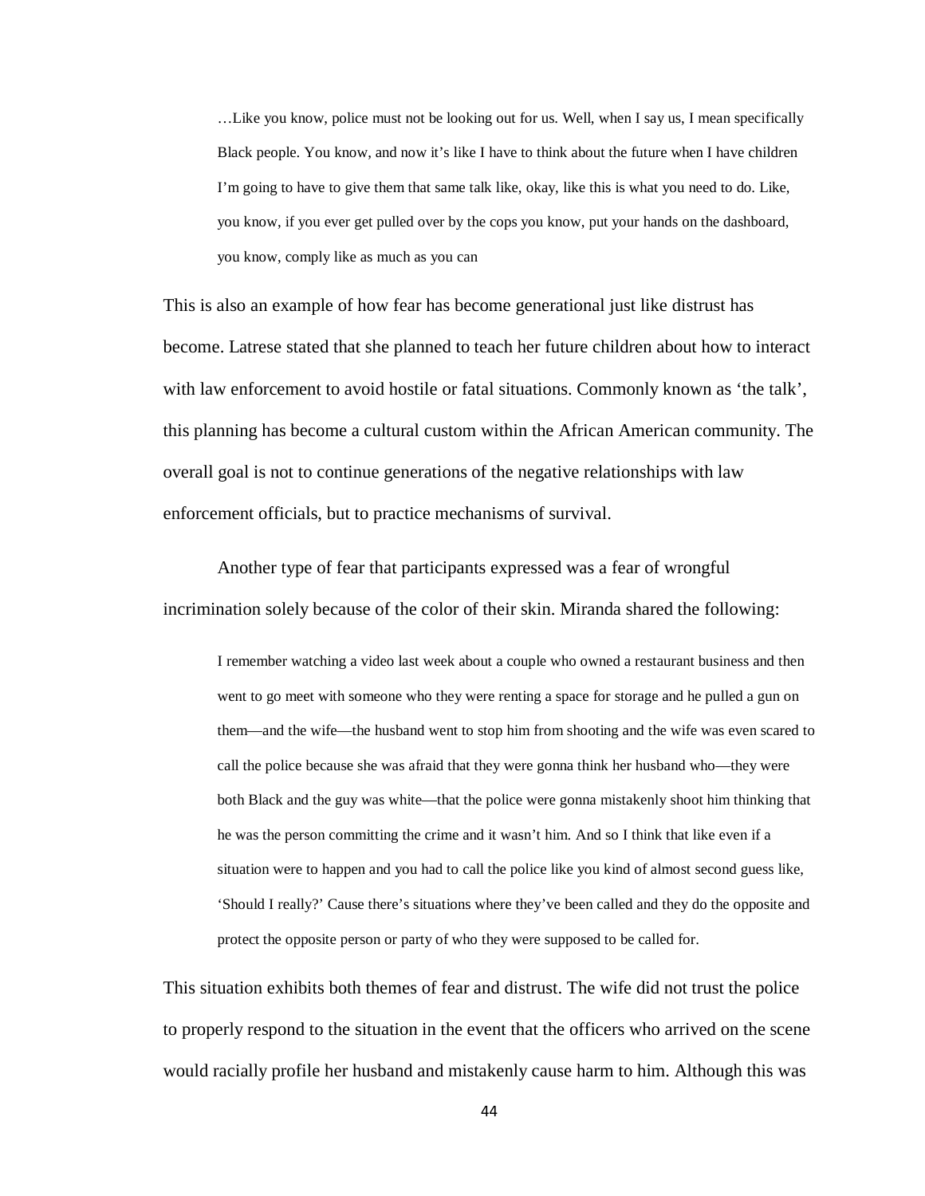> …Like you know, police must not be looking out for us. Well, when I say us, I mean specifically Black people. You know, and now it's like I have to think about the future when I have children I'm going to have to give them that same talk like, okay, like this is what you need to do. Like, you know, if you ever get pulled over by the cops you know, put your hands on the dashboard, you know, comply like as much as you can

This is also an example of how fear has become generational just like distrust has become. Latrese stated that she planned to teach her future children about how to interact with law enforcement to avoid hostile or fatal situations. Commonly known as 'the talk', this planning has become a cultural custom within the African American community. The overall goal is not to continue generations of the negative relationships with law enforcement officials, but to practice mechanisms of survival.

Another type of fear that participants expressed was a fear of wrongful incrimination solely because of the color of their skin. Miranda shared the following:

> I remember watching a video last week about a couple who owned a restaurant business and then went to go meet with someone who they were renting a space for storage and he pulled a gun on them—and the wife—the husband went to stop him from shooting and the wife was even scared to call the police because she was afraid that they were gonna think her husband who—they were both Black and the guy was white—that the police were gonna mistakenly shoot him thinking that he was the person committing the crime and it wasn't him. And so I think that like even if a situation were to happen and you had to call the police like you kind of almost second guess like, 'Should I really?' Cause there's situations where they've been called and they do the opposite and protect the opposite person or party of who they were supposed to be called for.

This situation exhibits both themes of fear and distrust. The wife did not trust the police to properly respond to the situation in the event that the officers who arrived on the scene would racially profile her husband and mistakenly cause harm to him. Although this was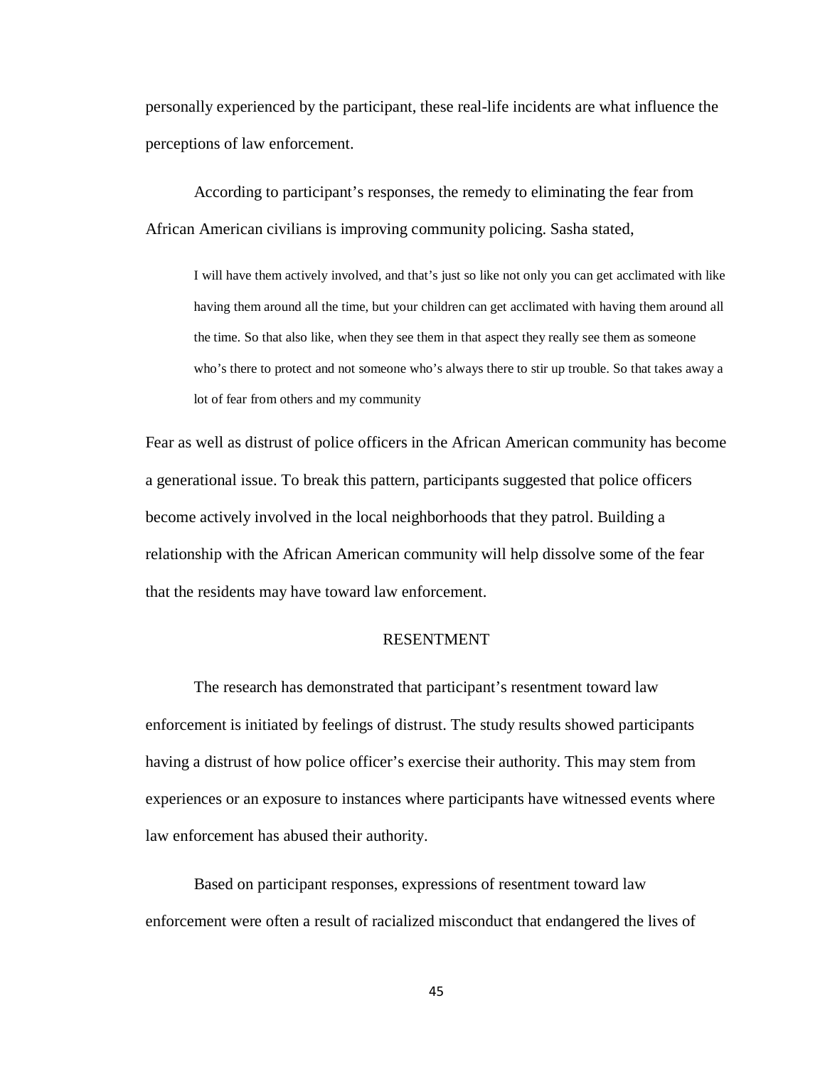personally experienced by the participant, these real-life incidents are what influence the perceptions of law enforcement.

According to participant's responses, the remedy to eliminating the fear from African American civilians is improving community policing. Sasha stated,

> I will have them actively involved, and that's just so like not only you can get acclimated with like having them around all the time, but your children can get acclimated with having them around all the time. So that also like, when they see them in that aspect they really see them as someone who's there to protect and not someone who's always there to stir up trouble. So that takes away a lot of fear from others and my community

Fear as well as distrust of police officers in the African American community has become a generational issue. To break this pattern, participants suggested that police officers become actively involved in the local neighborhoods that they patrol. Building a relationship with the African American community will help dissolve some of the fear that the residents may have toward law enforcement.

## RESENTMENT

The research has demonstrated that participant's resentment toward law enforcement is initiated by feelings of distrust. The study results showed participants having a distrust of how police officer's exercise their authority. This may stem from experiences or an exposure to instances where participants have witnessed events where law enforcement has abused their authority.

Based on participant responses, expressions of resentment toward law enforcement were often a result of racialized misconduct that endangered the lives of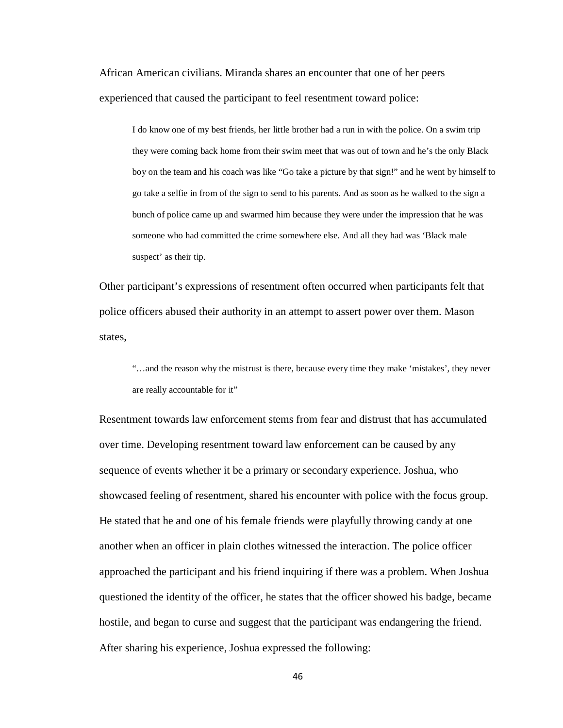African American civilians. Miranda shares an encounter that one of her peers experienced that caused the participant to feel resentment toward police:

> I do know one of my best friends, her little brother had a run in with the police. On a swim trip they were coming back home from their swim meet that was out of town and he's the only Black boy on the team and his coach was like "Go take a picture by that sign!" and he went by himself to go take a selfie in from of the sign to send to his parents. And as soon as he walked to the sign a bunch of police came up and swarmed him because they were under the impression that he was someone who had committed the crime somewhere else. And all they had was 'Black male suspect' as their tip.

Other participant's expressions of resentment often occurred when participants felt that police officers abused their authority in an attempt to assert power over them. Mason states,

> "…and the reason why the mistrust is there, because every time they make 'mistakes', they never are really accountable for it"

Resentment towards law enforcement stems from fear and distrust that has accumulated over time. Developing resentment toward law enforcement can be caused by any sequence of events whether it be a primary or secondary experience. Joshua, who showcased feeling of resentment, shared his encounter with police with the focus group. He stated that he and one of his female friends were playfully throwing candy at one another when an officer in plain clothes witnessed the interaction. The police officer approached the participant and his friend inquiring if there was a problem. When Joshua questioned the identity of the officer, he states that the officer showed his badge, became hostile, and began to curse and suggest that the participant was endangering the friend. After sharing his experience, Joshua expressed the following: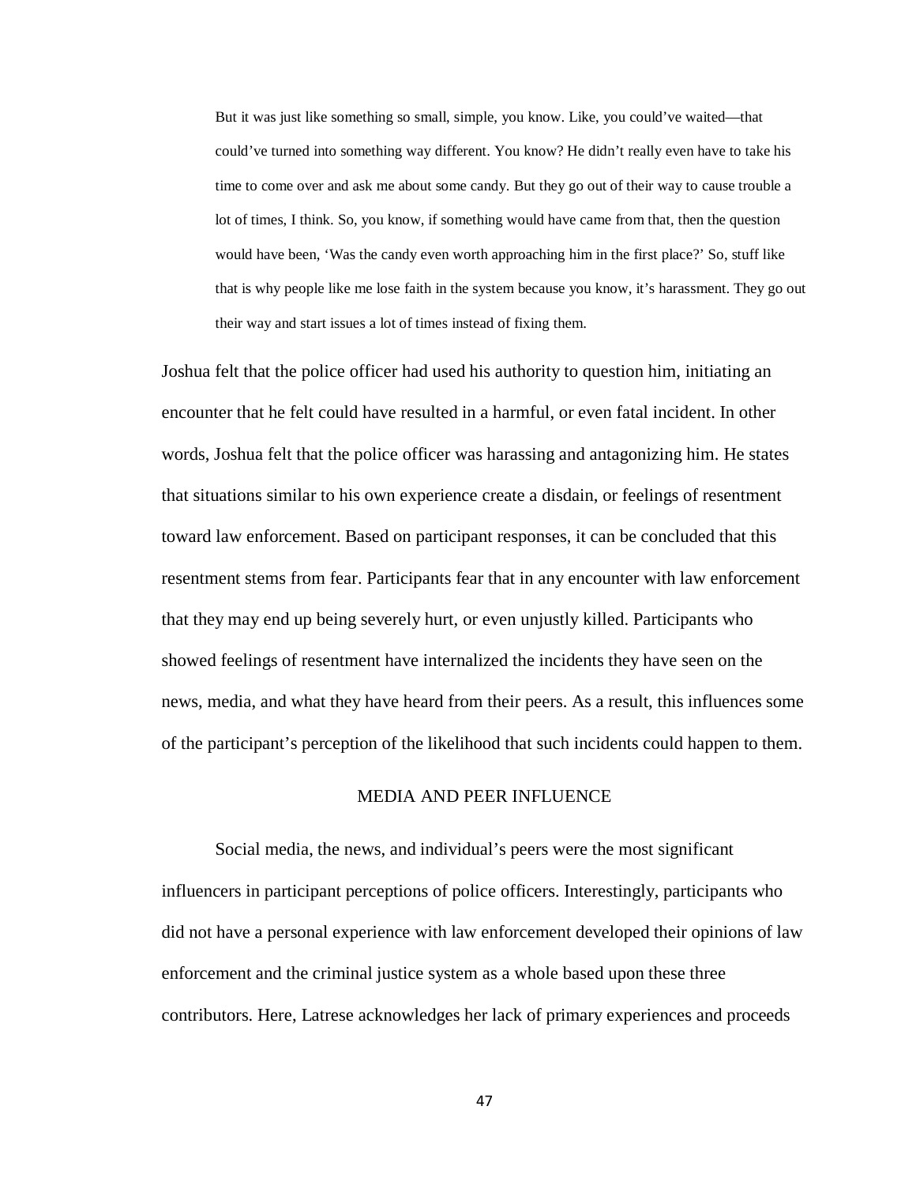> But it was just like something so small, simple, you know. Like, you could've waited—that could've turned into something way different. You know? He didn't really even have to take his time to come over and ask me about some candy. But they go out of their way to cause trouble a lot of times, I think. So, you know, if something would have came from that, then the question would have been, 'Was the candy even worth approaching him in the first place?' So, stuff like that is why people like me lose faith in the system because you know, it's harassment. They go out their way and start issues a lot of times instead of fixing them.

Joshua felt that the police officer had used his authority to question him, initiating an encounter that he felt could have resulted in a harmful, or even fatal incident. In other words, Joshua felt that the police officer was harassing and antagonizing him. He states that situations similar to his own experience create a disdain, or feelings of resentment toward law enforcement. Based on participant responses, it can be concluded that this resentment stems from fear. Participants fear that in any encounter with law enforcement that they may end up being severely hurt, or even unjustly killed. Participants who showed feelings of resentment have internalized the incidents they have seen on the news, media, and what they have heard from their peers. As a result, this influences some of the participant's perception of the likelihood that such incidents could happen to them.

## MEDIA AND PEER INFLUENCE

Social media, the news, and individual's peers were the most significant influencers in participant perceptions of police officers. Interestingly, participants who did not have a personal experience with law enforcement developed their opinions of law enforcement and the criminal justice system as a whole based upon these three contributors. Here, Latrese acknowledges her lack of primary experiences and proceeds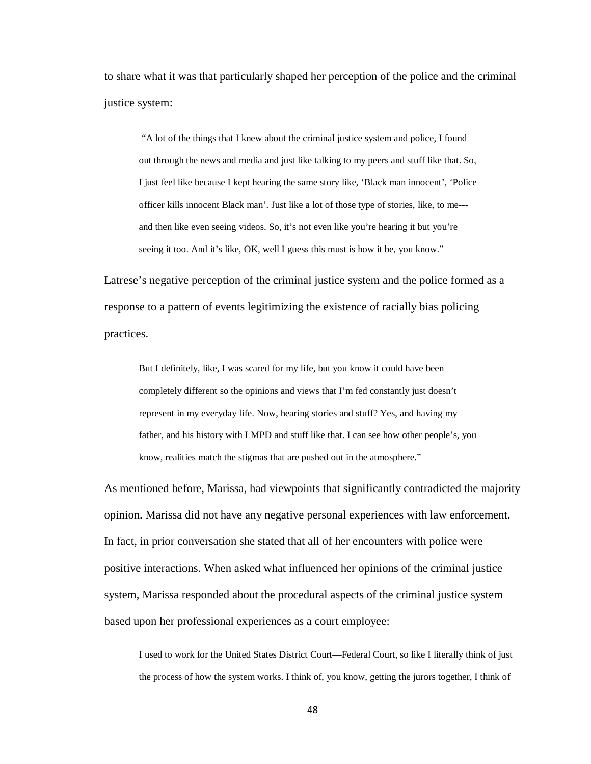to share what it was that particularly shaped her perception of the police and the criminal justice system:

> "A lot of the things that I knew about the criminal justice system and police, I found out through the news and media and just like talking to my peers and stuff like that. So, I just feel like because I kept hearing the same story like, 'Black man innocent', 'Police officer kills innocent Black man'. Just like a lot of those type of stories, like, to me---and then like even seeing videos. So, it's not even like you're hearing it but you're seeing it too. And it's like, OK, well I guess this must is how it be, you know."

Latrese's negative perception of the criminal justice system and the police formed as a response to a pattern of events legitimizing the existence of racially bias policing practices.

> But I definitely, like, I was scared for my life, but you know it could have been completely different so the opinions and views that I'm fed constantly just doesn't represent in my everyday life. Now, hearing stories and stuff? Yes, and having my father, and his history with LMPD and stuff like that. I can see how other people's, you know, realities match the stigmas that are pushed out in the atmosphere."

As mentioned before, Marissa, had viewpoints that significantly contradicted the majority opinion. Marissa did not have any negative personal experiences with law enforcement. In fact, in prior conversation she stated that all of her encounters with police were positive interactions. When asked what influenced her opinions of the criminal justice system, Marissa responded about the procedural aspects of the criminal justice system based upon her professional experiences as a court employee:

> I used to work for the United States District Court—Federal Court, so like I literally think of just the process of how the system works. I think of, you know, getting the jurors together, I think of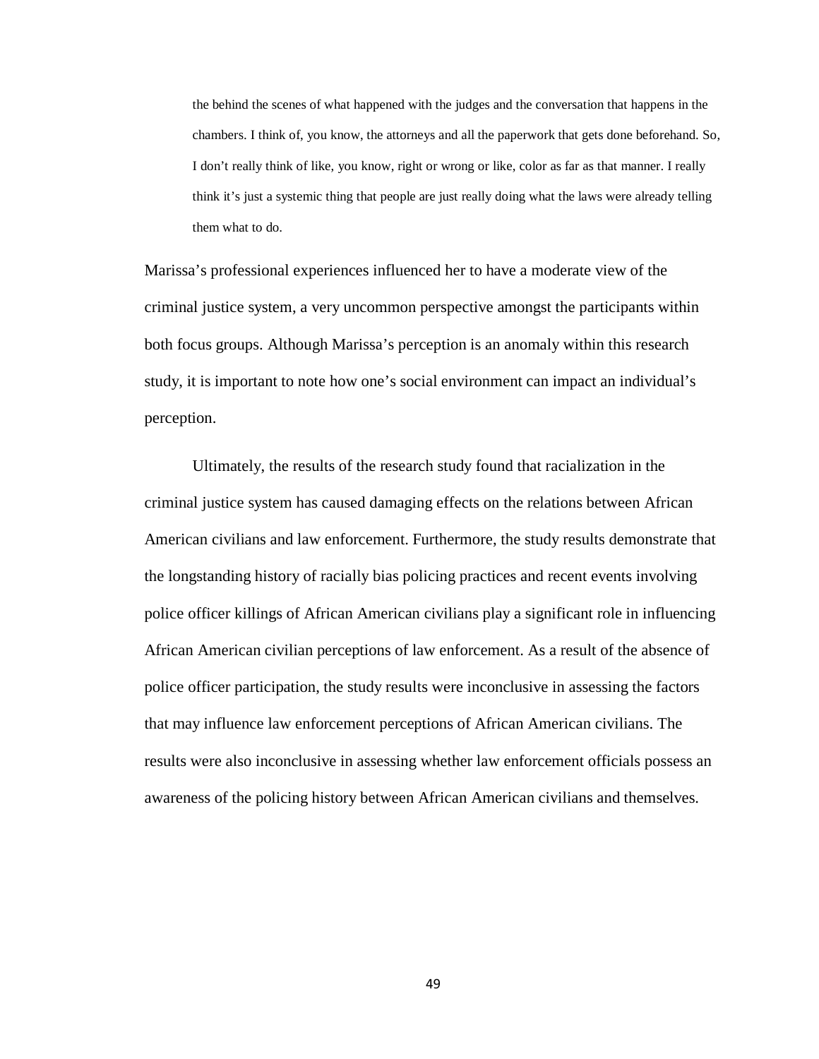> the behind the scenes of what happened with the judges and the conversation that happens in the chambers. I think of, you know, the attorneys and all the paperwork that gets done beforehand. So, I don't really think of like, you know, right or wrong or like, color as far as that manner. I really think it's just a systemic thing that people are just really doing what the laws were already telling them what to do.

Marissa's professional experiences influenced her to have a moderate view of the criminal justice system, a very uncommon perspective amongst the participants within both focus groups. Although Marissa's perception is an anomaly within this research study, it is important to note how one's social environment can impact an individual's perception.

Ultimately, the results of the research study found that racialization in the criminal justice system has caused damaging effects on the relations between African American civilians and law enforcement. Furthermore, the study results demonstrate that the longstanding history of racially bias policing practices and recent events involving police officer killings of African American civilians play a significant role in influencing African American civilian perceptions of law enforcement. As a result of the absence of police officer participation, the study results were inconclusive in assessing the factors that may influence law enforcement perceptions of African American civilians. The results were also inconclusive in assessing whether law enforcement officials possess an awareness of the policing history between African American civilians and themselves.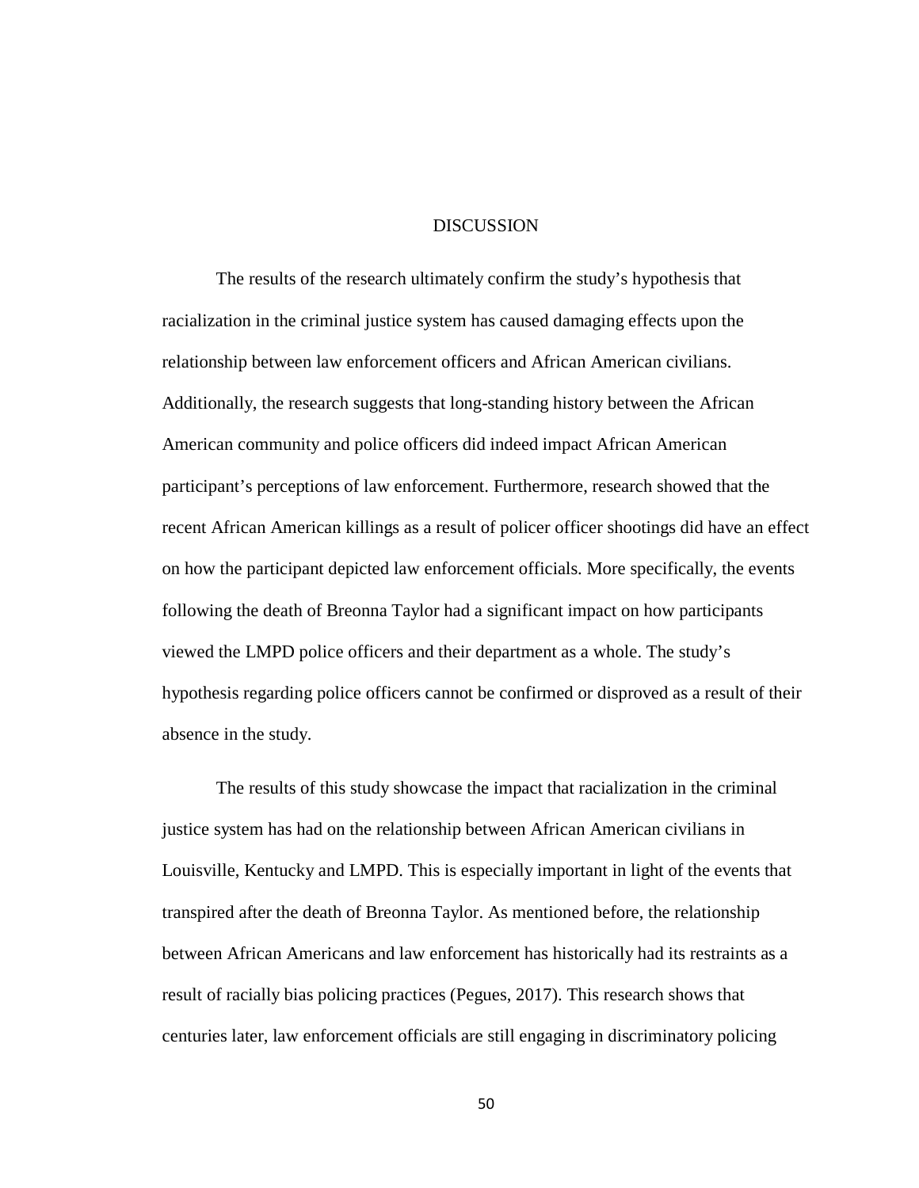# DISCUSSION

The results of the research ultimately confirm the study's hypothesis that racialization in the criminal justice system has caused damaging effects upon the relationship between law enforcement officers and African American civilians. Additionally, the research suggests that long-standing history between the African American community and police officers did indeed impact African American participant's perceptions of law enforcement. Furthermore, research showed that the recent African American killings as a result of policer officer shootings did have an effect on how the participant depicted law enforcement officials. More specifically, the events following the death of Breonna Taylor had a significant impact on how participants viewed the LMPD police officers and their department as a whole. The study's hypothesis regarding police officers cannot be confirmed or disproved as a result of their absence in the study.

The results of this study showcase the impact that racialization in the criminal justice system has had on the relationship between African American civilians in Louisville, Kentucky and LMPD. This is especially important in light of the events that transpired after the death of Breonna Taylor. As mentioned before, the relationship between African Americans and law enforcement has historically had its restraints as a result of racially bias policing practices (Pegues, 2017). This research shows that centuries later, law enforcement officials are still engaging in discriminatory policing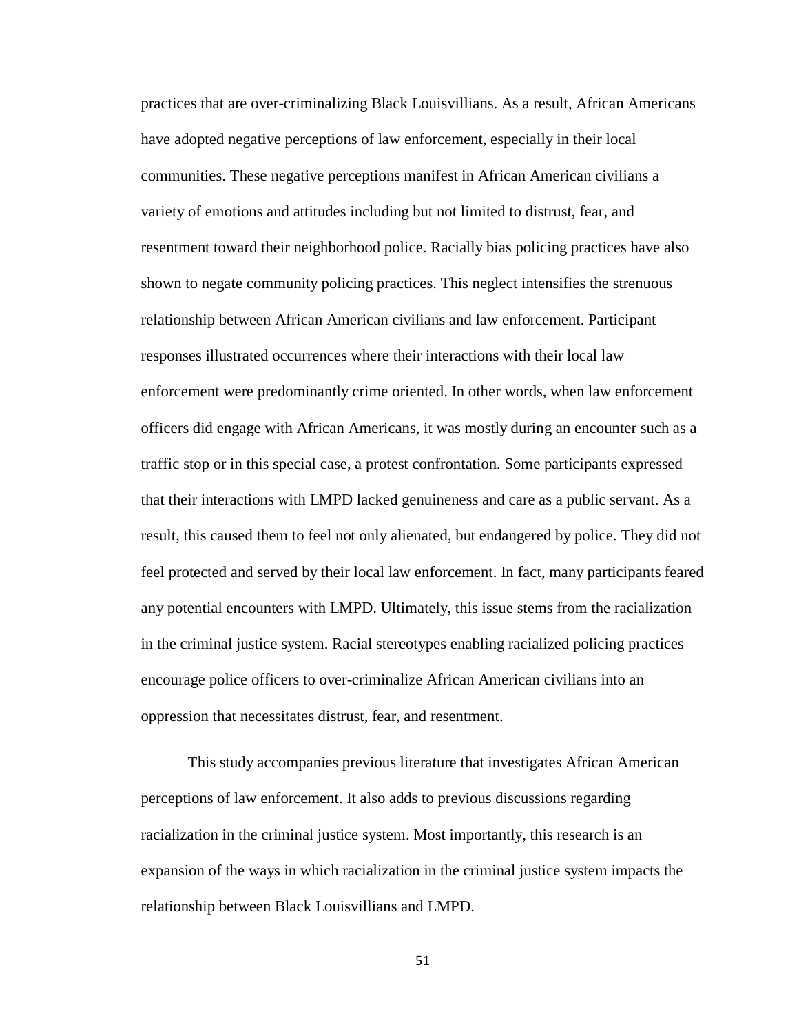practices that are over-criminalizing Black Louisvillians. As a result, African Americans have adopted negative perceptions of law enforcement, especially in their local communities. These negative perceptions manifest in African American civilians a variety of emotions and attitudes including but not limited to distrust, fear, and resentment toward their neighborhood police. Racially bias policing practices have also shown to negate community policing practices. This neglect intensifies the strenuous relationship between African American civilians and law enforcement. Participant responses illustrated occurrences where their interactions with their local law enforcement were predominantly crime oriented. In other words, when law enforcement officers did engage with African Americans, it was mostly during an encounter such as a traffic stop or in this special case, a protest confrontation. Some participants expressed that their interactions with LMPD lacked genuineness and care as a public servant. As a result, this caused them to feel not only alienated, but endangered by police. They did not feel protected and served by their local law enforcement. In fact, many participants feared any potential encounters with LMPD. Ultimately, this issue stems from the racialization in the criminal justice system. Racial stereotypes enabling racialized policing practices encourage police officers to over-criminalize African American civilians into an oppression that necessitates distrust, fear, and resentment.

This study accompanies previous literature that investigates African American perceptions of law enforcement. It also adds to previous discussions regarding racialization in the criminal justice system. Most importantly, this research is an expansion of the ways in which racialization in the criminal justice system impacts the relationship between Black Louisvillians and LMPD.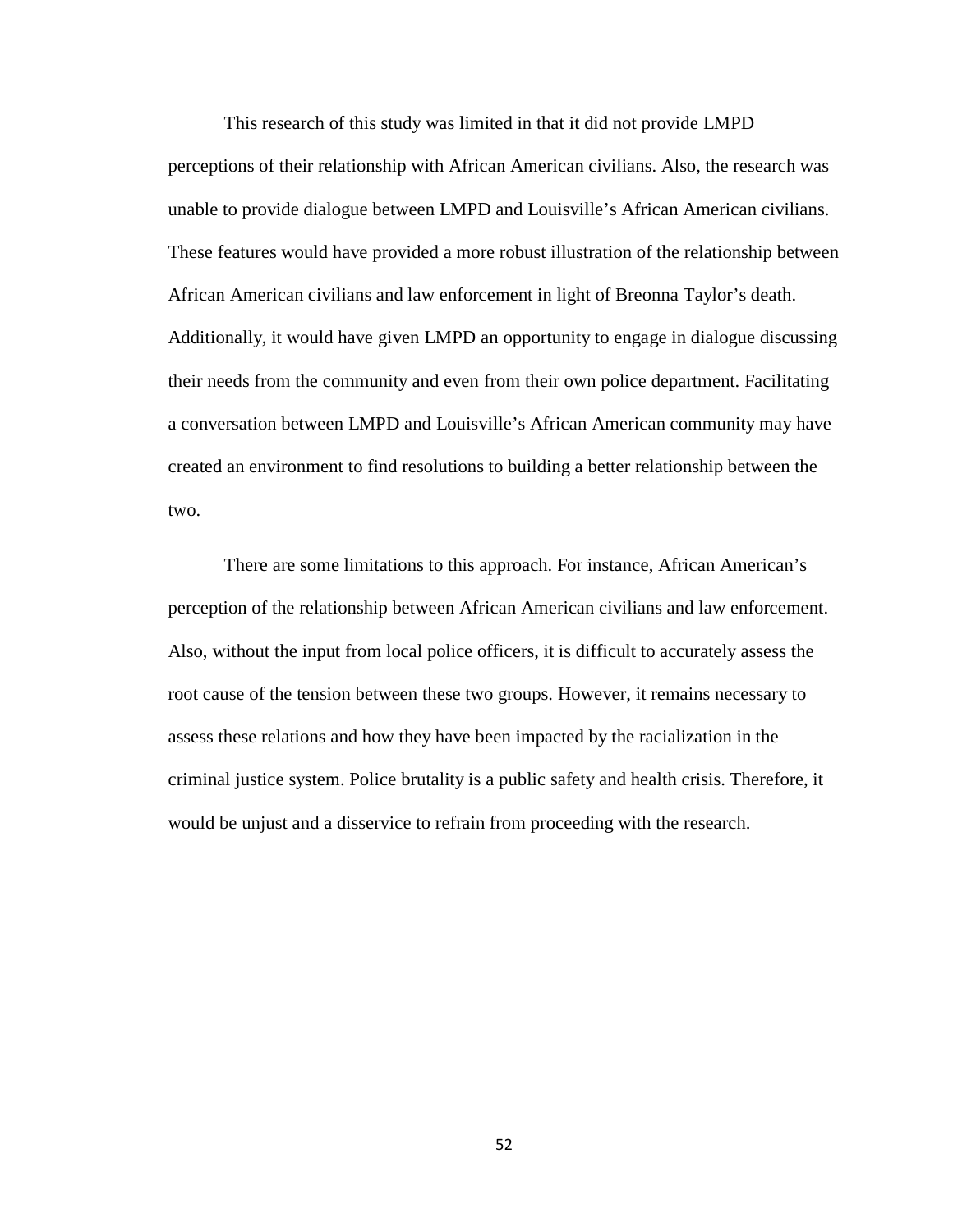This research of this study was limited in that it did not provide LMPD perceptions of their relationship with African American civilians. Also, the research was unable to provide dialogue between LMPD and Louisville's African American civilians. These features would have provided a more robust illustration of the relationship between African American civilians and law enforcement in light of Breonna Taylor's death. Additionally, it would have given LMPD an opportunity to engage in dialogue discussing their needs from the community and even from their own police department. Facilitating a conversation between LMPD and Louisville's African American community may have created an environment to find resolutions to building a better relationship between the two.

There are some limitations to this approach. For instance, African American's perception of the relationship between African American civilians and law enforcement. Also, without the input from local police officers, it is difficult to accurately assess the root cause of the tension between these two groups. However, it remains necessary to assess these relations and how they have been impacted by the racialization in the criminal justice system. Police brutality is a public safety and health crisis. Therefore, it would be unjust and a disservice to refrain from proceeding with the research.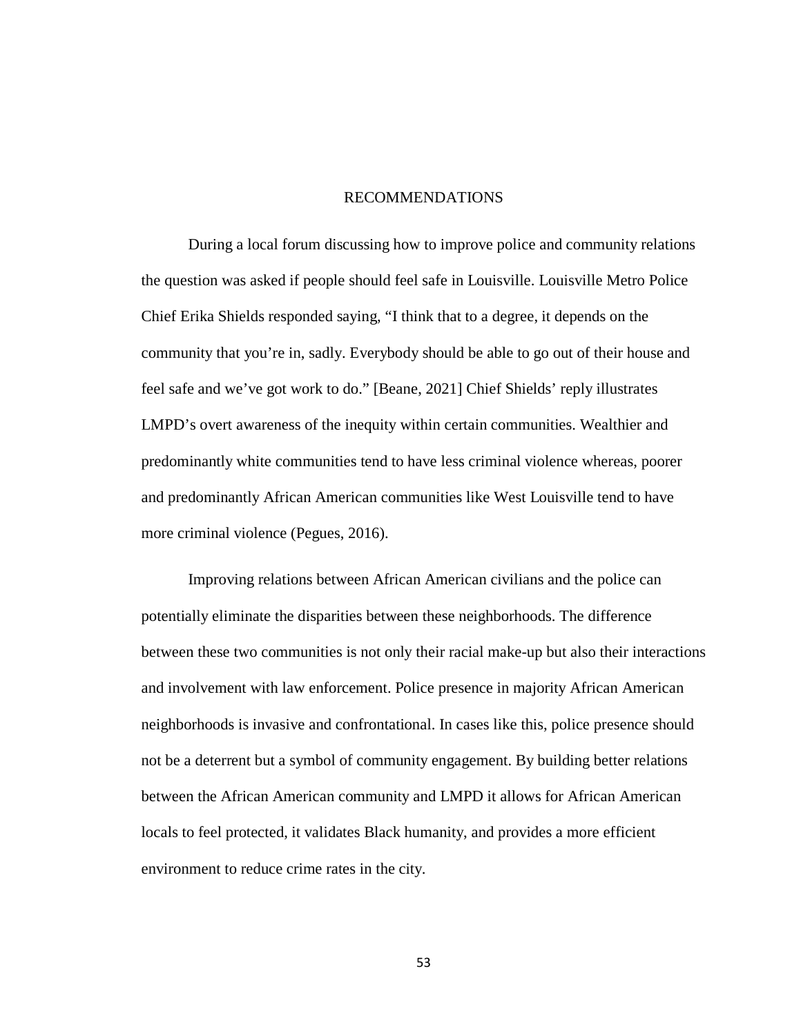# RECOMMENDATIONS

During a local forum discussing how to improve police and community relations the question was asked if people should feel safe in Louisville. Louisville Metro Police Chief Erika Shields responded saying, "I think that to a degree, it depends on the community that you're in, sadly. Everybody should be able to go out of their house and feel safe and we've got work to do." [Beane, 2021] Chief Shields' reply illustrates LMPD's overt awareness of the inequity within certain communities. Wealthier and predominantly white communities tend to have less criminal violence whereas, poorer and predominantly African American communities like West Louisville tend to have more criminal violence (Pegues, 2016).

Improving relations between African American civilians and the police can potentially eliminate the disparities between these neighborhoods. The difference between these two communities is not only their racial make-up but also their interactions and involvement with law enforcement. Police presence in majority African American neighborhoods is invasive and confrontational. In cases like this, police presence should not be a deterrent but a symbol of community engagement. By building better relations between the African American community and LMPD it allows for African American locals to feel protected, it validates Black humanity, and provides a more efficient environment to reduce crime rates in the city.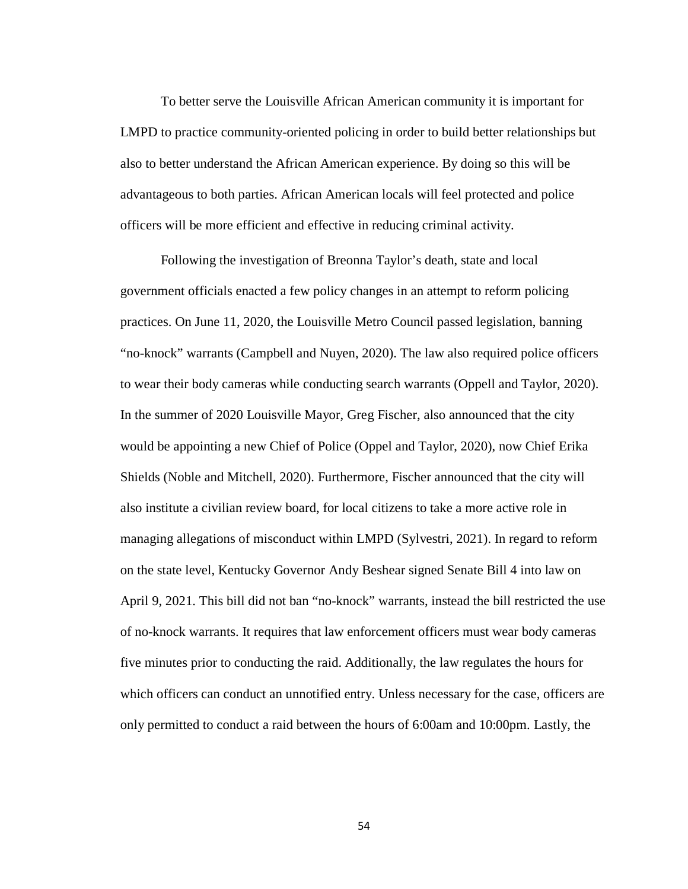To better serve the Louisville African American community it is important for LMPD to practice community-oriented policing in order to build better relationships but also to better understand the African American experience. By doing so this will be advantageous to both parties. African American locals will feel protected and police officers will be more efficient and effective in reducing criminal activity.

Following the investigation of Breonna Taylor's death, state and local government officials enacted a few policy changes in an attempt to reform policing practices. On June 11, 2020, the Louisville Metro Council passed legislation, banning "no-knock" warrants (Campbell and Nuyen, 2020). The law also required police officers to wear their body cameras while conducting search warrants (Oppell and Taylor, 2020). In the summer of 2020 Louisville Mayor, Greg Fischer, also announced that the city would be appointing a new Chief of Police (Oppel and Taylor, 2020), now Chief Erika Shields (Noble and Mitchell, 2020). Furthermore, Fischer announced that the city will also institute a civilian review board, for local citizens to take a more active role in managing allegations of misconduct within LMPD (Sylvestri, 2021). In regard to reform on the state level, Kentucky Governor Andy Beshear signed Senate Bill 4 into law on April 9, 2021. This bill did not ban "no-knock" warrants, instead the bill restricted the use of no-knock warrants. It requires that law enforcement officers must wear body cameras five minutes prior to conducting the raid. Additionally, the law regulates the hours for which officers can conduct an unnotified entry. Unless necessary for the case, officers are only permitted to conduct a raid between the hours of 6:00am and 10:00pm. Lastly, the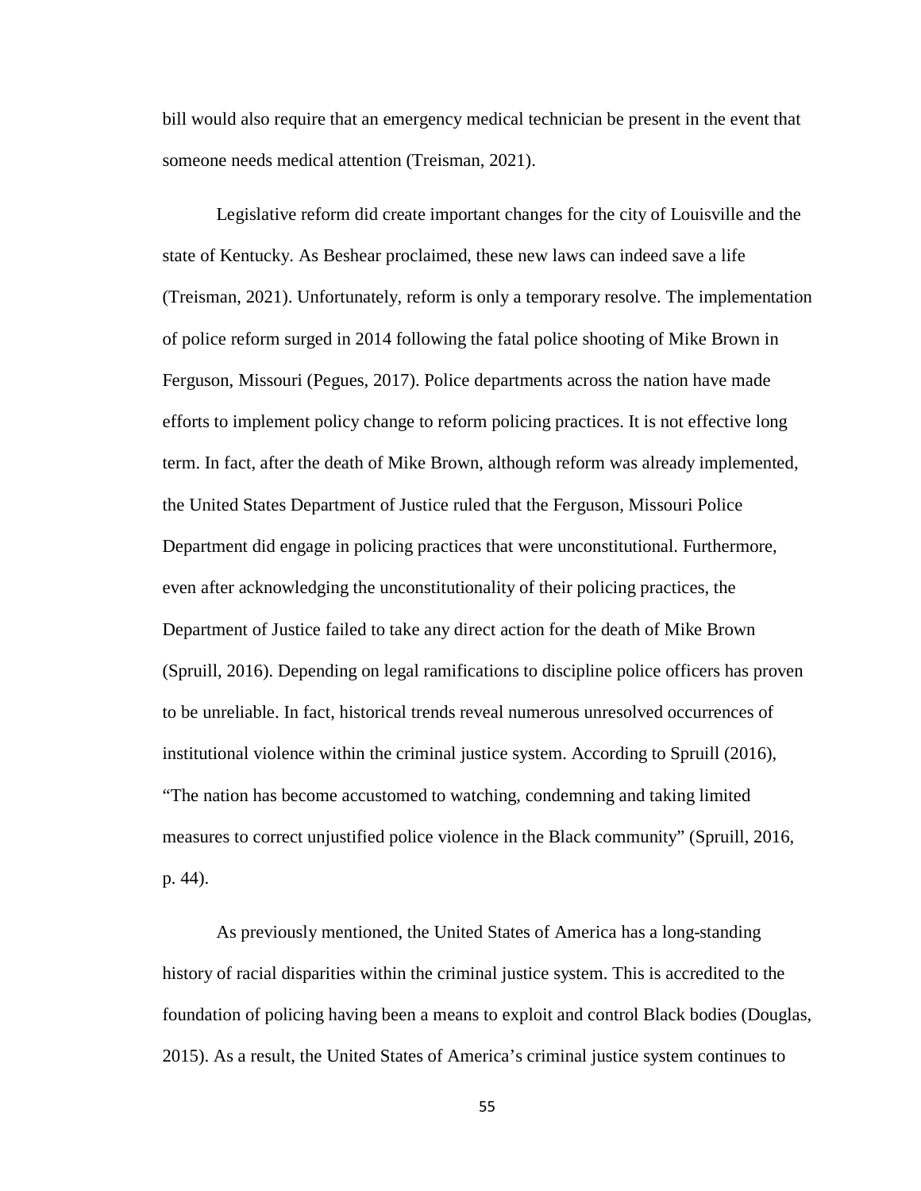bill would also require that an emergency medical technician be present in the event that someone needs medical attention (Treisman, 2021).

Legislative reform did create important changes for the city of Louisville and the state of Kentucky. As Beshear proclaimed, these new laws can indeed save a life (Treisman, 2021). Unfortunately, reform is only a temporary resolve. The implementation of police reform surged in 2014 following the fatal police shooting of Mike Brown in Ferguson, Missouri (Pegues, 2017). Police departments across the nation have made efforts to implement policy change to reform policing practices. It is not effective long term. In fact, after the death of Mike Brown, although reform was already implemented, the United States Department of Justice ruled that the Ferguson, Missouri Police Department did engage in policing practices that were unconstitutional. Furthermore, even after acknowledging the unconstitutionality of their policing practices, the Department of Justice failed to take any direct action for the death of Mike Brown (Spruill, 2016). Depending on legal ramifications to discipline police officers has proven to be unreliable. In fact, historical trends reveal numerous unresolved occurrences of institutional violence within the criminal justice system. According to Spruill (2016), "The nation has become accustomed to watching, condemning and taking limited measures to correct unjustified police violence in the Black community" (Spruill, 2016, p. 44).

As previously mentioned, the United States of America has a long-standing history of racial disparities within the criminal justice system. This is accredited to the foundation of policing having been a means to exploit and control Black bodies (Douglas, 2015). As a result, the United States of America's criminal justice system continues to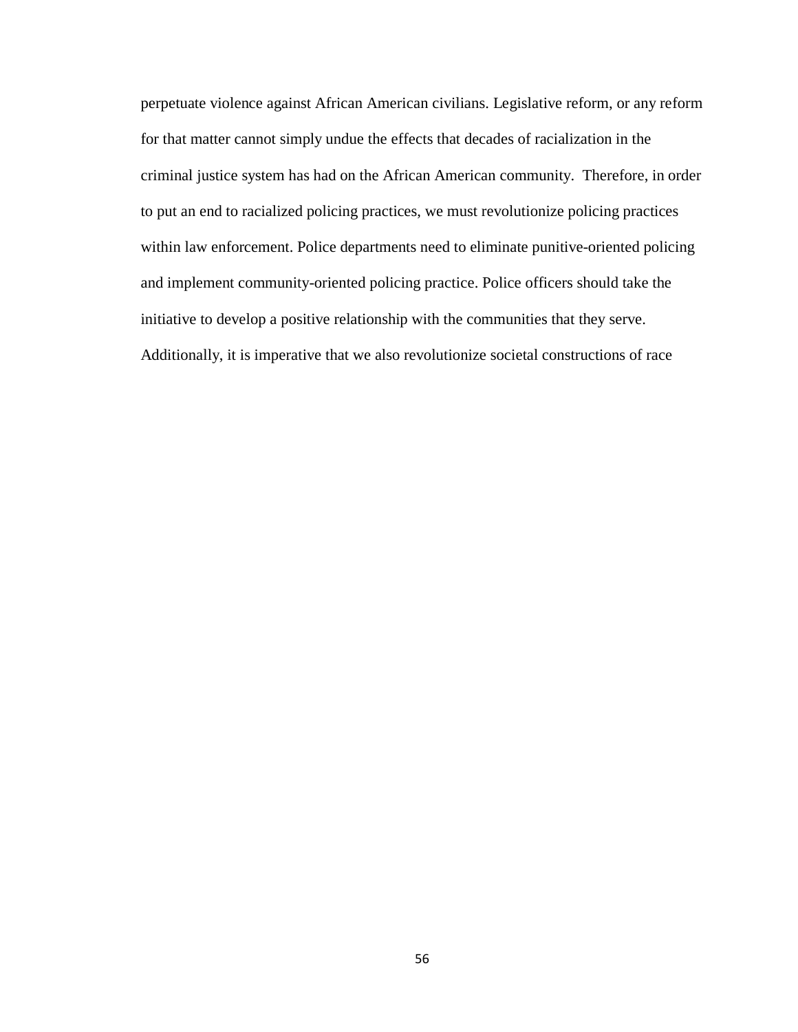perpetuate violence against African American civilians. Legislative reform, or any reform for that matter cannot simply undue the effects that decades of racialization in the criminal justice system has had on the African American community. Therefore, in order to put an end to racialized policing practices, we must revolutionize policing practices within law enforcement. Police departments need to eliminate punitive-oriented policing and implement community-oriented policing practice. Police officers should take the initiative to develop a positive relationship with the communities that they serve. Additionally, it is imperative that we also revolutionize societal constructions of race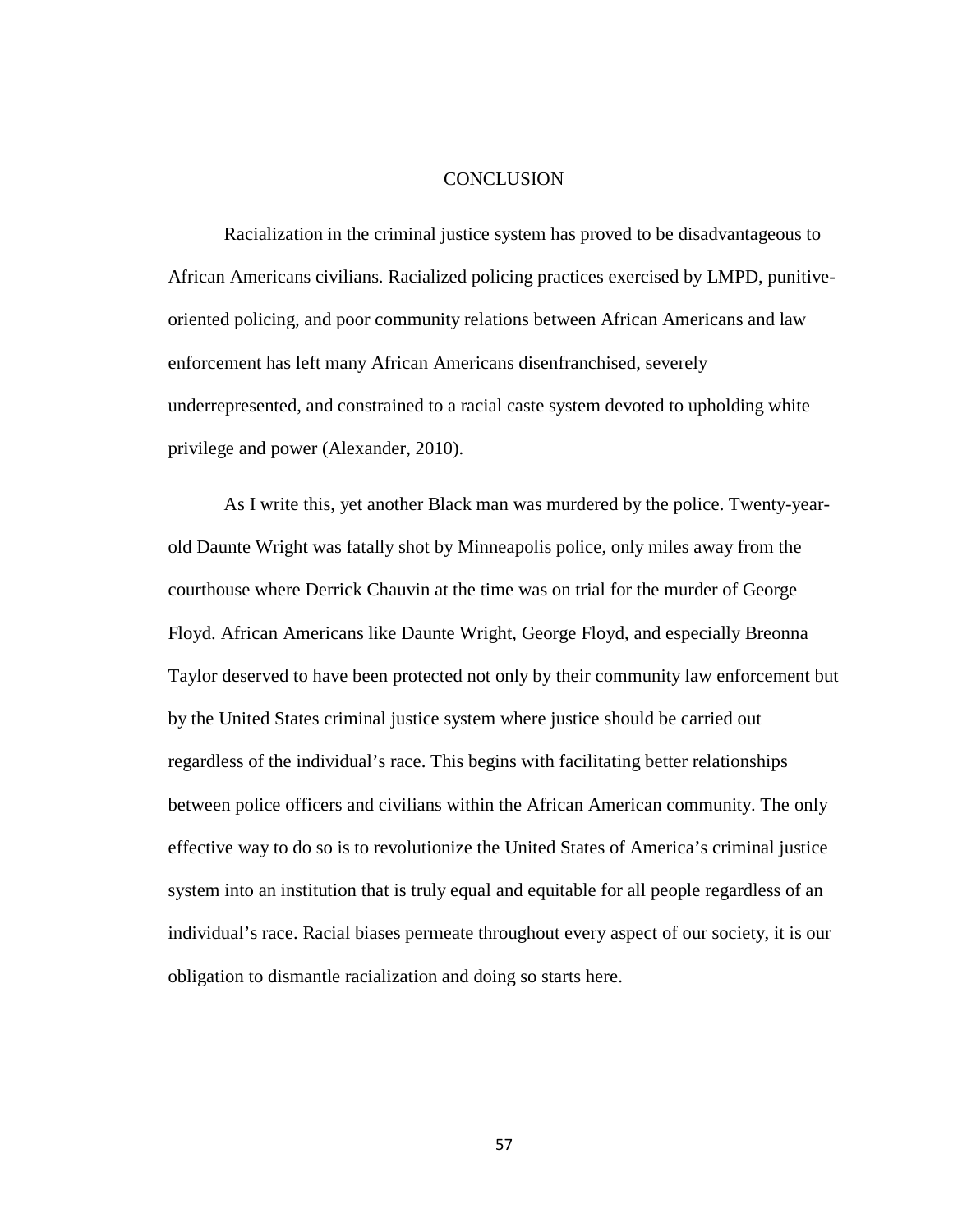# CONCLUSION

Racialization in the criminal justice system has proved to be disadvantageous to African Americans civilians. Racialized policing practices exercised by LMPD, punitive-oriented policing, and poor community relations between African Americans and law enforcement has left many African Americans disenfranchised, severely underrepresented, and constrained to a racial caste system devoted to upholding white privilege and power (Alexander, 2010).

As I write this, yet another Black man was murdered by the police. Twenty-year-old Daunte Wright was fatally shot by Minneapolis police, only miles away from the courthouse where Derrick Chauvin at the time was on trial for the murder of George Floyd. African Americans like Daunte Wright, George Floyd, and especially Breonna Taylor deserved to have been protected not only by their community law enforcement but by the United States criminal justice system where justice should be carried out regardless of the individual's race. This begins with facilitating better relationships between police officers and civilians within the African American community. The only effective way to do so is to revolutionize the United States of America's criminal justice system into an institution that is truly equal and equitable for all people regardless of an individual's race. Racial biases permeate throughout every aspect of our society, it is our obligation to dismantle racialization and doing so starts here.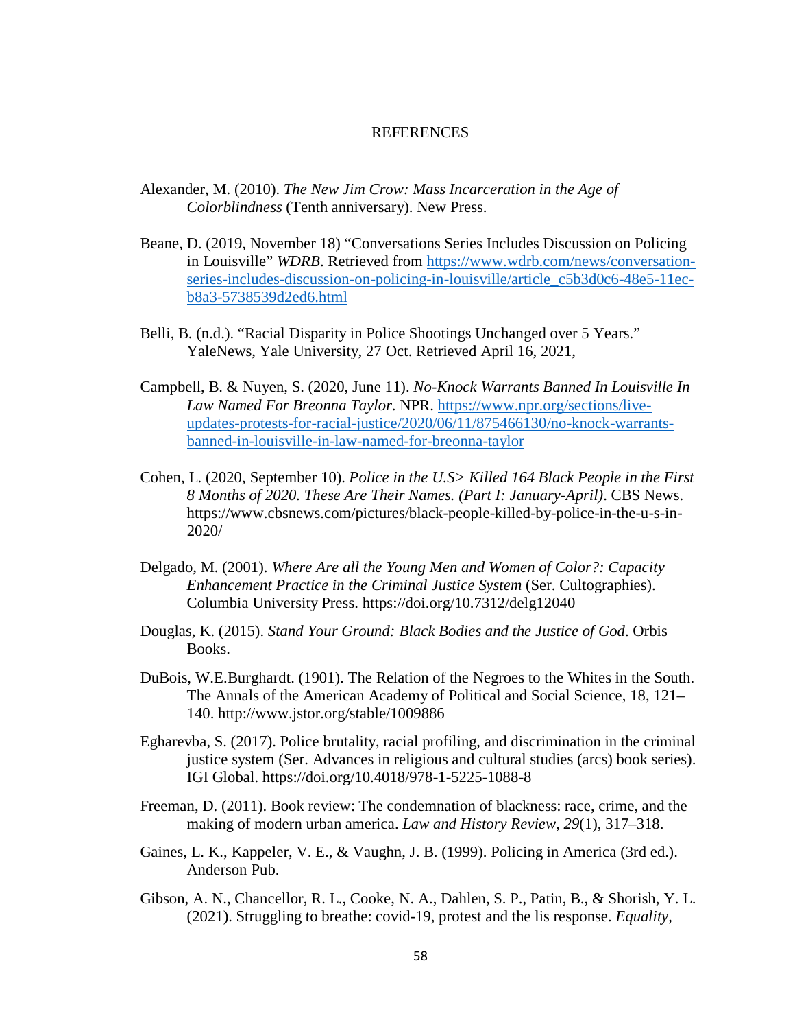# REFERENCES

Alexander, M. (2010). *The New Jim Crow: Mass Incarceration in the Age of Colorblindness* (Tenth anniversary). New Press.

Beane, D. (2019, November 18) "Conversations Series Includes Discussion on Policing in Louisville" *WDRB*. Retrieved from [https://www.wdrb.com/news/conversation-series-includes-discussion-on-policing-in-louisville/article_c5b3d0c6-48e5-11ec-b8a3-5738539d2ed6.html](https://www.wdrb.com/news/conversation-series-includes-discussion-on-policing-in-louisville/article_c5b3d0c6-48e5-11ec-b8a3-5738539d2ed6.html)

Belli, B. (n.d.). "Racial Disparity in Police Shootings Unchanged over 5 Years." YaleNews, Yale University, 27 Oct. Retrieved April 16, 2021,

Campbell, B. & Nuyen, S. (2020, June 11). *No-Knock Warrants Banned In Louisville In Law Named For Breonna Taylor*. NPR. [https://www.npr.org/sections/live-updates-protests-for-racial-justice/2020/06/11/875466130/no-knock-warrants-banned-in-louisville-in-law-named-for-breonna-taylor](https://www.npr.org/sections/live-updates-protests-for-racial-justice/2020/06/11/875466130/no-knock-warrants-banned-in-louisville-in-law-named-for-breonna-taylor)

Cohen, L. (2020, September 10). *Police in the U.S> Killed 164 Black People in the First 8 Months of 2020. These Are Their Names. (Part I: January-April)*. CBS News. https://www.cbsnews.com/pictures/black-people-killed-by-police-in-the-u-s-in-2020/

Delgado, M. (2001). *Where Are all the Young Men and Women of Color?: Capacity Enhancement Practice in the Criminal Justice System* (Ser. Cultographies). Columbia University Press. https://doi.org/10.7312/delg12040

Douglas, K. (2015). *Stand Your Ground: Black Bodies and the Justice of God*. Orbis Books.

DuBois, W.E.Burghardt. (1901). The Relation of the Negroes to the Whites in the South. The Annals of the American Academy of Political and Social Science, 18, 121–140. http://www.jstor.org/stable/1009886

Egharevba, S. (2017). Police brutality, racial profiling, and discrimination in the criminal justice system (Ser. Advances in religious and cultural studies (arcs) book series). IGI Global. https://doi.org/10.4018/978-1-5225-1088-8

Freeman, D. (2011). Book review: The condemnation of blackness: race, crime, and the making of modern urban america. *Law and History Review*, *29*(1), 317–318.

Gaines, L. K., Kappeler, V. E., & Vaughn, J. B. (1999). Policing in America (3rd ed.). Anderson Pub.

Gibson, A. N., Chancellor, R. L., Cooke, N. A., Dahlen, S. P., Patin, B., & Shorish, Y. L. (2021). Struggling to breathe: covid-19, protest and the lis response. *Equality*,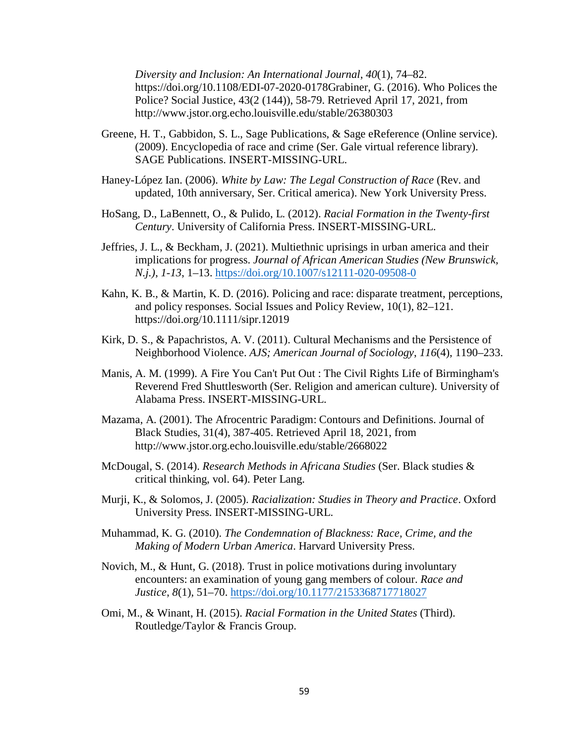*Diversity and Inclusion: An International Journal*, *40*(1), 74–82. https://doi.org/10.1108/EDI-07-2020-0178Grabiner, G. (2016). Who Polices the Police? Social Justice, 43(2 (144)), 58-79. Retrieved April 17, 2021, from http://www.jstor.org.echo.louisville.edu/stable/26380303

Greene, H. T., Gabbidon, S. L., Sage Publications, & Sage eReference (Online service). (2009). Encyclopedia of race and crime (Ser. Gale virtual reference library). SAGE Publications. INSERT-MISSING-URL.

Haney-López Ian. (2006). *White by Law: The Legal Construction of Race* (Rev. and updated, 10th anniversary, Ser. Critical america). New York University Press.

HoSang, D., LaBennett, O., & Pulido, L. (2012). *Racial Formation in the Twenty-first Century*. University of California Press. INSERT-MISSING-URL.

Jeffries, J. L., & Beckham, J. (2021). Multiethnic uprisings in urban america and their implications for progress. *Journal of African American Studies (New Brunswick, N.j.), 1-13*, 1–13. https://doi.org/10.1007/s12111-020-09508-0

Kahn, K. B., & Martin, K. D. (2016). Policing and race: disparate treatment, perceptions, and policy responses. Social Issues and Policy Review, 10(1), 82–121. https://doi.org/10.1111/sipr.12019

Kirk, D. S., & Papachristos, A. V. (2011). Cultural Mechanisms and the Persistence of Neighborhood Violence. *AJS; American Journal of Sociology*, *116*(4), 1190–233.

Manis, A. M. (1999). A Fire You Can't Put Out : The Civil Rights Life of Birmingham's Reverend Fred Shuttlesworth (Ser. Religion and american culture). University of Alabama Press. INSERT-MISSING-URL.

Mazama, A. (2001). The Afrocentric Paradigm: Contours and Definitions. Journal of Black Studies, 31(4), 387-405. Retrieved April 18, 2021, from http://www.jstor.org.echo.louisville.edu/stable/2668022

McDougal, S. (2014). *Research Methods in Africana Studies* (Ser. Black studies & critical thinking, vol. 64). Peter Lang.

Murji, K., & Solomos, J. (2005). *Racialization: Studies in Theory and Practice*. Oxford University Press. INSERT-MISSING-URL.

Muhammad, K. G. (2010). *The Condemnation of Blackness: Race, Crime, and the Making of Modern Urban America*. Harvard University Press.

Novich, M., & Hunt, G. (2018). Trust in police motivations during involuntary encounters: an examination of young gang members of colour. *Race and Justice*, *8*(1), 51–70. https://doi.org/10.1177/2153368717718027

Omi, M., & Winant, H. (2015). *Racial Formation in the United States* (Third). Routledge/Taylor & Francis Group.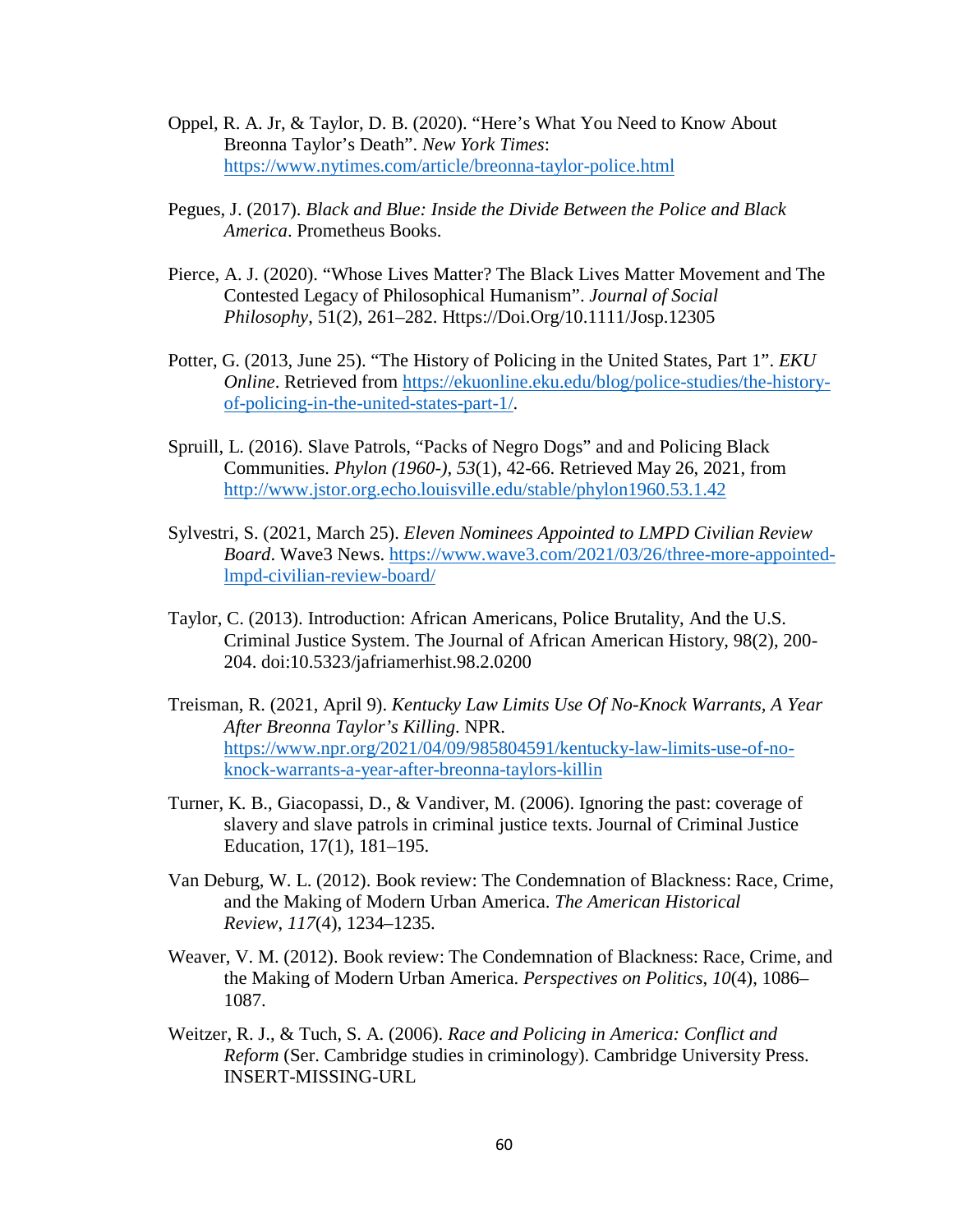Oppel, R. A. Jr, & Taylor, D. B. (2020). "Here's What You Need to Know About Breonna Taylor's Death". *New York Times*: https://www.nytimes.com/article/breonna-taylor-police.html

Pegues, J. (2017). *Black and Blue: Inside the Divide Between the Police and Black America*. Prometheus Books.

Pierce, A. J. (2020). "Whose Lives Matter? The Black Lives Matter Movement and The Contested Legacy of Philosophical Humanism". *Journal of Social Philosophy*, 51(2), 261–282. Https://Doi.Org/10.1111/Josp.12305

Potter, G. (2013, June 25). "The History of Policing in the United States, Part 1". *EKU Online*. Retrieved from https://ekuonline.eku.edu/blog/police-studies/the-history-of-policing-in-the-united-states-part-1/.

Spruill, L. (2016). Slave Patrols, "Packs of Negro Dogs" and and Policing Black Communities. *Phylon (1960-), 53*(1), 42-66. Retrieved May 26, 2021, from http://www.jstor.org.echo.louisville.edu/stable/phylon1960.53.1.42

Sylvestri, S. (2021, March 25). *Eleven Nominees Appointed to LMPD Civilian Review Board*. Wave3 News. https://www.wave3.com/2021/03/26/three-more-appointed-lmpd-civilian-review-board/

Taylor, C. (2013). Introduction: African Americans, Police Brutality, And the U.S. Criminal Justice System. The Journal of African American History, 98(2), 200-204. doi:10.5323/jafriamerhist.98.2.0200

Treisman, R. (2021, April 9). *Kentucky Law Limits Use Of No-Knock Warrants, A Year After Breonna Taylor's Killing*. NPR. https://www.npr.org/2021/04/09/985804591/kentucky-law-limits-use-of-no-knock-warrants-a-year-after-breonna-taylors-killin

Turner, K. B., Giacopassi, D., & Vandiver, M. (2006). Ignoring the past: coverage of slavery and slave patrols in criminal justice texts. Journal of Criminal Justice Education, 17(1), 181–195.

Van Deburg, W. L. (2012). Book review: The Condemnation of Blackness: Race, Crime, and the Making of Modern Urban America. *The American Historical Review*, *117*(4), 1234–1235.

Weaver, V. M. (2012). Book review: The Condemnation of Blackness: Race, Crime, and the Making of Modern Urban America. *Perspectives on Politics*, *10*(4), 1086–1087.

Weitzer, R. J., & Tuch, S. A. (2006). *Race and Policing in America: Conflict and Reform* (Ser. Cambridge studies in criminology). Cambridge University Press. INSERT-MISSING-URL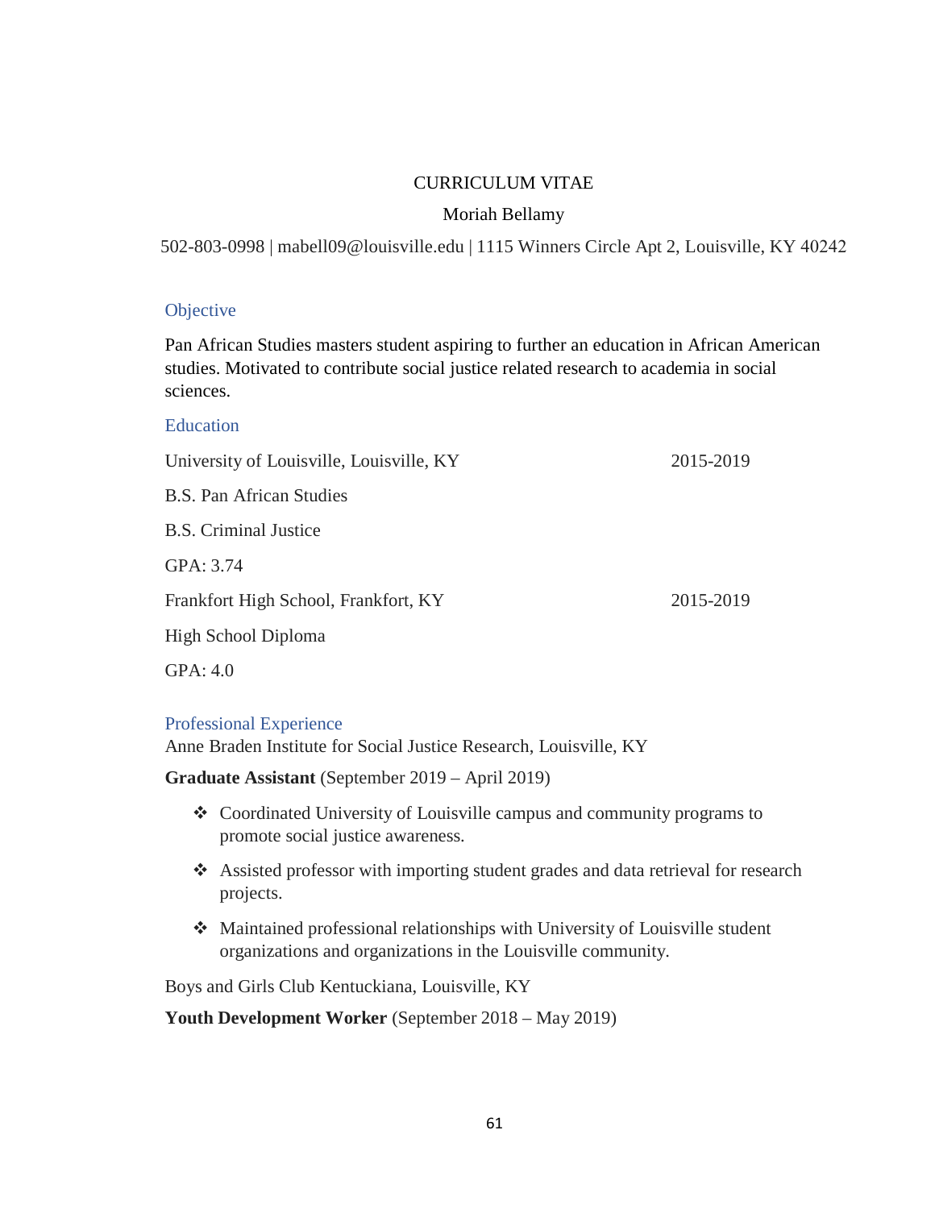# CURRICULUM VITAE

Moriah Bellamy

502-803-0998 | mabell09@louisville.edu | 1115 Winners Circle Apt 2, Louisville, KY 40242

## Objective

Pan African Studies masters student aspiring to further an education in African American studies. Motivated to contribute social justice related research to academia in social sciences.

## Education

University of Louisville, Louisville, KY — 2015-2019

B.S. Pan African Studies

B.S. Criminal Justice

GPA: 3.74

Frankfort High School, Frankfort, KY — 2015-2019

High School Diploma

GPA: 4.0

## Professional Experience

Anne Braden Institute for Social Justice Research, Louisville, KY

**Graduate Assistant** (September 2019 – April 2019)

- ❖ Coordinated University of Louisville campus and community programs to promote social justice awareness.
- ❖ Assisted professor with importing student grades and data retrieval for research projects.
- ❖ Maintained professional relationships with University of Louisville student organizations and organizations in the Louisville community.

Boys and Girls Club Kentuckiana, Louisville, KY

**Youth Development Worker** (September 2018 – May 2019)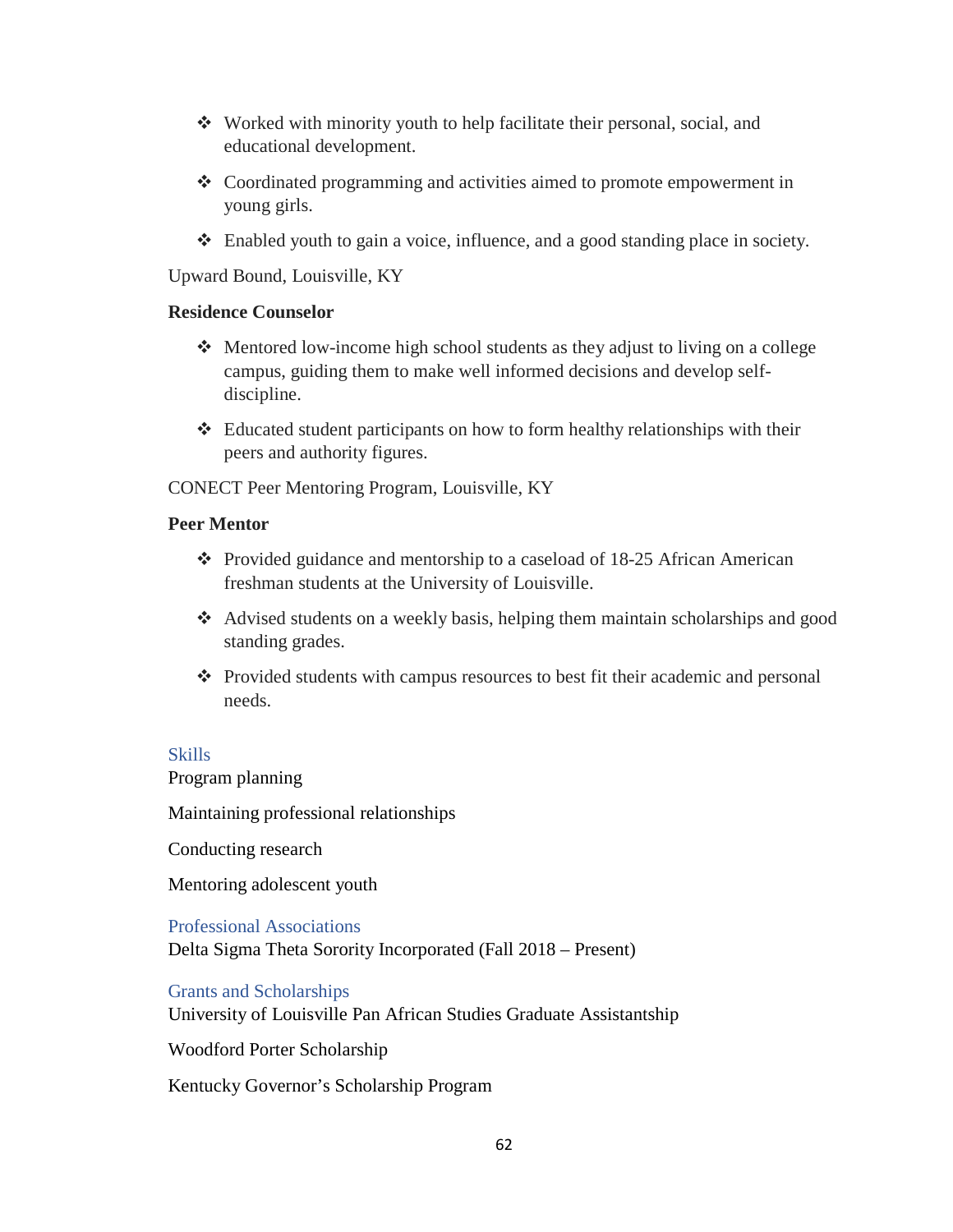- Worked with minority youth to help facilitate their personal, social, and educational development.
- Coordinated programming and activities aimed to promote empowerment in young girls.
- Enabled youth to gain a voice, influence, and a good standing place in society.

Upward Bound, Louisville, KY

**Residence Counselor**

- Mentored low-income high school students as they adjust to living on a college campus, guiding them to make well informed decisions and develop self-discipline.
- Educated student participants on how to form healthy relationships with their peers and authority figures.

CONECT Peer Mentoring Program, Louisville, KY

**Peer Mentor**

- Provided guidance and mentorship to a caseload of 18-25 African American freshman students at the University of Louisville.
- Advised students on a weekly basis, helping them maintain scholarships and good standing grades.
- Provided students with campus resources to best fit their academic and personal needs.

## Skills

Program planning

Maintaining professional relationships

Conducting research

Mentoring adolescent youth

## Professional Associations

Delta Sigma Theta Sorority Incorporated (Fall 2018 – Present)

## Grants and Scholarships

University of Louisville Pan African Studies Graduate Assistantship

Woodford Porter Scholarship

Kentucky Governor's Scholarship Program